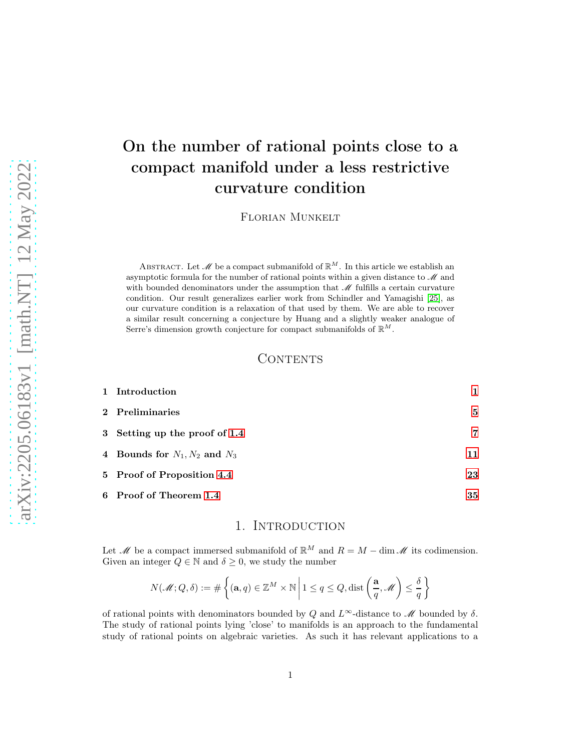# On the number of rational points close to a compact manifold under a less restrictive curvature condition

Florian Munkelt

Abstract. Let $\mathscr{M}$ be a compact submanifold of $\mathbb{R}^M$. In this article we establish an asymptotic formula for the number of rational points within a given distance to $\mathscr{M}$ and with bounded denominators under the assumption that $\mathscr{M}$ fulfills a certain curvature condition. Our result generalizes earlier work from Schindler and Yamagishi [25], as our curvature condition is a relaxation of that used by them. We are able to recover a similar result concerning a conjecture by Huang and a slightly weaker analogue of Serre's dimension growth conjecture for compact submanifolds of $\mathbb{R}^M$.

## Contents

1 Introduction 1

2 Preliminaries 5

3 Setting up the proof of 1.4 7

4 Bounds for $N_1, N_2$ and $N_3$ 11

5 Proof of Proposition 4.4 23

6 Proof of Theorem 1.4 35

## 1. Introduction

Let $\mathscr{M}$ be a compact immersed submanifold of $\mathbb{R}^M$ and $R = M - \dim \mathscr{M}$ its codimension. Given an integer $Q \in \mathbb{N}$ and $\delta \geq 0$, we study the number

$$N(\mathscr{M}; Q, \delta) := \# \left\{ (\mathbf{a}, q) \in \mathbb{Z}^M \times \mathbb{N} \,\middle|\, 1 \leq q \leq Q, \operatorname{dist}\left(\frac{\mathbf{a}}{q}, \mathscr{M}\right) \leq \frac{\delta}{q} \right\}$$

of rational points with denominators bounded by $Q$ and $L^\infty$-distance to $\mathscr{M}$ bounded by $\delta$. The study of rational points lying 'close' to manifolds is an approach to the fundamental study of rational points on algebraic varieties. As such it has relevant applications to a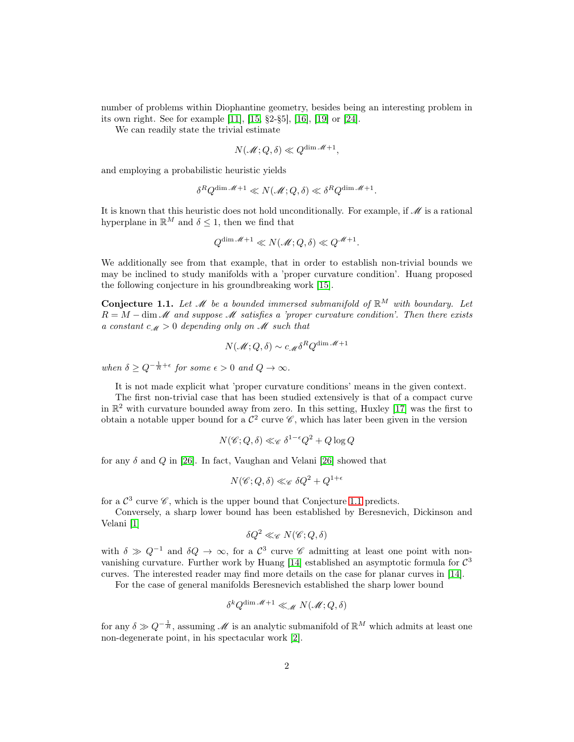number of problems within Diophantine geometry, besides being an interesting problem in its own right. See for example [11], [15, §2-§5], [16], [19] or [24].

We can readily state the trivial estimate

$$N(\mathscr{M}; Q, \delta) \ll Q^{\dim \mathscr{M}+1},$$

and employing a probabilistic heuristic yields

$$\delta^R Q^{\dim \mathscr{M}+1} \ll N(\mathscr{M}; Q, \delta) \ll \delta^R Q^{\dim \mathscr{M}+1}.$$

It is known that this heuristic does not hold unconditionally. For example, if $\mathscr{M}$ is a rational hyperplane in $\mathbb{R}^M$ and $\delta \leq 1$, then we find that

$$Q^{\dim \mathscr{M}+1} \ll N(\mathscr{M}; Q, \delta) \ll Q^{\mathscr{M}+1}.$$

We additionally see from that example, that in order to establish non-trivial bounds we may be inclined to study manifolds with a 'proper curvature condition'. Huang proposed the following conjecture in his groundbreaking work [15].

**Conjecture 1.1.** *Let $\mathscr{M}$ be a bounded immersed submanifold of $\mathbb{R}^M$ with boundary. Let $R = M - \dim \mathscr{M}$ and suppose $\mathscr{M}$ satisfies a 'proper curvature condition'. Then there exists a constant $c_{\mathscr{M}} > 0$ depending only on $\mathscr{M}$ such that*

$$N(\mathscr{M}; Q, \delta) \sim c_{\mathscr{M}} \delta^R Q^{\dim \mathscr{M}+1}$$

*when $\delta \geq Q^{-\frac{1}{R}+\epsilon}$ for some $\epsilon > 0$ and $Q \to \infty$.*

It is not made explicit what 'proper curvature conditions' means in the given context.

The first non-trivial case that has been studied extensively is that of a compact curve in $\mathbb{R}^2$ with curvature bounded away from zero. In this setting, Huxley [17] was the first to obtain a notable upper bound for a $\mathcal{C}^2$ curve $\mathscr{C}$, which has later been given in the version

$$N(\mathscr{C}; Q, \delta) \ll_{\mathscr{C}} \delta^{1-\epsilon} Q^2 + Q \log Q$$

for any $\delta$ and $Q$ in [26]. In fact, Vaughan and Velani [26] showed that

$$N(\mathscr{C}; Q, \delta) \ll_{\mathscr{C}} \delta Q^2 + Q^{1+\epsilon}$$

for a $\mathcal{C}^3$ curve $\mathscr{C}$, which is the upper bound that Conjecture 1.1 predicts.

Conversely, a sharp lower bound has been established by Beresnevich, Dickinson and Velani [1]

$$\delta Q^2 \ll_{\mathscr{C}} N(\mathscr{C}; Q, \delta)$$

with $\delta \gg Q^{-1}$ and $\delta Q \to \infty$, for a $\mathcal{C}^3$ curve $\mathscr{C}$ admitting at least one point with non-vanishing curvature. Further work by Huang [14] established an asymptotic formula for $\mathcal{C}^3$ curves. The interested reader may find more details on the case for planar curves in [14].

For the case of general manifolds Beresnevich established the sharp lower bound

$$\delta^k Q^{\dim \mathscr{M}+1} \ll_{\mathscr{M}} N(\mathscr{M}; Q, \delta)$$

for any $\delta \gg Q^{-\frac{1}{R}}$, assuming $\mathscr{M}$ is an analytic submanifold of $\mathbb{R}^M$ which admits at least one non-degenerate point, in his spectacular work [2].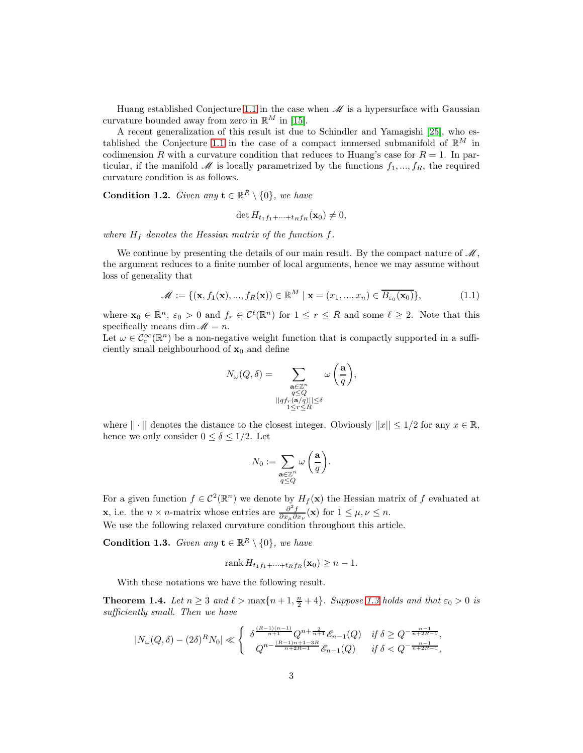Huang established Conjecture 1.1 in the case when $\mathscr{M}$ is a hypersurface with Gaussian curvature bounded away from zero in $\mathbb{R}^M$ in [15].

A recent generalization of this result ist due to Schindler and Yamagishi [25], who established the Conjecture 1.1 in the case of a compact immersed submanifold of $\mathbb{R}^M$ in codimension $R$ with a curvature condition that reduces to Huang's case for $R = 1$. In particular, if the manifold $\mathscr{M}$ is locally parametrized by the functions $f_1, ..., f_R$, the required curvature condition is as follows.

**Condition 1.2.** *Given any $\mathbf{t} \in \mathbb{R}^R \setminus \{0\}$, we have*

$$\det H_{t_1 f_1 + \cdots + t_R f_R}(\mathbf{x}_0) \neq 0,$$

*where $H_f$ denotes the Hessian matrix of the function $f$.*

We continue by presenting the details of our main result. By the compact nature of $\mathscr{M}$, the argument reduces to a finite number of local arguments, hence we may assume without loss of generality that

$$\mathscr{M} := \{(\mathbf{x}, f_1(\mathbf{x}), ..., f_R(\mathbf{x})) \in \mathbb{R}^M \mid \mathbf{x} = (x_1, ..., x_n) \in \overline{B_{\varepsilon_0}(\mathbf{x}_0)}\}, \tag{1.1}$$

where $\mathbf{x}_0 \in \mathbb{R}^n$, $\varepsilon_0 > 0$ and $f_r \in \mathcal{C}^\ell(\mathbb{R}^n)$ for $1 \leq r \leq R$ and some $\ell \geq 2$. Note that this specifically means $\dim \mathscr{M} = n$.
Let $\omega \in \mathcal{C}_c^\infty(\mathbb{R}^n)$ be a non-negative weight function that is compactly supported in a sufficiently small neighbourhood of $\mathbf{x}_0$ and define

$$N_\omega(Q, \delta) = \sum_{\substack{\mathbf{a} \in \mathbb{Z}^n \\ q \leq Q \\ ||q f_r(\mathbf{a}/q)|| \leq \delta \\ 1 \leq r \leq R}} \omega\left(\frac{\mathbf{a}}{q}\right),$$

where $||\cdot||$ denotes the distance to the closest integer. Obviously $||x|| \leq 1/2$ for any $x \in \mathbb{R}$, hence we only consider $0 \leq \delta \leq 1/2$. Let

$$N_0 := \sum_{\substack{\mathbf{a} \in \mathbb{Z}^n \\ q \leq Q}} \omega\left(\frac{\mathbf{a}}{q}\right).$$

For a given function $f \in \mathcal{C}^2(\mathbb{R}^n)$ we denote by $H_f(\mathbf{x})$ the Hessian matrix of $f$ evaluated at $\mathbf{x}$, i.e. the $n \times n$-matrix whose entries are $\frac{\partial^2 f}{\partial x_\mu \partial x_\nu}(\mathbf{x})$ for $1 \leq \mu, \nu \leq n$.
We use the following relaxed curvature condition throughout this article.

**Condition 1.3.** *Given any $\mathbf{t} \in \mathbb{R}^R \setminus \{0\}$, we have*

$$\operatorname{rank} H_{t_1 f_1 + \cdots + t_R f_R}(\mathbf{x}_0) \geq n - 1.$$

With these notations we have the following result.

**Theorem 1.4.** *Let $n \geq 3$ and $\ell > \max\{n+1, \frac{n}{2}+4\}$. Suppose 1.3 holds and that $\varepsilon_0 > 0$ is sufficiently small. Then we have*

$$|N_\omega(Q, \delta) - (2\delta)^R N_0| \ll \begin{cases} \delta^{\frac{(R-1)(n-1)}{n+1}} Q^{n + \frac{2}{n+1}} \mathscr{E}_{n-1}(Q) & \text{if } \delta \geq Q^{-\frac{n-1}{n+2R-1}}, \\ Q^{n - \frac{(R-1)n+1-3R}{n+2R-1}} \mathscr{E}_{n-1}(Q) & \text{if } \delta < Q^{-\frac{n-1}{n+2R-1}}, \end{cases}$$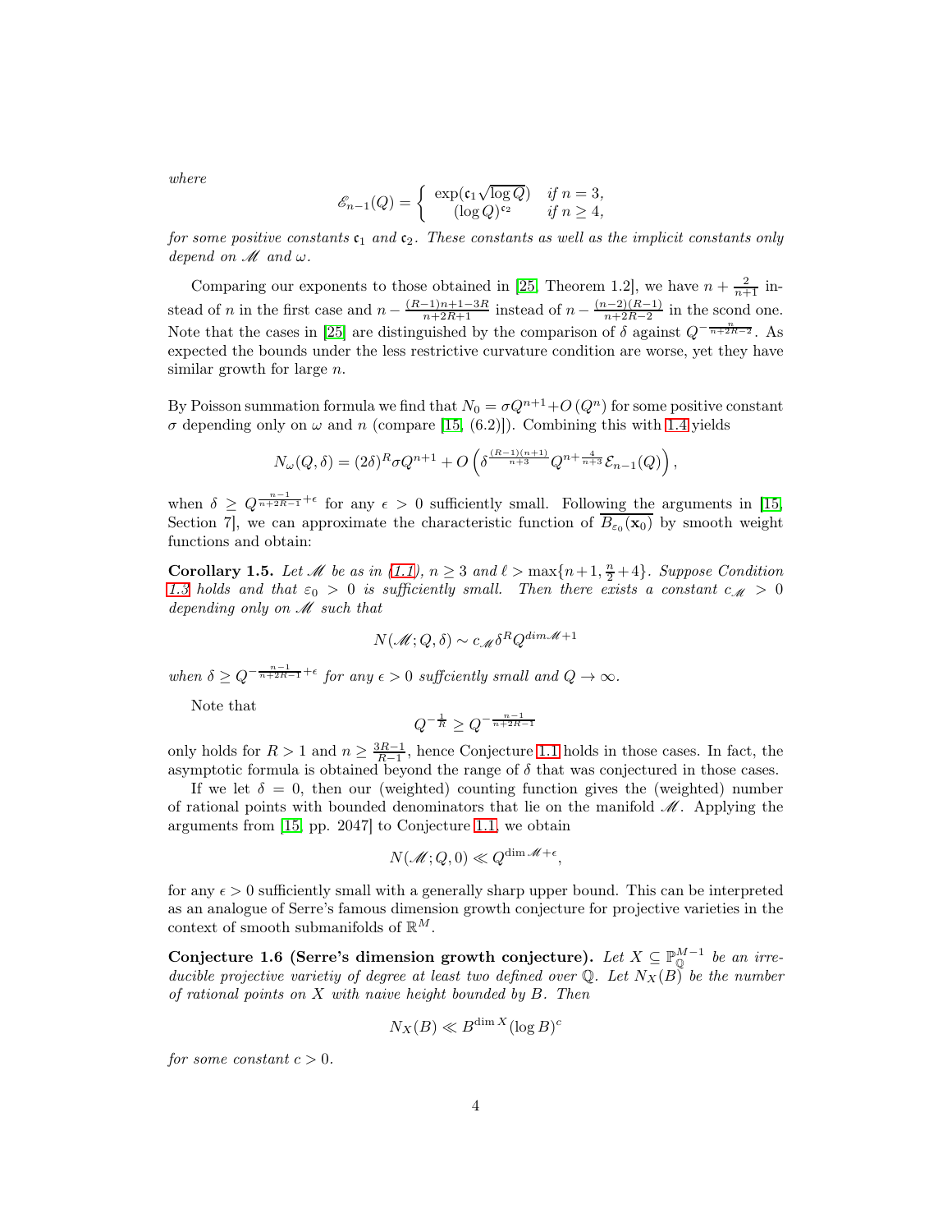*where*

$$\mathscr{E}_{n-1}(Q) = \begin{cases} \exp(\mathfrak{c}_1\sqrt{\log Q}) & \text{if } n = 3, \\ (\log Q)^{\mathfrak{c}_2} & \text{if } n \geq 4, \end{cases}$$

*for some positive constants* $\mathfrak{c}_1$ *and* $\mathfrak{c}_2$*. These constants as well as the implicit constants only depend on* $\mathscr{M}$ *and* $\omega$*.*

Comparing our exponents to those obtained in [25, Theorem 1.2], we have $n + \frac{2}{n+1}$ instead of $n$ in the first case and $n - \frac{(R-1)n+1-3R}{n+2R+1}$ instead of $n - \frac{(n-2)(R-1)}{n+2R-2}$ in the scond one. Note that the cases in [25] are distinguished by the comparison of $\delta$ against $Q^{-\frac{n}{n+2R-2}}$. As expected the bounds under the less restrictive curvature condition are worse, yet they have similar growth for large $n$.

By Poisson summation formula we find that $N_0 = \sigma Q^{n+1} + O(Q^n)$ for some positive constant $\sigma$ depending only on $\omega$ and $n$ (compare [15, (6.2)]). Combining this with 1.4 yields

$$N_\omega(Q, \delta) = (2\delta)^R \sigma Q^{n+1} + O\left(\delta^{\frac{(R-1)(n+1)}{n+3}} Q^{n+\frac{4}{n+3}} \mathscr{E}_{n-1}(Q)\right),$$

when $\delta \geq Q^{\frac{n-1}{n+2R-1}+\epsilon}$ for any $\epsilon > 0$ sufficiently small. Following the arguments in [15, Section 7], we can approximate the characteristic function of $\overline{B_{\varepsilon_0}(\mathbf{x}_0)}$ by smooth weight functions and obtain:

**Corollary 1.5.** *Let* $\mathscr{M}$ *be as in (1.1),* $n \geq 3$ *and* $\ell > \max\{n+1, \frac{n}{2}+4\}$*. Suppose Condition 1.3 holds and that* $\varepsilon_0 > 0$ *is sufficiently small. Then there exists a constant* $c_{\mathscr{M}} > 0$ *depending only on* $\mathscr{M}$ *such that*

$$N(\mathscr{M}; Q, \delta) \sim c_{\mathscr{M}} \delta^R Q^{dim \mathscr{M}+1}$$

*when* $\delta \geq Q^{-\frac{n-1}{n+2R-1}+\epsilon}$ *for any* $\epsilon > 0$ *suffciently small and* $Q \to \infty$*.*

Note that

$$Q^{-\frac{1}{R}} \geq Q^{-\frac{n-1}{n+2R-1}}$$

only holds for $R > 1$ and $n \geq \frac{3R-1}{R-1}$, hence Conjecture 1.1 holds in those cases. In fact, the asymptotic formula is obtained beyond the range of $\delta$ that was conjectured in those cases.

If we let $\delta = 0$, then our (weighted) counting function gives the (weighted) number of rational points with bounded denominators that lie on the manifold $\mathscr{M}$. Applying the arguments from [15, pp. 2047] to Conjecture 1.1, we obtain

$$N(\mathscr{M}; Q, 0) \ll Q^{\dim \mathscr{M}+\epsilon},$$

for any $\epsilon > 0$ sufficiently small with a generally sharp upper bound. This can be interpreted as an analogue of Serre's famous dimension growth conjecture for projective varieties in the context of smooth submanifolds of $\mathbb{R}^M$.

**Conjecture 1.6 (Serre's dimension growth conjecture).** *Let* $X \subseteq \mathbb{P}^{M-1}_{\mathbb{Q}}$ *be an irreducible projective varietiy of degree at least two defined over* $\mathbb{Q}$*. Let* $N_X(B)$ *be the number of rational points on* $X$ *with naive height bounded by* $B$*. Then*

$$N_X(B) \ll B^{\dim X}(\log B)^c$$

*for some constant* $c > 0$*.*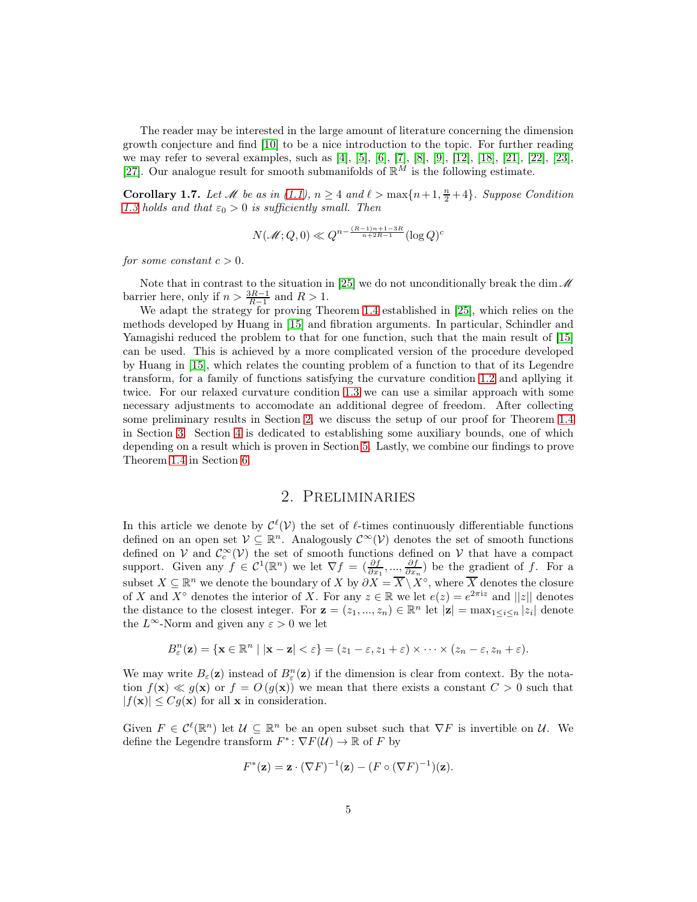The reader may be interested in the large amount of literature concerning the dimension growth conjecture and find [10] to be a nice introduction to the topic. For further reading we may refer to several examples, such as [4], [5], [6], [7], [8], [9], [12], [18], [21], [22], [23], [27]. Our analogue result for smooth submanifolds of $\mathbb{R}^M$ is the following estimate.

**Corollary 1.7.** *Let $\mathscr{M}$ be as in (1.1), $n \geq 4$ and $\ell > \max\{n+1, \frac{n}{2}+4\}$. Suppose Condition 1.3 holds and that $\varepsilon_0 > 0$ is sufficiently small. Then*

$$N(\mathscr{M}; Q, 0) \ll Q^{n - \frac{(R-1)n+1-3R}{n+2R-1}} (\log Q)^c$$

*for some constant $c > 0$.*

Note that in contrast to the situation in [25] we do not unconditionally break the $\dim \mathscr{M}$ barrier here, only if $n > \frac{3R-1}{R-1}$ and $R > 1$.

We adapt the strategy for proving Theorem 1.4 established in [25], which relies on the methods developed by Huang in [15] and fibration arguments. In particular, Schindler and Yamagishi reduced the problem to that for one function, such that the main result of [15] can be used. This is achieved by a more complicated version of the procedure developed by Huang in [15], which relates the counting problem of a function to that of its Legendre transform, for a family of functions satisfying the curvature condition 1.2 and apllying it twice. For our relaxed curvature condition 1.3 we can use a similar approach with some necessary adjustments to accomodate an additional degree of freedom. After collecting some preliminary results in Section 2, we discuss the setup of our proof for Theorem 1.4 in Section 3. Section 4 is dedicated to establishing some auxiliary bounds, one of which depending on a result which is proven in Section 5. Lastly, we combine our findings to prove Theorem 1.4 in Section 6.

## 2. Preliminaries

In this article we denote by $\mathcal{C}^\ell(\mathcal{V})$ the set of $\ell$-times continuously differentiable functions defined on an open set $\mathcal{V} \subseteq \mathbb{R}^n$. Analogously $\mathcal{C}^\infty(\mathcal{V})$ denotes the set of smooth functions defined on $\mathcal{V}$ and $\mathcal{C}_c^\infty(\mathcal{V})$ the set of smooth functions defined on $\mathcal{V}$ that have a compact support. Given any $f \in \mathcal{C}^1(\mathbb{R}^n)$ we let $\nabla f = (\frac{\partial f}{\partial x_1}, ..., \frac{\partial f}{\partial x_n})$ be the gradient of $f$. For a subset $X \subseteq \mathbb{R}^n$ we denote the boundary of $X$ by $\partial X = \overline{X} \setminus X^\circ$, where $\overline{X}$ denotes the closure of $X$ and $X^\circ$ denotes the interior of $X$. For any $z \in \mathbb{R}$ we let $e(z) = e^{2\pi i z}$ and $||z||$ denotes the distance to the closest integer. For $\mathbf{z} = (z_1, ..., z_n) \in \mathbb{R}^n$ let $|\mathbf{z}| = \max_{1 \leq i \leq n} |z_i|$ denote the $L^\infty$-Norm and given any $\varepsilon > 0$ we let

$$B_\varepsilon^n(\mathbf{z}) = \{\mathbf{x} \in \mathbb{R}^n \mid |\mathbf{x} - \mathbf{z}| < \varepsilon\} = (z_1 - \varepsilon, z_1 + \varepsilon) \times \cdots \times (z_n - \varepsilon, z_n + \varepsilon).$$

We may write $B_\varepsilon(\mathbf{z})$ instead of $B_\varepsilon^n(\mathbf{z})$ if the dimension is clear from context. By the notation $f(\mathbf{x}) \ll g(\mathbf{x})$ or $f = O(g(\mathbf{x}))$ we mean that there exists a constant $C > 0$ such that $|f(\mathbf{x})| \leq C g(\mathbf{x})$ for all $\mathbf{x}$ in consideration.

Given $F \in \mathcal{C}^\ell(\mathbb{R}^n)$ let $\mathcal{U} \subseteq \mathbb{R}^n$ be an open subset such that $\nabla F$ is invertible on $\mathcal{U}$. We define the Legendre transform $F^* \colon \nabla F(\mathcal{U}) \to \mathbb{R}$ of $F$ by

$$F^*(\mathbf{z}) = \mathbf{z} \cdot (\nabla F)^{-1}(\mathbf{z}) - (F \circ (\nabla F)^{-1})(\mathbf{z}).$$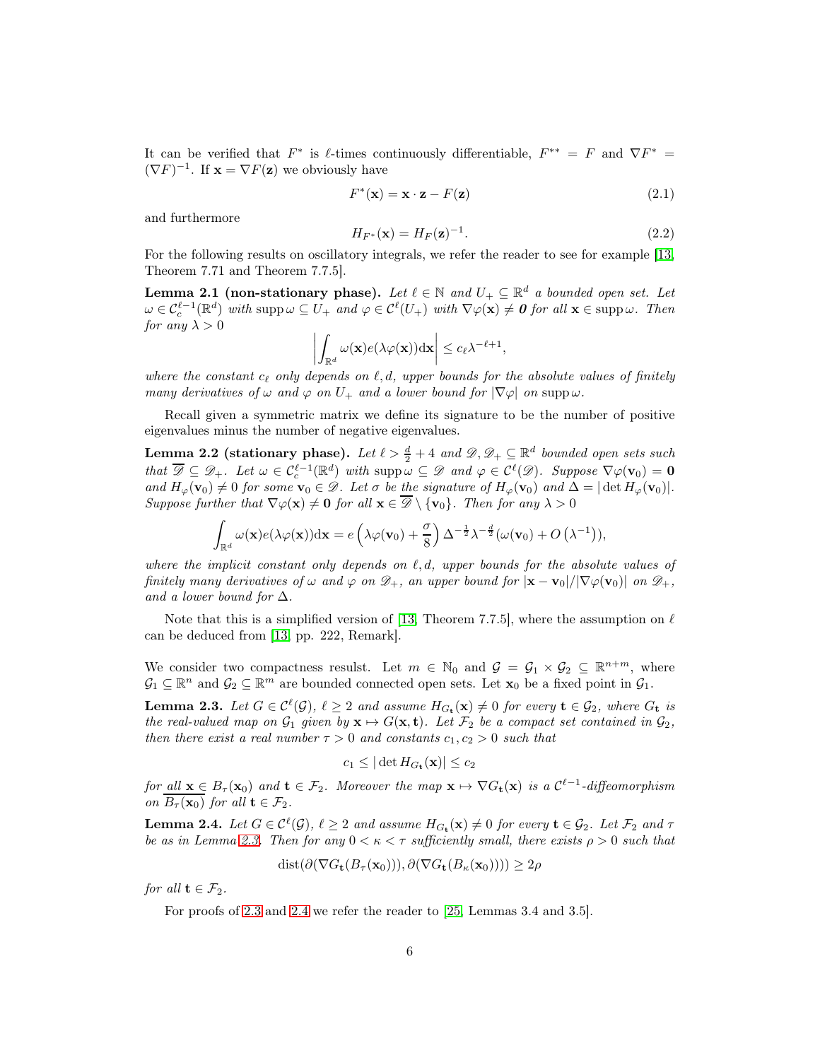It can be verified that $F^*$ is $\ell$-times continuously differentiable, $F^{**} = F$ and $\nabla F^* = (\nabla F)^{-1}$. If $\mathbf{x} = \nabla F(\mathbf{z})$ we obviously have

$$F^*(\mathbf{x}) = \mathbf{x}\cdot\mathbf{z} - F(\mathbf{z}) \tag{2.1}$$

and furthermore

$$H_{F^*}(\mathbf{x}) = H_F(\mathbf{z})^{-1}. \tag{2.2}$$

For the following results on oscillatory integrals, we refer the reader to see for example [13, Theorem 7.71 and Theorem 7.7.5].

**Lemma 2.1 (non-stationary phase).** *Let $\ell \in \mathbb{N}$ and $U_+ \subseteq \mathbb{R}^d$ a bounded open set. Let $\omega \in \mathcal{C}_c^{\ell-1}(\mathbb{R}^d)$ with $\operatorname{supp}\omega \subseteq U_+$ and $\varphi \in \mathcal{C}^\ell(U_+)$ with $\nabla\varphi(\mathbf{x}) \neq \mathbf{0}$ for all $\mathbf{x} \in \operatorname{supp}\omega$. Then for any $\lambda > 0$*

$$\left|\int_{\mathbb{R}^d} \omega(\mathbf{x})e(\lambda\varphi(\mathbf{x}))\mathrm{d}\mathbf{x}\right| \leq c_\ell \lambda^{-\ell+1},$$

*where the constant $c_\ell$ only depends on $\ell, d$, upper bounds for the absolute values of finitely many derivatives of $\omega$ and $\varphi$ on $U_+$ and a lower bound for $|\nabla\varphi|$ on $\operatorname{supp}\omega$.*

Recall given a symmetric matrix we define its signature to be the number of positive eigenvalues minus the number of negative eigenvalues.

**Lemma 2.2 (stationary phase).** *Let $\ell > \frac{d}{2} + 4$ and $\mathscr{D}, \mathscr{D}_+ \subseteq \mathbb{R}^d$ bounded open sets such that $\overline{\mathscr{D}} \subseteq \mathscr{D}_+$. Let $\omega \in \mathcal{C}_c^{\ell-1}(\mathbb{R}^d)$ with $\operatorname{supp}\omega \subseteq \mathscr{D}$ and $\varphi \in \mathcal{C}^\ell(\mathscr{D})$. Suppose $\nabla\varphi(\mathbf{v}_0) = \mathbf{0}$ and $H_\varphi(\mathbf{v}_0) \neq 0$ for some $\mathbf{v}_0 \in \mathscr{D}$. Let $\sigma$ be the signature of $H_\varphi(\mathbf{v}_0)$ and $\Delta = |\det H_\varphi(\mathbf{v}_0)|$. Suppose further that $\nabla\varphi(\mathbf{x}) \neq \mathbf{0}$ for all $\mathbf{x} \in \overline{\mathscr{D}} \setminus \{\mathbf{v}_0\}$. Then for any $\lambda > 0$*

$$\int_{\mathbb{R}^d} \omega(\mathbf{x})e(\lambda\varphi(\mathbf{x}))\mathrm{d}\mathbf{x} = e\left(\lambda\varphi(\mathbf{v}_0) + \frac{\sigma}{8}\right)\Delta^{-\frac{1}{2}}\lambda^{-\frac{d}{2}}(\omega(\mathbf{v}_0) + O\left(\lambda^{-1}\right)),$$

*where the implicit constant only depends on $\ell, d$, upper bounds for the absolute values of finitely many derivatives of $\omega$ and $\varphi$ on $\mathscr{D}_+$, an upper bound for $|\mathbf{x} - \mathbf{v}_0|/|\nabla\varphi(\mathbf{v}_0)|$ on $\mathscr{D}_+$, and a lower bound for $\Delta$.*

Note that this is a simplified version of [13, Theorem 7.7.5], where the assumption on $\ell$ can be deduced from [13, pp. 222, Remark].

We consider two compactness resulst. Let $m \in \mathbb{N}_0$ and $\mathcal{G} = \mathcal{G}_1 \times \mathcal{G}_2 \subseteq \mathbb{R}^{n+m}$, where $\mathcal{G}_1 \subseteq \mathbb{R}^n$ and $\mathcal{G}_2 \subseteq \mathbb{R}^m$ are bounded connected open sets. Let $\mathbf{x}_0$ be a fixed point in $\mathcal{G}_1$.

**Lemma 2.3.** *Let $G \in \mathcal{C}^\ell(\mathcal{G})$, $\ell \geq 2$ and assume $H_{G_\mathbf{t}}(\mathbf{x}) \neq 0$ for every $\mathbf{t} \in \mathcal{G}_2$, where $G_\mathbf{t}$ is the real-valued map on $\mathcal{G}_1$ given by $\mathbf{x} \mapsto G(\mathbf{x}, \mathbf{t})$. Let $\mathcal{F}_2$ be a compact set contained in $\mathcal{G}_2$, then there exist a real number $\tau > 0$ and constants $c_1, c_2 > 0$ such that*

$$c_1 \leq |\det H_{G_\mathbf{t}}(\mathbf{x})| \leq c_2$$

*for all $\mathbf{x} \in B_\tau(\mathbf{x}_0)$ and $\mathbf{t} \in \mathcal{F}_2$. Moreover the map $\mathbf{x} \mapsto \nabla G_\mathbf{t}(\mathbf{x})$ is a $\mathcal{C}^{\ell-1}$-diffeomorphism on $\overline{B_\tau(\mathbf{x}_0)}$ for all $\mathbf{t} \in \mathcal{F}_2$.*

**Lemma 2.4.** *Let $G \in \mathcal{C}^\ell(\mathcal{G})$, $\ell \geq 2$ and assume $H_{G_\mathbf{t}}(\mathbf{x}) \neq 0$ for every $\mathbf{t} \in \mathcal{G}_2$. Let $\mathcal{F}_2$ and $\tau$ be as in Lemma 2.3. Then for any $0 < \kappa < \tau$ sufficiently small, there exists $\rho > 0$ such that*

$$\operatorname{dist}(\partial(\nabla G_\mathbf{t}(B_\tau(\mathbf{x}_0))), \partial(\nabla G_\mathbf{t}(B_\kappa(\mathbf{x}_0)))) \geq 2\rho$$

*for all $\mathbf{t} \in \mathcal{F}_2$.*

For proofs of 2.3 and 2.4 we refer the reader to [25, Lemmas 3.4 and 3.5].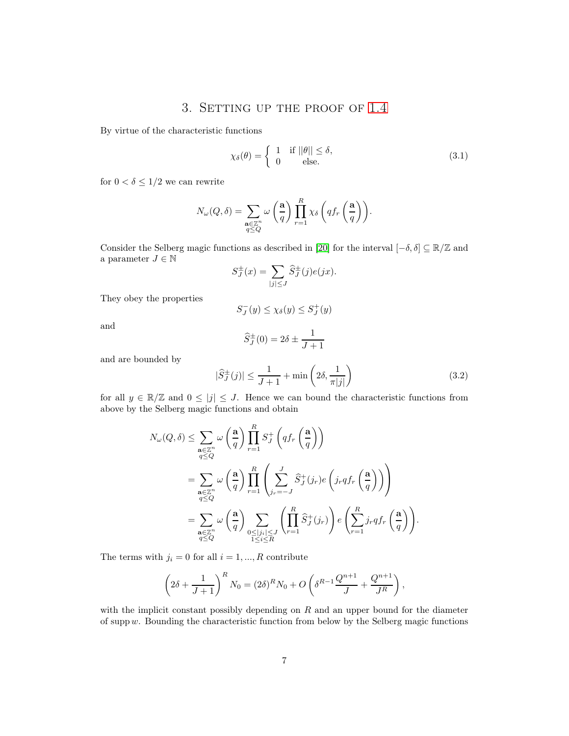## 3. Setting up the proof of 1.4

By virtue of the characteristic functions

$$\chi_\delta(\theta) = \begin{cases} 1 & \text{if } ||\theta|| \leq \delta, \\ 0 & \text{else.} \end{cases} \tag{3.1}$$

for $0 < \delta \leq 1/2$ we can rewrite

$$N_\omega(Q,\delta) = \sum_{\substack{\mathbf{a}\in\mathbb{Z}^n \\ q\leq Q}} \omega\left(\frac{\mathbf{a}}{q}\right) \prod_{r=1}^{R} \chi_\delta\left(qf_r\left(\frac{\mathbf{a}}{q}\right)\right).$$

Consider the Selberg magic functions as described in [20] for the interval $[-\delta,\delta] \subseteq \mathbb{R}/\mathbb{Z}$ and a parameter $J \in \mathbb{N}$

$$S_J^{\pm}(x) = \sum_{|j|\leq J} \widehat{S}_J^{\pm}(j) e(jx).$$

They obey the properties

$$S_J^-(y) \leq \chi_\delta(y) \leq S_J^+(y)$$

and

$$\widehat{S}_J^{\pm}(0) = 2\delta \pm \frac{1}{J+1}$$

and are bounded by

$$|\widehat{S}_J^{\pm}(j)| \leq \frac{1}{J+1} + \min\left(2\delta, \frac{1}{\pi|j|}\right) \tag{3.2}$$

for all $y \in \mathbb{R}/\mathbb{Z}$ and $0 \leq |j| \leq J$. Hence we can bound the characteristic functions from above by the Selberg magic functions and obtain

$$\begin{aligned}
N_\omega(Q,\delta) &\leq \sum_{\substack{\mathbf{a}\in\mathbb{Z}^n \\ q\leq Q}} \omega\left(\frac{\mathbf{a}}{q}\right) \prod_{r=1}^{R} S_J^+\left(qf_r\left(\frac{\mathbf{a}}{q}\right)\right) \\
&= \sum_{\substack{\mathbf{a}\in\mathbb{Z}^n \\ q\leq Q}} \omega\left(\frac{\mathbf{a}}{q}\right) \prod_{r=1}^{R} \left(\sum_{j_r=-J}^{J} \widehat{S}_J^+(j_r) e\left(j_r qf_r\left(\frac{\mathbf{a}}{q}\right)\right)\right) \\
&= \sum_{\substack{\mathbf{a}\in\mathbb{Z}^n \\ q\leq Q}} \omega\left(\frac{\mathbf{a}}{q}\right) \sum_{\substack{0\leq|j_i|\leq J \\ 1\leq i\leq R}} \left(\prod_{r=1}^{R} \widehat{S}_J^+(j_r)\right) e\left(\sum_{r=1}^{R} j_r qf_r\left(\frac{\mathbf{a}}{q}\right)\right).
\end{aligned}$$

The terms with $j_i = 0$ for all $i = 1, ..., R$ contribute

$$\left(2\delta + \frac{1}{J+1}\right)^R N_0 = (2\delta)^R N_0 + O\left(\delta^{R-1}\frac{Q^{n+1}}{J} + \frac{Q^{n+1}}{J^R}\right),$$

with the implicit constant possibly depending on $R$ and an upper bound for the diameter of $\operatorname{supp} w$. Bounding the characteristic function from below by the Selberg magic functions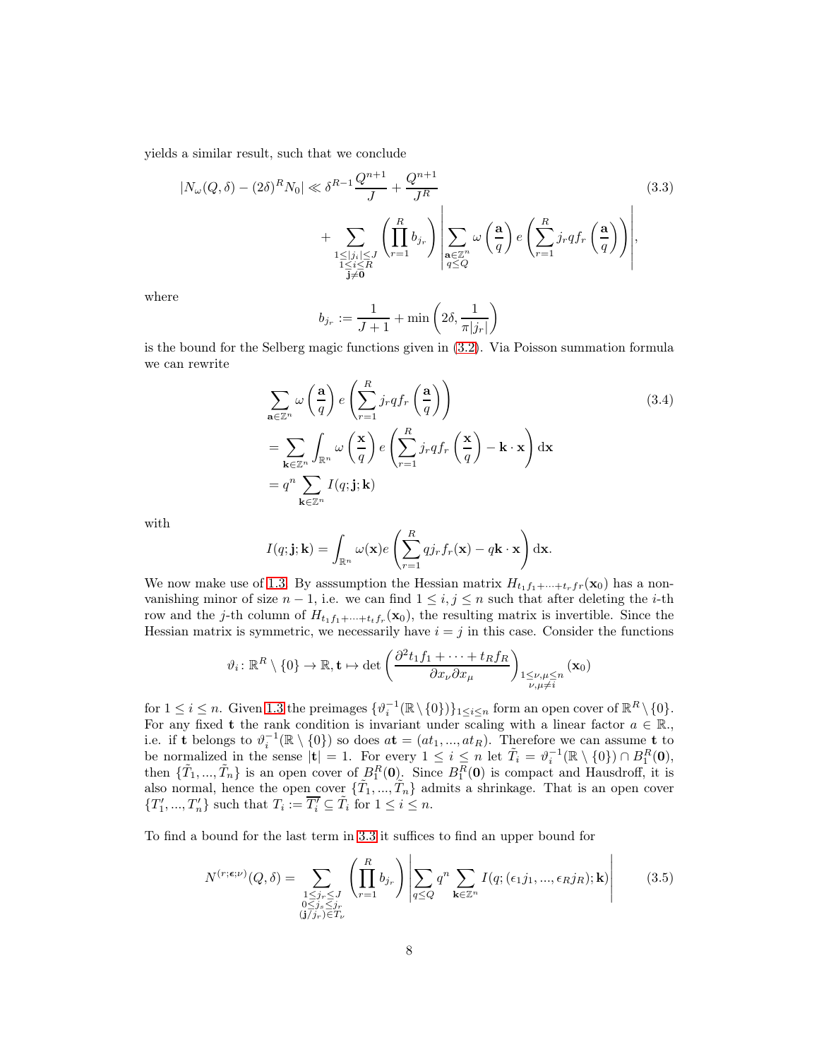yields a similar result, such that we conclude

$$
\begin{aligned}
|N_\omega(Q,\delta) - (2\delta)^R N_0| \ll \delta^{R-1}\frac{Q^{n+1}}{J} + \frac{Q^{n+1}}{J^R} \\
+ \sum_{\substack{1\le |j_i|\le J\\ 1\le i\le R\\ \mathbf{j}\neq \mathbf{0}}} \left(\prod_{r=1}^R b_{j_r}\right) \left| \sum_{\substack{\mathbf{a}\in\mathbb{Z}^n\\ q\le Q}} \omega\left(\frac{\mathbf{a}}{q}\right) e\left(\sum_{r=1}^R j_r q f_r\left(\frac{\mathbf{a}}{q}\right)\right)\right|,
\end{aligned}
\tag{3.3}
$$

where

$$
b_{j_r} := \frac{1}{J+1} + \min\left(2\delta, \frac{1}{\pi |j_r|}\right)
$$

is the bound for the Selberg magic functions given in (3.2). Via Poisson summation formula we can rewrite

$$
\begin{aligned}
&\sum_{\mathbf{a}\in\mathbb{Z}^n} \omega\left(\frac{\mathbf{a}}{q}\right) e\left(\sum_{r=1}^R j_r q f_r\left(\frac{\mathbf{a}}{q}\right)\right) \\
&= \sum_{\mathbf{k}\in\mathbb{Z}^n} \int_{\mathbb{R}^n} \omega\left(\frac{\mathbf{x}}{q}\right) e\left(\sum_{r=1}^R j_r q f_r\left(\frac{\mathbf{x}}{q}\right) - \mathbf{k}\cdot\mathbf{x}\right)\mathrm{d}\mathbf{x} \\
&= q^n \sum_{\mathbf{k}\in\mathbb{Z}^n} I(q;\mathbf{j};\mathbf{k})
\end{aligned}
\tag{3.4}
$$

with

$$
I(q;\mathbf{j};\mathbf{k}) = \int_{\mathbb{R}^n} \omega(\mathbf{x}) e\left(\sum_{r=1}^R q j_r f_r(\mathbf{x}) - q\mathbf{k}\cdot\mathbf{x}\right)\mathrm{d}\mathbf{x}.
$$

We now make use of 1.3. By asssumption the Hessian matrix $H_{t_1 f_1 + \dots + t_r f_r}(\mathbf{x}_0)$ has a non-vanishing minor of size $n-1$, i.e. we can find $1 \le i, j \le n$ such that after deleting the $i$-th row and the $j$-th column of $H_{t_1 f_1 + \dots + t_t f_r}(\mathbf{x}_0)$, the resulting matrix is invertible. Since the Hessian matrix is symmetric, we necessarily have $i = j$ in this case. Consider the functions

$$
\vartheta_i \colon \mathbb{R}^R \setminus \{0\} \to \mathbb{R}, \mathbf{t} \mapsto \det\left(\frac{\partial^2 t_1 f_1 + \dots + t_R f_R}{\partial x_\nu \partial x_\mu}\right)_{\substack{1\le \nu,\mu\le n\\ \nu,\mu\neq i}} (\mathbf{x}_0)
$$

for $1 \le i \le n$. Given 1.3 the preimages $\{\vartheta_i^{-1}(\mathbb{R}\setminus\{0\})\}_{1\le i\le n}$ form an open cover of $\mathbb{R}^R\setminus\{0\}$. For any fixed $\mathbf{t}$ the rank condition is invariant under scaling with a linear factor $a \in \mathbb{R}$., i.e. if $\mathbf{t}$ belongs to $\vartheta_i^{-1}(\mathbb{R}\setminus\{0\})$ so does $a\mathbf{t} = (at_1, \dots, at_R)$. Therefore we can assume $\mathbf{t}$ to be normalized in the sense $|\mathbf{t}| = 1$. For every $1 \le i \le n$ let $\tilde{T}_i = \vartheta_i^{-1}(\mathbb{R}\setminus\{0\}) \cap B_1^R(\mathbf{0})$, then $\{\tilde{T}_1, \dots, \tilde{T}_n\}$ is an open cover of $B_1^R(\mathbf{0})$. Since $B_1^R(\mathbf{0})$ is compact and Hausdroff, it is also normal, hence the open cover $\{\tilde{T}_1, \dots, \tilde{T}_n\}$ admits a shrinkage. That is an open cover $\{T_1', \dots, T_n'\}$ such that $T_i := \overline{T_i'} \subseteq \tilde{T}_i$ for $1 \le i \le n$.

To find a bound for the last term in 3.3 it suffices to find an upper bound for

$$
N^{(r;\boldsymbol{\epsilon};\nu)}(Q,\delta) = \sum_{\substack{1\le j_r\le J\\ 0\le j_s\le j_r\\ (\mathbf{j}/j_r)\in T_\nu}} \left(\prod_{r=1}^R b_{j_r}\right) \left| \sum_{q\le Q} q^n \sum_{\mathbf{k}\in\mathbb{Z}^n} I(q;(\epsilon_1 j_1, \dots, \epsilon_R j_R);\mathbf{k})\right|
\tag{3.5}
$$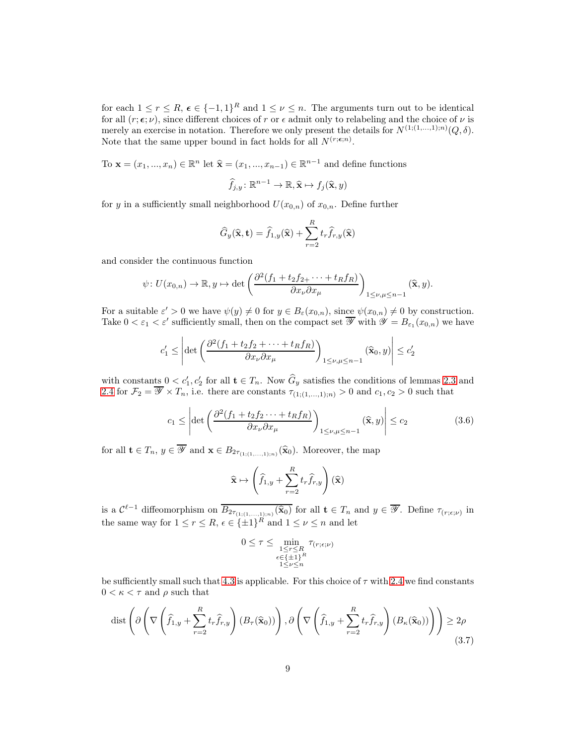for each $1 \le r \le R$, $\boldsymbol{\epsilon} \in \{-1,1\}^R$ and $1 \le \nu \le n$. The arguments turn out to be identical for all $(r;\boldsymbol{\epsilon};\nu)$, since different choices of $r$ or $\epsilon$ admit only to relabeling and the choice of $\nu$ is merely an exercise in notation. Therefore we only present the details for $N^{(1;(1,\ldots,1);n)}(Q,\delta)$. Note that the same upper bound in fact holds for all $N^{(r;\boldsymbol{\epsilon};n)}$.

To $\mathbf{x} = (x_1,\ldots,x_n) \in \mathbb{R}^n$ let $\widehat{\mathbf{x}} = (x_1,\ldots,x_{n-1}) \in \mathbb{R}^{n-1}$ and define functions

$$\widehat{f}_{j,y} \colon \mathbb{R}^{n-1} \to \mathbb{R}, \widehat{\mathbf{x}} \mapsto f_j(\widehat{\mathbf{x}}, y)$$

for $y$ in a sufficiently small neighborhood $U(x_{0,n})$ of $x_{0,n}$. Define further

$$\widehat{G}_y(\widehat{\mathbf{x}}, \mathbf{t}) = \widehat{f}_{1,y}(\widehat{\mathbf{x}}) + \sum_{r=2}^{R} t_r \widehat{f}_{r,y}(\widehat{\mathbf{x}})$$

and consider the continuous function

$$\psi \colon U(x_{0,n}) \to \mathbb{R}, y \mapsto \det\left(\frac{\partial^2(f_1 + t_2 f_{2+} \cdots + t_R f_R)}{\partial x_\nu \partial x_\mu}\right)_{1\le\nu,\mu\le n-1} (\widehat{\mathbf{x}}, y).$$

For a suitable $\varepsilon' > 0$ we have $\psi(y) \neq 0$ for $y \in B_\varepsilon(x_{0,n})$, since $\psi(x_{0,n}) \neq 0$ by construction. Take $0 < \varepsilon_1 < \varepsilon'$ sufficiently small, then on the compact set $\overline{\mathscr{Y}}$ with $\mathscr{Y} = B_{\varepsilon_1}(x_{0,n})$ we have

$$c_1' \le \left|\det\left(\frac{\partial^2(f_1 + t_2 f_2 + \cdots + t_R f_R)}{\partial x_\nu \partial x_\mu}\right)_{1\le\nu,\mu\le n-1} (\widehat{\mathbf{x}}_0, y)\right| \le c_2'$$

with constants $0 < c_1', c_2'$ for all $\mathbf{t} \in T_n$. Now $\widehat{G}_y$ satisfies the conditions of lemmas 2.3 and 2.4 for $\mathcal{F}_2 = \overline{\mathscr{Y}} \times T_n$, i.e. there are constants $\tau_{(1;(1,\ldots,1);n)} > 0$ and $c_1, c_2 > 0$ such that

$$c_1 \le \left|\det\left(\frac{\partial^2(f_1 + t_2 f_2 \cdots + t_R f_R)}{\partial x_\nu \partial x_\mu}\right)_{1\le\nu,\mu\le n-1} (\widehat{\mathbf{x}}, y)\right| \le c_2 \tag{3.6}$$

for all $\mathbf{t} \in T_n$, $y \in \overline{\mathscr{Y}}$ and $\mathbf{x} \in B_{2\tau_{(1;(1,\ldots,1);n)}}(\widehat{\mathbf{x}}_0)$. Moreover, the map

$$\widehat{\mathbf{x}} \mapsto \left(\widehat{f}_{1,y} + \sum_{r=2}^{R} t_r \widehat{f}_{r,y}\right)(\widehat{\mathbf{x}})$$

is a $\mathcal{C}^{\ell-1}$ diffeomorphism on $\overline{B_{2\tau_{(1;(1,\ldots,1);n)}}(\widehat{\mathbf{x}}_0)}$ for all $\mathbf{t} \in T_n$ and $y \in \overline{\mathscr{Y}}$. Define $\tau_{(r;\epsilon;\nu)}$ in the same way for $1 \le r \le R$, $\epsilon \in \{\pm 1\}^R$ and $1 \le \nu \le n$ and let

$$0 \le \tau \le \min_{\substack{1\le r\le R \\ \epsilon\in\{\pm1\}^R \\ 1\le\nu\le n}} \tau_{(r;\epsilon;\nu)}$$

be sufficiently small such that 4.3 is applicable. For this choice of $\tau$ with 2.4 we find constants $0 < \kappa < \tau$ and $\rho$ such that

$$\operatorname{dist}\left(\partial\left(\nabla\left(\widehat{f}_{1,y} + \sum_{r=2}^{R} t_r \widehat{f}_{r,y}\right)(B_\tau(\widehat{\mathbf{x}}_0))\right), \partial\left(\nabla\left(\widehat{f}_{1,y} + \sum_{r=2}^{R} t_r \widehat{f}_{r,y}\right)(B_\kappa(\widehat{\mathbf{x}}_0))\right)\right) \ge 2\rho \tag{3.7}$$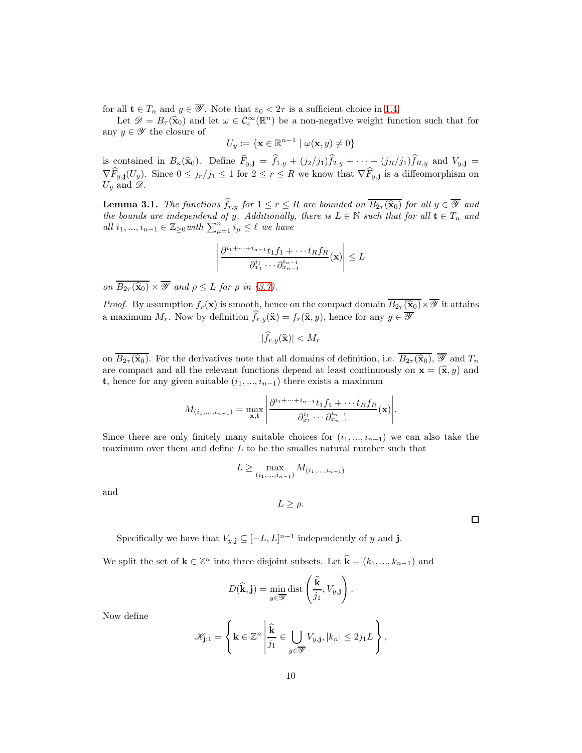for all $\mathbf{t} \in T_n$ and $y \in \overline{\mathscr{Y}}$. Note that $\varepsilon_0 < 2\tau$ is a sufficient choice in 1.4.

Let $\mathscr{D} = B_\tau(\widehat{\mathbf{x}}_0)$ and let $\omega \in \mathcal{C}_c^\infty(\mathbb{R}^n)$ be a non-negative weight function such that for any $y \in \mathscr{Y}$ the closure of

$$U_y := \{\mathbf{x} \in \mathbb{R}^{n-1} \mid \omega(\mathbf{x}, y) \neq 0\}$$

is contained in $B_\kappa(\widehat{\mathbf{x}}_0)$. Define $\widehat{F}_{y,\mathbf{j}} = \widehat{f}_{1,y} + (j_2/j_1)\widehat{f}_{2,y} + \cdots + (j_R/j_1)\widehat{f}_{R,y}$ and $V_{y,\mathbf{j}} = \nabla \widehat{F}_{y,\mathbf{j}}(U_y)$. Since $0 \leq j_r/j_1 \leq 1$ for $2 \leq r \leq R$ we know that $\nabla \widehat{F}_{y,\mathbf{j}}$ is a diffeomorphism on $U_y$ and $\mathscr{D}$.

**Lemma 3.1.** *The functions $\widehat{f}_{r,y}$ for $1 \leq r \leq R$ are bounded on $\overline{B_{2\tau}(\widehat{\mathbf{x}}_0)}$ for all $y \in \overline{\mathscr{Y}}$ and the bounds are independend of $y$. Additionally, there is $L \in \mathbb{N}$ such that for all $\mathbf{t} \in T_n$ and all $i_1, ..., i_{n-1} \in \mathbb{Z}_{\geq 0}$with $\sum_{\mu=1}^n i_\mu \leq \ell$ we have*

$$\left| \frac{\partial^{i_1+\cdots+i_{n-1}} t_1 f_1 + \cdots t_R f_R}{\partial_{x_1}^{i_1} \cdots \partial_{x_{n-1}}^{i_{n-1}}}(\mathbf{x}) \right| \leq L$$

*on $\overline{B_{2\tau}(\widehat{\mathbf{x}}_0)} \times \overline{\mathscr{Y}}$ and $\rho \leq L$ for $\rho$ in (3.7).*

*Proof.* By assumption $f_r(\mathbf{x})$ is smooth, hence on the compact domain $\overline{B_{2\tau}(\widehat{\mathbf{x}}_0)} \times \overline{\mathscr{Y}}$ it attains a maximum $M_r$. Now by definition $\widehat{f}_{r,y}(\widehat{\mathbf{x}}) = f_r(\widehat{\mathbf{x}}, y)$, hence for any $y \in \overline{\mathscr{Y}}$

$$|\widehat{f}_{r,y}(\widehat{\mathbf{x}})| < M_r$$

on $\overline{B_{2\tau}(\widehat{\mathbf{x}}_0)}$. For the derivatives note that all domains of definition, i.e. $\overline{B_{2\tau}(\widehat{\mathbf{x}}_0)}$, $\overline{\mathscr{Y}}$ and $T_n$ are compact and all the relevant functions depend at least continuously on $\mathbf{x} = (\widehat{\mathbf{x}}, y)$ and $\mathbf{t}$, hence for any given suitable $(i_1, ..., i_{n-1})$ there exists a maximum

$$M_{(i_1,...,i_{n-1})} = \max_{\mathbf{x},\mathbf{t}} \left| \frac{\partial^{i_1+\cdots+i_{n-1}} t_1 f_1 + \cdots t_R f_R}{\partial_{x_1}^{i_1} \cdots \partial_{x_{n-1}}^{i_{n-1}}}(\mathbf{x}) \right|.$$

Since there are only finitely many suitable choices for $(i_1, ..., i_{n-1})$ we can also take the maximum over them and define $L$ to be the smalles natural number such that

$$L \geq \max_{(i_1,...,i_{n-1})} M_{(i_1,...,i_{n-1})}$$

and

$$L \geq \rho.$$

□

Specifically we have that $V_{y,\mathbf{j}} \subseteq [-L, L]^{n-1}$ independently of $y$ and $\mathbf{j}$.

We split the set of $\mathbf{k} \in \mathbb{Z}^n$ into three disjoint subsets. Let $\widehat{\mathbf{k}} = (k_1, ..., k_{n-1})$ and

$$D(\widehat{\mathbf{k}}, \mathbf{j}) = \min_{y \in \overline{\mathscr{Y}}} \operatorname{dist}\left(\frac{\widehat{\mathbf{k}}}{j_1}, V_{y,\mathbf{j}}\right).$$

Now define

$$\mathscr{K}_{\mathbf{j};1} = \left\{ \mathbf{k} \in \mathbb{Z}^n \,\middle|\, \frac{\widehat{\mathbf{k}}}{j_1} \in \bigcup_{y \in \overline{\mathscr{Y}}} V_{y,\mathbf{j}}, |k_n| \leq 2j_1 L \right\},$$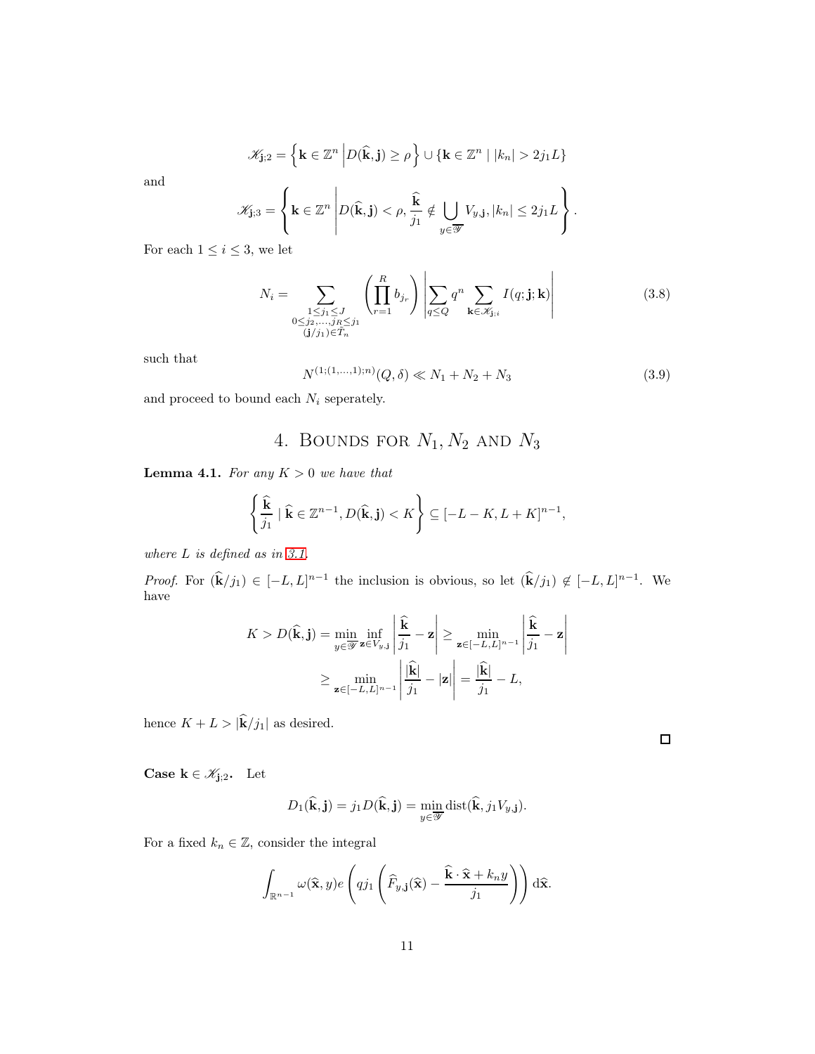$$\mathscr{K}_{\mathbf{j};2} = \left\{ \mathbf{k} \in \mathbb{Z}^n \,\middle|\, D(\widehat{\mathbf{k}}, \mathbf{j}) \geq \rho \right\} \cup \{ \mathbf{k} \in \mathbb{Z}^n \mid |k_n| > 2 j_1 L \}$$

and

$$\mathscr{K}_{\mathbf{j};3} = \left\{ \mathbf{k} \in \mathbb{Z}^n \,\middle|\, D(\widehat{\mathbf{k}}, \mathbf{j}) < \rho, \frac{\widehat{\mathbf{k}}}{j_1} \notin \bigcup_{y \in \overline{\mathscr{Y}}} V_{y,\mathbf{j}}, |k_n| \leq 2 j_1 L \right\}.$$

For each $1 \leq i \leq 3$, we let

$$N_i = \sum_{\substack{1 \leq j_1 \leq J \\ 0 \leq j_2, \ldots, j_R \leq j_1 \\ (\mathbf{j}/j_1) \in \tilde{T}_n}} \left( \prod_{r=1}^{R} b_{j_r} \right) \left| \sum_{q \leq Q} q^n \sum_{\mathbf{k} \in \mathscr{K}_{\mathbf{j};i}} I(q; \mathbf{j}; \mathbf{k}) \right| \tag{3.8}$$

such that

$$N^{(1;(1,\ldots,1);n)}(Q, \delta) \ll N_1 + N_2 + N_3 \tag{3.9}$$

and proceed to bound each $N_i$ seperately.

# 4. Bounds for $N_1, N_2$ and $N_3$

**Lemma 4.1.** *For any $K > 0$ we have that*

$$\left\{ \frac{\widehat{\mathbf{k}}}{j_1} \mid \widehat{\mathbf{k}} \in \mathbb{Z}^{n-1}, D(\widehat{\mathbf{k}}, \mathbf{j}) < K \right\} \subseteq [-L - K, L + K]^{n-1},$$

*where $L$ is defined as in 3.1.*

*Proof.* For $(\widehat{\mathbf{k}}/j_1) \in [-L, L]^{n-1}$ the inclusion is obvious, so let $(\widehat{\mathbf{k}}/j_1) \notin [-L, L]^{n-1}$. We have

$$K > D(\widehat{\mathbf{k}}, \mathbf{j}) = \min_{y \in \overline{\mathscr{Y}}} \inf_{\mathbf{z} \in V_{y,\mathbf{j}}} \left| \frac{\widehat{\mathbf{k}}}{j_1} - \mathbf{z} \right| \geq \min_{\mathbf{z} \in [-L,L]^{n-1}} \left| \frac{\widehat{\mathbf{k}}}{j_1} - \mathbf{z} \right|$$

$$\geq \min_{\mathbf{z} \in [-L,L]^{n-1}} \left| \frac{|\widehat{\mathbf{k}}|}{j_1} - |\mathbf{z}| \right| = \frac{|\widehat{\mathbf{k}}|}{j_1} - L,$$

hence $K + L > |\widehat{\mathbf{k}}/j_1|$ as desired. $\square$

**Case $\mathbf{k} \in \mathscr{K}_{\mathbf{j};2}$.** Let

$$D_1(\widehat{\mathbf{k}}, \mathbf{j}) = j_1 D(\widehat{\mathbf{k}}, \mathbf{j}) = \min_{y \in \overline{\mathscr{Y}}} \operatorname{dist}(\widehat{\mathbf{k}}, j_1 V_{y,\mathbf{j}}).$$

For a fixed $k_n \in \mathbb{Z}$, consider the integral

$$\int_{\mathbb{R}^{n-1}} \omega(\widehat{\mathbf{x}}, y) e\left( q j_1 \left( \widehat{F}_{y,\mathbf{j}}(\widehat{\mathbf{x}}) - \frac{\widehat{\mathbf{k}} \cdot \widehat{\mathbf{x}} + k_n y}{j_1} \right) \right) \mathrm{d}\widehat{\mathbf{x}}.$$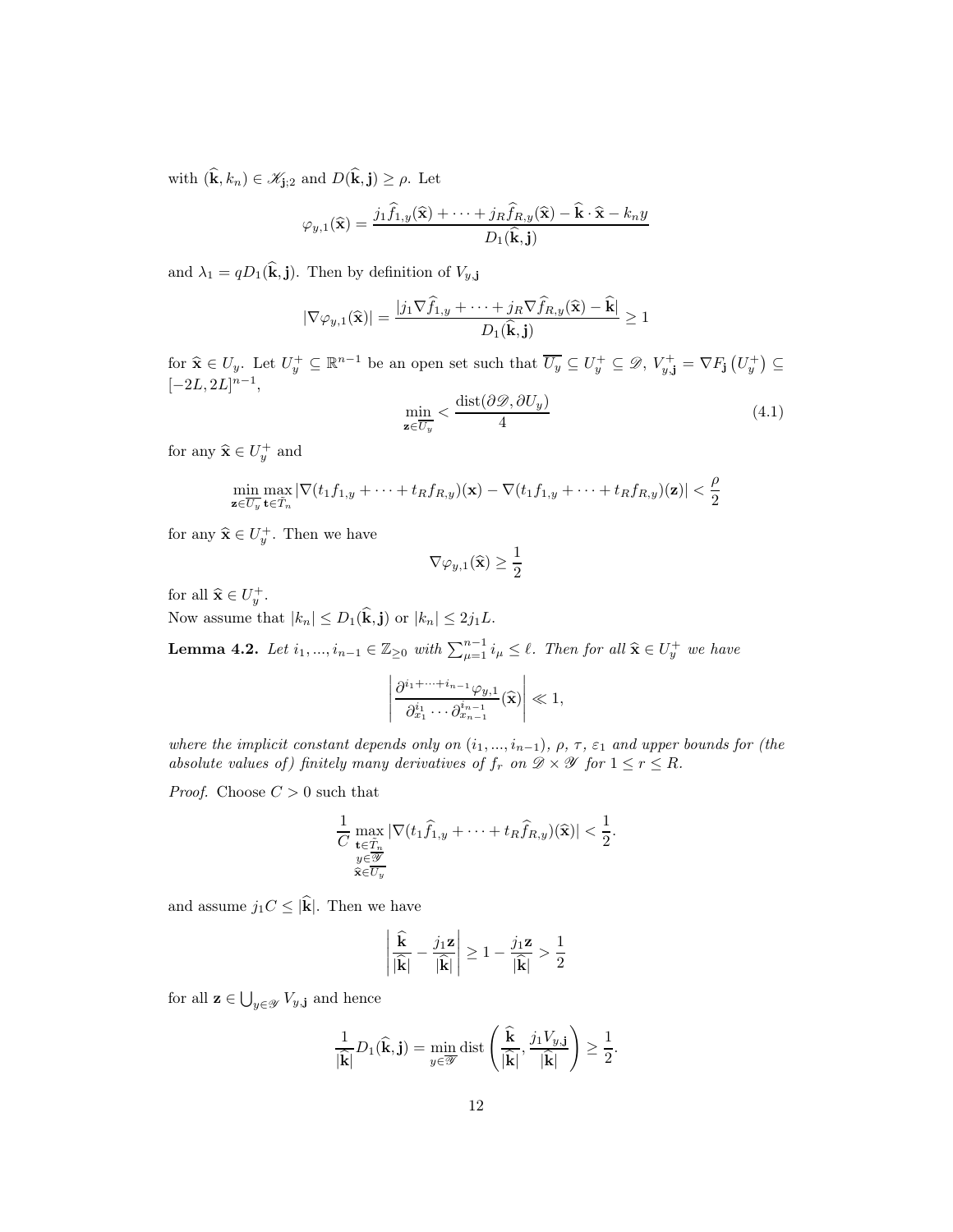with $(\widehat{\mathbf{k}}, k_n) \in \mathscr{K}_{\mathbf{j};2}$ and $D(\widehat{\mathbf{k}}, \mathbf{j}) \geq \rho$. Let

$$\varphi_{y,1}(\widehat{\mathbf{x}}) = \frac{j_1 \widehat{f}_{1,y}(\widehat{\mathbf{x}}) + \cdots + j_R \widehat{f}_{R,y}(\widehat{\mathbf{x}}) - \widehat{\mathbf{k}} \cdot \widehat{\mathbf{x}} - k_n y}{D_1(\widehat{\mathbf{k}}, \mathbf{j})}$$

and $\lambda_1 = q D_1(\widehat{\mathbf{k}}, \mathbf{j})$. Then by definition of $V_{y,\mathbf{j}}$

$$|\nabla \varphi_{y,1}(\widehat{\mathbf{x}})| = \frac{|j_1 \nabla \widehat{f}_{1,y} + \cdots + j_R \nabla \widehat{f}_{R,y}(\widehat{\mathbf{x}}) - \widehat{\mathbf{k}}|}{D_1(\widehat{\mathbf{k}}, \mathbf{j})} \geq 1$$

for $\widehat{\mathbf{x}} \in U_y$. Let $U_y^+ \subseteq \mathbb{R}^{n-1}$ be an open set such that $\overline{U_y} \subseteq U_y^+ \subseteq \mathscr{D}$, $V_{y,\mathbf{j}}^+ = \nabla F_{\mathbf{j}}(U_y^+) \subseteq [-2L, 2L]^{n-1}$,

$$\min_{\mathbf{z} \in \overline{U_y}} < \frac{\operatorname{dist}(\partial \mathscr{D}, \partial U_y)}{4} \tag{4.1}$$

for any $\widehat{\mathbf{x}} \in U_y^+$ and

$$\min_{\mathbf{z} \in \overline{U_y}} \max_{\mathbf{t} \in \tilde{T}_n} |\nabla(t_1 f_{1,y} + \cdots + t_R f_{R,y})(\mathbf{x}) - \nabla(t_1 f_{1,y} + \cdots + t_R f_{R,y})(\mathbf{z})| < \frac{\rho}{2}$$

for any $\widehat{\mathbf{x}} \in U_y^+$. Then we have

$$\nabla \varphi_{y,1}(\widehat{\mathbf{x}}) \geq \frac{1}{2}$$

for all $\widehat{\mathbf{x}} \in U_y^+$.

Now assume that $|k_n| \leq D_1(\widehat{\mathbf{k}}, \mathbf{j})$ or $|k_n| \leq 2 j_1 L$.

**Lemma 4.2.** *Let $i_1, ..., i_{n-1} \in \mathbb{Z}_{\geq 0}$ with $\sum_{\mu=1}^{n-1} i_\mu \leq \ell$. Then for all $\widehat{\mathbf{x}} \in U_y^+$ we have*

$$\left| \frac{\partial^{i_1 + \cdots + i_{n-1}} \varphi_{y,1}}{\partial_{x_1}^{i_1} \cdots \partial_{x_{n-1}}^{i_{n-1}}}(\widehat{\mathbf{x}}) \right| \ll 1,$$

*where the implicit constant depends only on $(i_1, ..., i_{n-1})$, $\rho$, $\tau$, $\varepsilon_1$ and upper bounds for (the absolute values of) finitely many derivatives of $f_r$ on $\mathscr{D} \times \mathscr{Y}$ for $1 \leq r \leq R$.*

*Proof.* Choose $C > 0$ such that

$$\frac{1}{C} \max_{\substack{\mathbf{t} \in \tilde{T}_n \\ y \in \overline{\mathscr{Y}} \\ \widehat{\mathbf{x}} \in \overline{U_y}}} |\nabla(t_1 \widehat{f}_{1,y} + \cdots + t_R \widehat{f}_{R,y})(\widehat{\mathbf{x}})| < \frac{1}{2}.$$

and assume $j_1 C \leq |\widehat{\mathbf{k}}|$. Then we have

$$\left| \frac{\widehat{\mathbf{k}}}{|\widehat{\mathbf{k}}|} - \frac{j_1 \mathbf{z}}{|\widehat{\mathbf{k}}|} \right| \geq 1 - \frac{j_1 \mathbf{z}}{|\widehat{\mathbf{k}}|} > \frac{1}{2}$$

for all $\mathbf{z} \in \bigcup_{y \in \mathscr{Y}} V_{y,\mathbf{j}}$ and hence

$$\frac{1}{|\widehat{\mathbf{k}}|} D_1(\widehat{\mathbf{k}}, \mathbf{j}) = \min_{y \in \overline{\mathscr{Y}}} \operatorname{dist}\left( \frac{\widehat{\mathbf{k}}}{|\widehat{\mathbf{k}}|}, \frac{j_1 V_{y,\mathbf{j}}}{|\widehat{\mathbf{k}}|} \right) \geq \frac{1}{2}.$$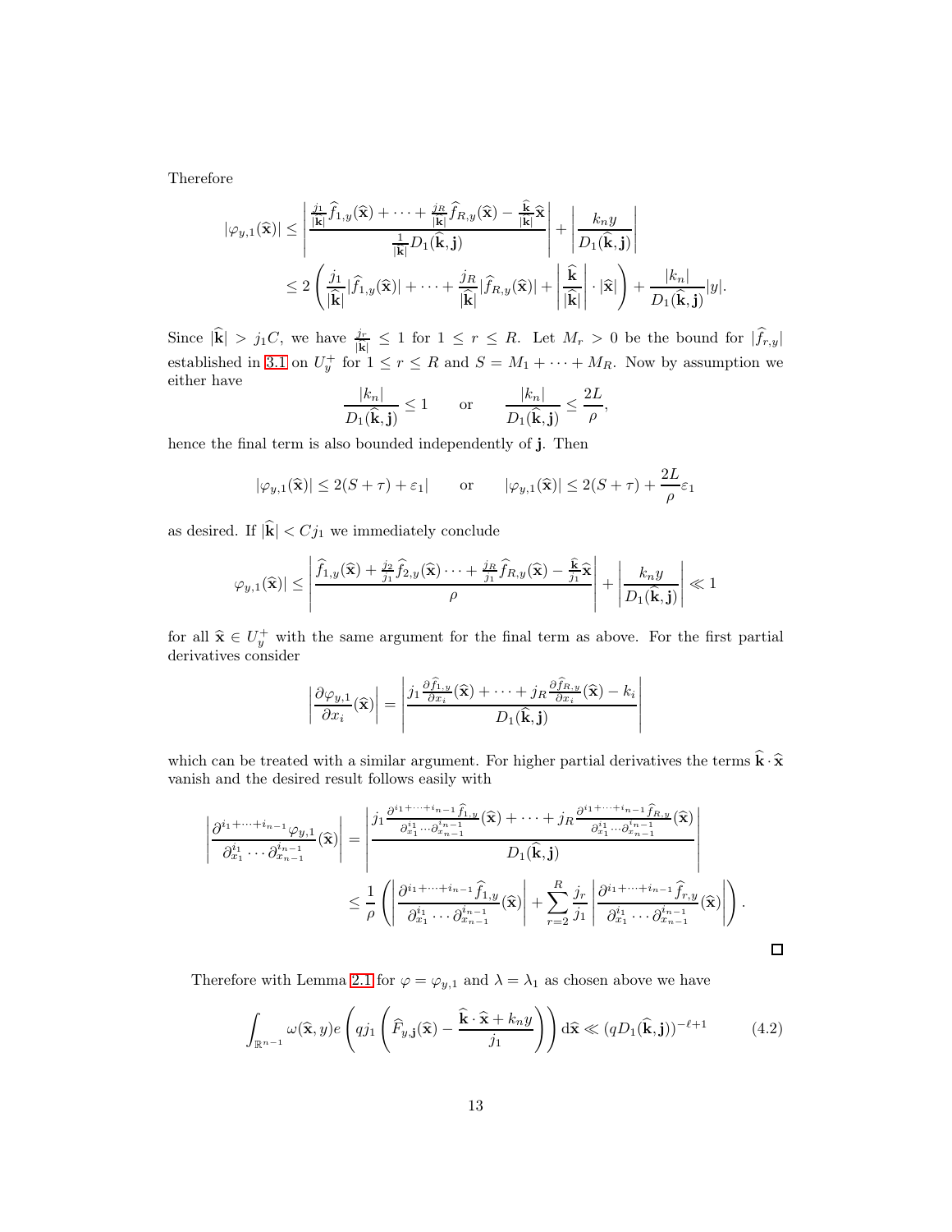Therefore

$$
\begin{aligned}
|\varphi_{y,1}(\widehat{\mathbf{x}})| &\leq \left| \frac{\frac{j_1}{|\widehat{\mathbf{k}}|}\widehat{f}_{1,y}(\widehat{\mathbf{x}}) + \cdots + \frac{j_R}{|\widehat{\mathbf{k}}|}\widehat{f}_{R,y}(\widehat{\mathbf{x}}) - \frac{\widehat{\mathbf{k}}}{|\widehat{\mathbf{k}}|}\widehat{\mathbf{x}}}{\frac{1}{|\widehat{\mathbf{k}}|}D_1(\widehat{\mathbf{k}},\mathbf{j})} \right| + \left| \frac{k_n y}{D_1(\widehat{\mathbf{k}},\mathbf{j})} \right| \\
&\leq 2\left( \frac{j_1}{|\widehat{\mathbf{k}}|}|\widehat{f}_{1,y}(\widehat{\mathbf{x}})| + \cdots + \frac{j_R}{|\widehat{\mathbf{k}}|}|\widehat{f}_{R,y}(\widehat{\mathbf{x}})| + \left|\frac{\widehat{\mathbf{k}}}{|\widehat{\mathbf{k}}|}\right| \cdot |\widehat{\mathbf{x}}| \right) + \frac{|k_n|}{D_1(\widehat{\mathbf{k}},\mathbf{j})}|y|.
\end{aligned}
$$

Since $|\widehat{\mathbf{k}}| > j_1 C$, we have $\frac{j_r}{|\widehat{\mathbf{k}}|} \leq 1$ for $1 \leq r \leq R$. Let $M_r > 0$ be the bound for $|\widehat{f}_{r,y}|$ established in 3.1 on $U_y^+$ for $1 \leq r \leq R$ and $S = M_1 + \cdots + M_R$. Now by assumption we either have

$$
\frac{|k_n|}{D_1(\widehat{\mathbf{k}},\mathbf{j})} \leq 1 \qquad \text{or} \qquad \frac{|k_n|}{D_1(\widehat{\mathbf{k}},\mathbf{j})} \leq \frac{2L}{\rho},
$$

hence the final term is also bounded independently of $\mathbf{j}$. Then

$$
|\varphi_{y,1}(\widehat{\mathbf{x}})| \leq 2(S+\tau) + \varepsilon_1| \qquad \text{or} \qquad |\varphi_{y,1}(\widehat{\mathbf{x}})| \leq 2(S+\tau) + \frac{2L}{\rho}\varepsilon_1
$$

as desired. If $|\widehat{\mathbf{k}}| < Cj_1$ we immediately conclude

$$
\varphi_{y,1}(\widehat{\mathbf{x}})| \leq \left| \frac{\widehat{f}_{1,y}(\widehat{\mathbf{x}}) + \frac{j_2}{j_1}\widehat{f}_{2,y}(\widehat{\mathbf{x}}) \cdots + \frac{j_R}{j_1}\widehat{f}_{R,y}(\widehat{\mathbf{x}}) - \frac{\widehat{\mathbf{k}}}{j_1}\widehat{\mathbf{x}}}{\rho} \right| + \left| \frac{k_n y}{D_1(\widehat{\mathbf{k}},\mathbf{j})} \right| \ll 1
$$

for all $\widehat{\mathbf{x}} \in U_y^+$ with the same argument for the final term as above. For the first partial derivatives consider

$$
\left| \frac{\partial \varphi_{y,1}}{\partial x_i}(\widehat{\mathbf{x}}) \right| = \left| \frac{j_1 \frac{\partial \widehat{f}_{1,y}}{\partial x_i}(\widehat{\mathbf{x}}) + \cdots + j_R \frac{\partial \widehat{f}_{R,y}}{\partial x_i}(\widehat{\mathbf{x}}) - k_i}{D_1(\widehat{\mathbf{k}},\mathbf{j})} \right|
$$

which can be treated with a similar argument. For higher partial derivatives the terms $\widehat{\mathbf{k}} \cdot \widehat{\mathbf{x}}$ vanish and the desired result follows easily with

$$
\begin{aligned}
\left| \frac{\partial^{i_1+\cdots+i_{n-1}}\varphi_{y,1}}{\partial_{x_1}^{i_1}\cdots\partial_{x_{n-1}}^{i_{n-1}}}(\widehat{\mathbf{x}}) \right| &= \left| \frac{j_1 \frac{\partial^{i_1+\cdots+i_{n-1}}\widehat{f}_{1,y}}{\partial_{x_1}^{i_1}\cdots\partial_{x_{n-1}}^{i_{n-1}}}(\widehat{\mathbf{x}}) + \cdots + j_R \frac{\partial^{i_1+\cdots+i_{n-1}}\widehat{f}_{R,y}}{\partial_{x_1}^{i_1}\cdots\partial_{x_{n-1}}^{i_{n-1}}}(\widehat{\mathbf{x}})}{D_1(\widehat{\mathbf{k}},\mathbf{j})} \right| \\
&\leq \frac{1}{\rho}\left( \left| \frac{\partial^{i_1+\cdots+i_{n-1}}\widehat{f}_{1,y}}{\partial_{x_1}^{i_1}\cdots\partial_{x_{n-1}}^{i_{n-1}}}(\widehat{\mathbf{x}}) \right| + \sum_{r=2}^{R}\frac{j_r}{j_1}\left| \frac{\partial^{i_1+\cdots+i_{n-1}}\widehat{f}_{r,y}}{\partial_{x_1}^{i_1}\cdots\partial_{x_{n-1}}^{i_{n-1}}}(\widehat{\mathbf{x}}) \right| \right).
\end{aligned}
$$

□

Therefore with Lemma 2.1 for $\varphi = \varphi_{y,1}$ and $\lambda = \lambda_1$ as chosen above we have

$$
\int_{\mathbb{R}^{n-1}} \omega(\widehat{\mathbf{x}},y)e\left(qj_1\left(\widehat{F}_{y,\mathbf{j}}(\widehat{\mathbf{x}}) - \frac{\widehat{\mathbf{k}}\cdot\widehat{\mathbf{x}} + k_n y}{j_1}\right)\right)\mathrm{d}\widehat{\mathbf{x}} \ll (qD_1(\widehat{\mathbf{k}},\mathbf{j}))^{-\ell+1} \tag{4.2}
$$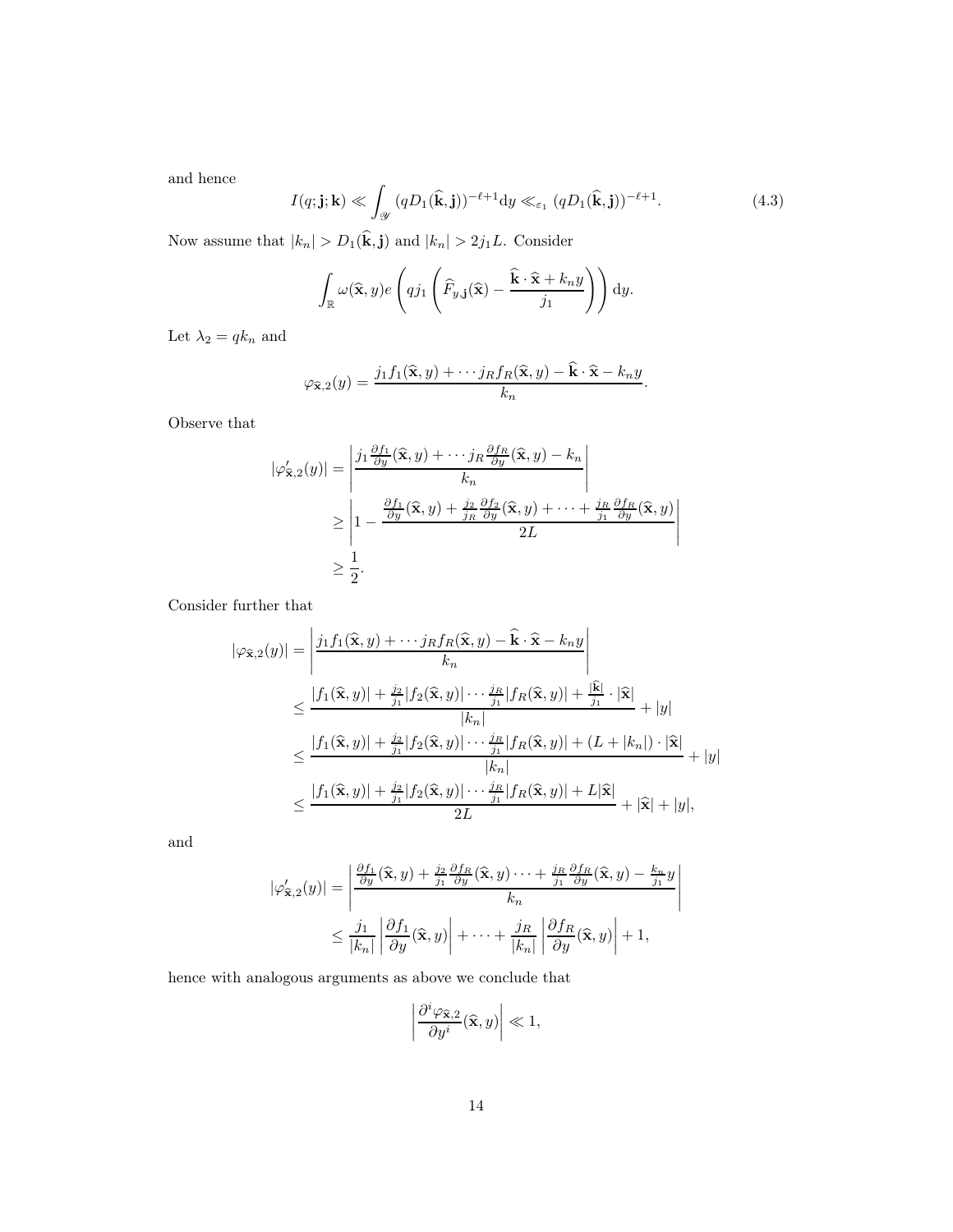and hence

$$I(q;\mathbf{j};\mathbf{k}) \ll \int_{\mathscr{Y}} (qD_1(\widehat{\mathbf{k}},\mathbf{j}))^{-\ell+1}\mathrm{d}y \ll_{\varepsilon_1} (qD_1(\widehat{\mathbf{k}},\mathbf{j}))^{-\ell+1}. \tag{4.3}$$

Now assume that $|k_n| > D_1(\widehat{\mathbf{k}},\mathbf{j})$ and $|k_n| > 2j_1L$. Consider

$$\int_{\mathbb{R}} \omega(\widehat{\mathbf{x}},y)e\left(qj_1\left(\widehat{F}_{y,\mathbf{j}}(\widehat{\mathbf{x}}) - \frac{\widehat{\mathbf{k}}\cdot\widehat{\mathbf{x}}+k_ny}{j_1}\right)\right)\mathrm{d}y.$$

Let $\lambda_2 = qk_n$ and

$$\varphi_{\widehat{\mathbf{x}},2}(y) = \frac{j_1f_1(\widehat{\mathbf{x}},y)+\cdots j_Rf_R(\widehat{\mathbf{x}},y) - \widehat{\mathbf{k}}\cdot\widehat{\mathbf{x}} - k_ny}{k_n}.$$

Observe that

$$\begin{aligned}
|\varphi'_{\widehat{\mathbf{x}},2}(y)| &= \left|\frac{j_1\frac{\partial f_1}{\partial y}(\widehat{\mathbf{x}},y)+\cdots j_R\frac{\partial f_R}{\partial y}(\widehat{\mathbf{x}},y) - k_n}{k_n}\right| \\
&\geq \left|1 - \frac{\frac{\partial f_1}{\partial y}(\widehat{\mathbf{x}},y)+\frac{j_2}{j_R}\frac{\partial f_2}{\partial y}(\widehat{\mathbf{x}},y)+\cdots+\frac{j_R}{j_1}\frac{\partial f_R}{\partial y}(\widehat{\mathbf{x}},y)}{2L}\right| \\
&\geq \frac{1}{2}.
\end{aligned}$$

Consider further that

$$\begin{aligned}
|\varphi_{\widehat{\mathbf{x}},2}(y)| &= \left|\frac{j_1f_1(\widehat{\mathbf{x}},y)+\cdots j_Rf_R(\widehat{\mathbf{x}},y) - \widehat{\mathbf{k}}\cdot\widehat{\mathbf{x}} - k_ny}{k_n}\right| \\
&\leq \frac{|f_1(\widehat{\mathbf{x}},y)|+\frac{j_2}{j_1}|f_2(\widehat{\mathbf{x}},y)|\cdots\frac{j_R}{j_1}|f_R(\widehat{\mathbf{x}},y)|+\frac{|\widehat{\mathbf{k}}|}{j_1}\cdot|\widehat{\mathbf{x}}|}{|k_n|} + |y| \\
&\leq \frac{|f_1(\widehat{\mathbf{x}},y)|+\frac{j_2}{j_1}|f_2(\widehat{\mathbf{x}},y)|\cdots\frac{j_R}{j_1}|f_R(\widehat{\mathbf{x}},y)|+(L+|k_n|)\cdot|\widehat{\mathbf{x}}|}{|k_n|} + |y| \\
&\leq \frac{|f_1(\widehat{\mathbf{x}},y)|+\frac{j_2}{j_1}|f_2(\widehat{\mathbf{x}},y)|\cdots\frac{j_R}{j_1}|f_R(\widehat{\mathbf{x}},y)|+L|\widehat{\mathbf{x}}|}{2L} + |\widehat{\mathbf{x}}| + |y|,
\end{aligned}$$

and

$$\begin{aligned}
|\varphi'_{\widehat{\mathbf{x}},2}(y)| &= \left|\frac{\frac{\partial f_1}{\partial y}(\widehat{\mathbf{x}},y)+\frac{j_2}{j_1}\frac{\partial f_R}{\partial y}(\widehat{\mathbf{x}},y)\cdots+\frac{j_R}{j_1}\frac{\partial f_R}{\partial y}(\widehat{\mathbf{x}},y)-\frac{k_n}{j_1}y}{k_n}\right| \\
&\leq \frac{j_1}{|k_n|}\left|\frac{\partial f_1}{\partial y}(\widehat{\mathbf{x}},y)\right|+\cdots+\frac{j_R}{|k_n|}\left|\frac{\partial f_R}{\partial y}(\widehat{\mathbf{x}},y)\right|+1,
\end{aligned}$$

hence with analogous arguments as above we conclude that

$$\left|\frac{\partial^i\varphi_{\widehat{\mathbf{x}},2}}{\partial y^i}(\widehat{\mathbf{x}},y)\right| \ll 1,$$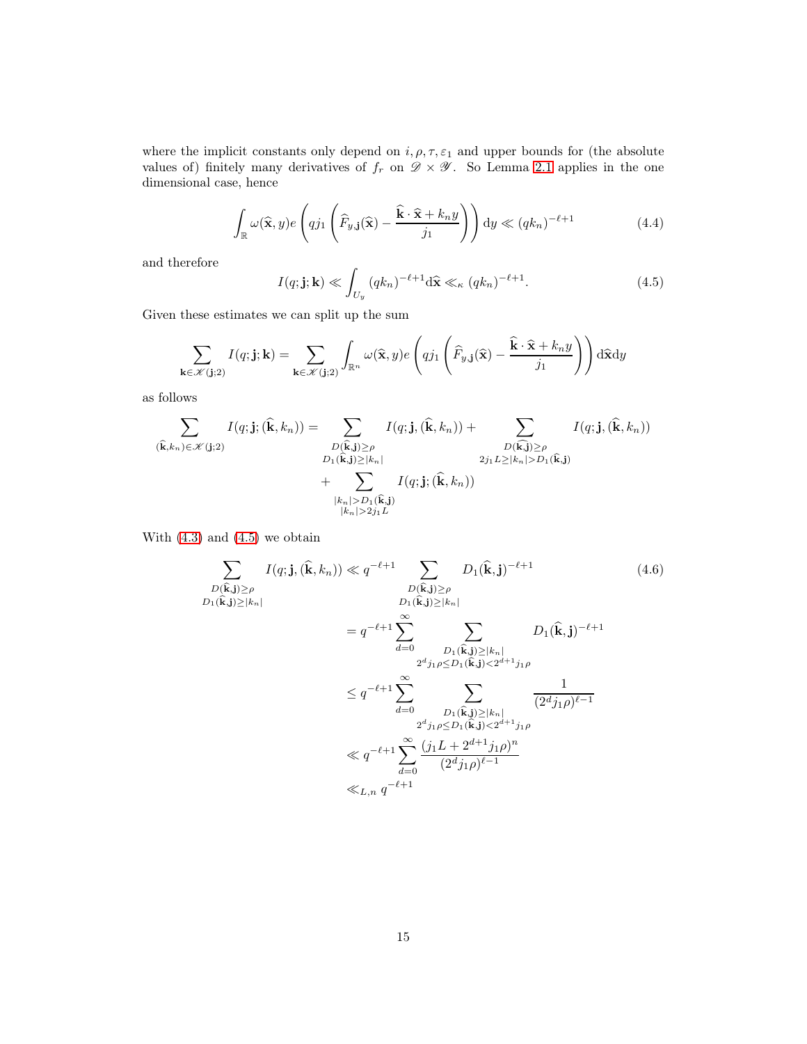where the implicit constants only depend on $i, \rho, \tau, \varepsilon_1$ and upper bounds for (the absolute values of) finitely many derivatives of $f_r$ on $\mathscr{D} \times \mathscr{Y}$. So Lemma 2.1 applies in the one dimensional case, hence

$$\int_{\mathbb{R}} \omega(\widehat{\mathbf{x}}, y) e\left(qj_1\left(\widehat{F}_{y,\mathbf{j}}(\widehat{\mathbf{x}}) - \frac{\widehat{\mathbf{k}} \cdot \widehat{\mathbf{x}} + k_n y}{j_1}\right)\right) \mathrm{d}y \ll (qk_n)^{-\ell+1} \tag{4.4}$$

and therefore

$$I(q; \mathbf{j}; \mathbf{k}) \ll \int_{U_y} (qk_n)^{-\ell+1} \mathrm{d}\widehat{\mathbf{x}} \ll_\kappa (qk_n)^{-\ell+1}. \tag{4.5}$$

Given these estimates we can split up the sum

$$\sum_{\mathbf{k} \in \mathscr{K}(\mathbf{j};2)} I(q; \mathbf{j}; \mathbf{k}) = \sum_{\mathbf{k} \in \mathscr{K}(\mathbf{j};2)} \int_{\mathbb{R}^n} \omega(\widehat{\mathbf{x}}, y) e\left(qj_1\left(\widehat{F}_{y,\mathbf{j}}(\widehat{\mathbf{x}}) - \frac{\widehat{\mathbf{k}} \cdot \widehat{\mathbf{x}} + k_n y}{j_1}\right)\right) \mathrm{d}\widehat{\mathbf{x}}\mathrm{d}y$$

as follows

$$\begin{aligned}\sum_{(\widehat{\mathbf{k}}, k_n) \in \mathscr{K}(\mathbf{j};2)} I(q; \mathbf{j}; (\widehat{\mathbf{k}}, k_n)) = &\sum_{\substack{D(\widehat{\mathbf{k}}, \mathbf{j}) \geq \rho \\ D_1(\widehat{\mathbf{k}}, \mathbf{j}) \geq |k_n|}} I(q; \mathbf{j}, (\widehat{\mathbf{k}}, k_n)) + \sum_{\substack{D(\widehat{\mathbf{k}}, \mathbf{j}) \geq \rho \\ 2j_1 L \geq |k_n| > D_1(\widehat{\mathbf{k}}, \mathbf{j})}} I(q; \mathbf{j}, (\widehat{\mathbf{k}}, k_n)) \\ &+ \sum_{\substack{|k_n| > D_1(\widehat{\mathbf{k}}, \mathbf{j}) \\ |k_n| > 2j_1 L}} I(q; \mathbf{j}; (\widehat{\mathbf{k}}, k_n))\end{aligned}$$

With (4.3) and (4.5) we obtain

$$\begin{aligned}\sum_{\substack{D(\widehat{\mathbf{k}}, \mathbf{j}) \geq \rho \\ D_1(\widehat{\mathbf{k}}, \mathbf{j}) \geq |k_n|}} I(q; \mathbf{j}, (\widehat{\mathbf{k}}, k_n)) &\ll q^{-\ell+1} \sum_{\substack{D(\widehat{\mathbf{k}}, \mathbf{j}) \geq \rho \\ D_1(\widehat{\mathbf{k}}, \mathbf{j}) \geq |k_n|}} D_1(\widehat{\mathbf{k}}, \mathbf{j})^{-\ell+1} \\ &= q^{-\ell+1} \sum_{d=0}^{\infty} \sum_{\substack{D_1(\widehat{\mathbf{k}}, \mathbf{j}) \geq |k_n| \\ 2^d j_1 \rho \leq D_1(\widehat{\mathbf{k}}, \mathbf{j}) < 2^{d+1} j_1 \rho}} D_1(\widehat{\mathbf{k}}, \mathbf{j})^{-\ell+1} \\ &\leq q^{-\ell+1} \sum_{d=0}^{\infty} \sum_{\substack{D_1(\widehat{\mathbf{k}}, \mathbf{j}) \geq |k_n| \\ 2^d j_1 \rho \leq D_1(\widehat{\mathbf{k}}, \mathbf{j}) < 2^{d+1} j_1 \rho}} \frac{1}{(2^d j_1 \rho)^{\ell-1}} \\ &\ll q^{-\ell+1} \sum_{d=0}^{\infty} \frac{(j_1 L + 2^{d+1} j_1 \rho)^n}{(2^d j_1 \rho)^{\ell-1}} \\ &\ll_{L,n} q^{-\ell+1}\end{aligned} \tag{4.6}$$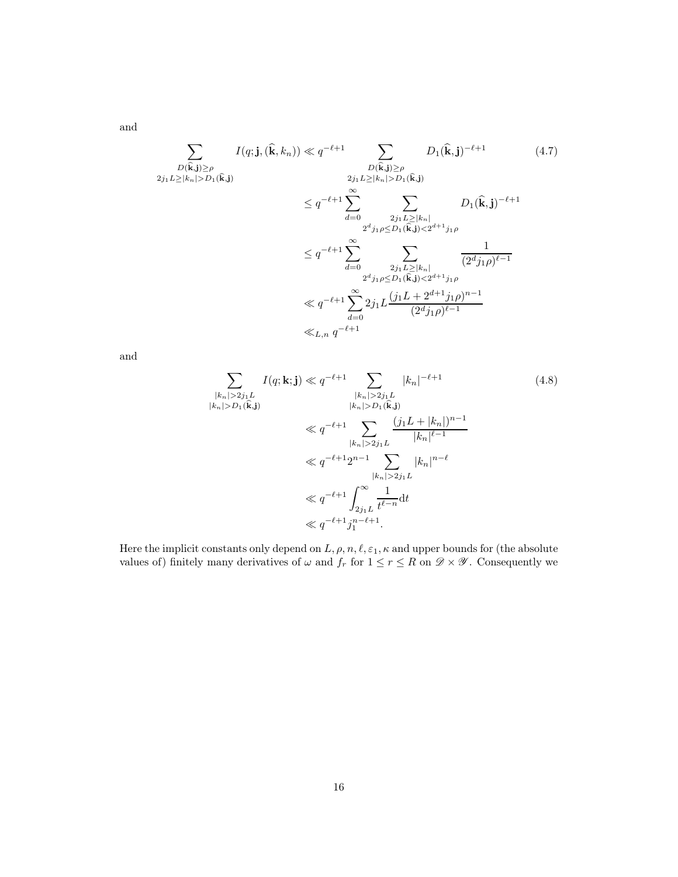and

$$
\begin{aligned}
\sum_{\substack{D(\widehat{\mathbf{k}},\mathbf{j})\geq\rho \\ 2j_1L\geq|k_n|>D_1(\widehat{\mathbf{k}},\mathbf{j})}} I(q;\mathbf{j},(\widehat{\mathbf{k}},k_n)) &\ll q^{-\ell+1} \sum_{\substack{D(\widehat{\mathbf{k}},\mathbf{j})\geq\rho \\ 2j_1L\geq|k_n|>D_1(\widehat{\mathbf{k}},\mathbf{j})}} D_1(\widehat{\mathbf{k}},\mathbf{j})^{-\ell+1} \\
&\leq q^{-\ell+1} \sum_{d=0}^{\infty} \sum_{\substack{2j_1L\geq|k_n| \\ 2^d j_1\rho\leq D_1(\widehat{\mathbf{k}},\mathbf{j})<2^{d+1}j_1\rho}} D_1(\widehat{\mathbf{k}},\mathbf{j})^{-\ell+1} \\
&\leq q^{-\ell+1} \sum_{d=0}^{\infty} \sum_{\substack{2j_1L\geq|k_n| \\ 2^d j_1\rho\leq D_1(\widehat{\mathbf{k}},\mathbf{j})<2^{d+1}j_1\rho}} \frac{1}{(2^d j_1\rho)^{\ell-1}} \\
&\ll q^{-\ell+1} \sum_{d=0}^{\infty} 2j_1L \frac{(j_1L+2^{d+1}j_1\rho)^{n-1}}{(2^d j_1\rho)^{\ell-1}} \\
&\ll_{L,n} q^{-\ell+1}
\end{aligned} \tag{4.7}
$$

and

$$
\begin{aligned}
\sum_{\substack{|k_n|>2j_1L \\ |k_n|>D_1(\widehat{\mathbf{k}},\mathbf{j})}} I(q;\mathbf{k};\mathbf{j}) &\ll q^{-\ell+1} \sum_{\substack{|k_n|>2j_1L \\ |k_n|>D_1(\widehat{\mathbf{k}},\mathbf{j})}} |k_n|^{-\ell+1} \\
&\ll q^{-\ell+1} \sum_{|k_n|>2j_1L} \frac{(j_1L+|k_n|)^{n-1}}{|k_n|^{\ell-1}} \\
&\ll q^{-\ell+1} 2^{n-1} \sum_{|k_n|>2j_1L} |k_n|^{n-\ell} \\
&\ll q^{-\ell+1} \int_{2j_1L}^{\infty} \frac{1}{t^{\ell-n}} \mathrm{d}t \\
&\ll q^{-\ell+1} j_1^{n-\ell+1}.
\end{aligned} \tag{4.8}
$$

Here the implicit constants only depend on $L, \rho, n, \ell, \varepsilon_1, \kappa$ and upper bounds for (the absolute values of) finitely many derivatives of $\omega$ and $f_r$ for $1 \leq r \leq R$ on $\mathscr{D} \times \mathscr{Y}$. Consequently we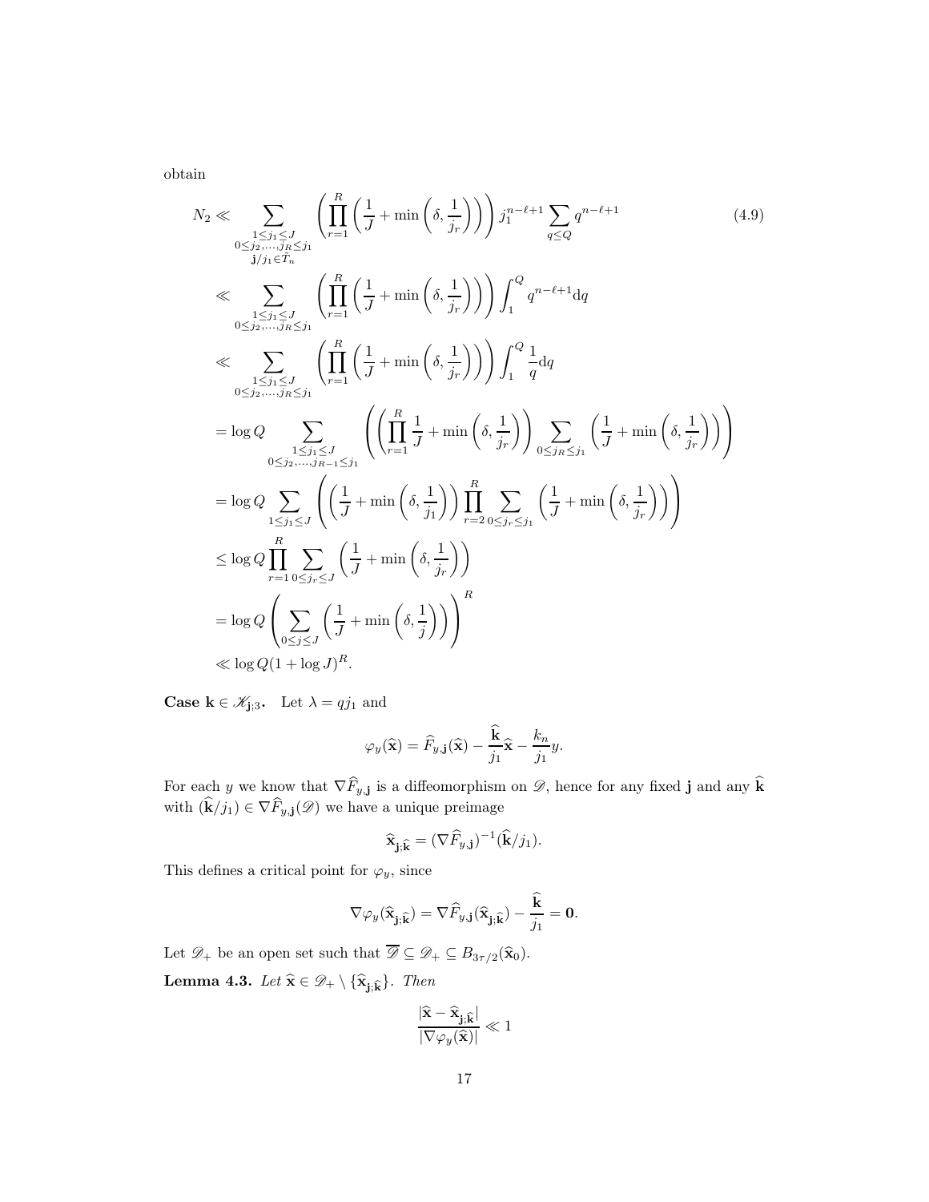obtain

$$
\begin{aligned}
N_2 &\ll \sum_{\substack{1\le j_1\le J\\ 0\le j_2,\dots,j_R\le j_1\\ \mathbf{j}/j_1\in \widetilde{T}_n}} \left(\prod_{r=1}^{R}\left(\frac{1}{J}+\min\left(\delta,\frac{1}{j_r}\right)\right)\right) j_1^{n-\ell+1}\sum_{q\le Q} q^{n-\ell+1} \qquad (4.9)\\
&\ll \sum_{\substack{1\le j_1\le J\\ 0\le j_2,\dots,j_R\le j_1}} \left(\prod_{r=1}^{R}\left(\frac{1}{J}+\min\left(\delta,\frac{1}{j_r}\right)\right)\right)\int_1^Q q^{n-\ell+1}\mathrm{d}q\\
&\ll \sum_{\substack{1\le j_1\le J\\ 0\le j_2,\dots,j_R\le j_1}} \left(\prod_{r=1}^{R}\left(\frac{1}{J}+\min\left(\delta,\frac{1}{j_r}\right)\right)\right)\int_1^Q \frac{1}{q}\mathrm{d}q\\
&= \log Q \sum_{\substack{1\le j_1\le J\\ 0\le j_2,\dots,j_{R-1}\le j_1}} \left(\left(\prod_{r=1}^{R}\frac{1}{J}+\min\left(\delta,\frac{1}{j_r}\right)\right)\sum_{0\le j_R\le j_1}\left(\frac{1}{J}+\min\left(\delta,\frac{1}{j_r}\right)\right)\right)\\
&= \log Q \sum_{1\le j_1\le J}\left(\left(\frac{1}{J}+\min\left(\delta,\frac{1}{j_1}\right)\right)\prod_{r=2}^{R}\sum_{0\le j_r\le j_1}\left(\frac{1}{J}+\min\left(\delta,\frac{1}{j_r}\right)\right)\right)\\
&\le \log Q\prod_{r=1}^{R}\sum_{0\le j_r\le J}\left(\frac{1}{J}+\min\left(\delta,\frac{1}{j_r}\right)\right)\\
&= \log Q\left(\sum_{0\le j\le J}\left(\frac{1}{J}+\min\left(\delta,\frac{1}{j}\right)\right)\right)^R\\
&\ll \log Q(1+\log J)^R.
\end{aligned}
$$

**Case $\mathbf{k}\in\mathscr{K}_{\mathbf{j};3}$.** Let $\lambda = qj_1$ and

$$
\varphi_y(\widehat{\mathbf{x}}) = \widehat{F}_{y,\mathbf{j}}(\widehat{\mathbf{x}}) - \frac{\widehat{\mathbf{k}}}{j_1}\widehat{\mathbf{x}} - \frac{k_n}{j_1}y.
$$

For each $y$ we know that $\nabla\widehat{F}_{y,\mathbf{j}}$ is a diffeomorphism on $\mathscr{D}$, hence for any fixed $\mathbf{j}$ and any $\widehat{\mathbf{k}}$ with $(\widehat{\mathbf{k}}/j_1)\in\nabla\widehat{F}_{y,\mathbf{j}}(\mathscr{D})$ we have a unique preimage

$$
\widehat{\mathbf{x}}_{\mathbf{j};\widehat{\mathbf{k}}} = (\nabla\widehat{F}_{y,\mathbf{j}})^{-1}(\widehat{\mathbf{k}}/j_1).
$$

This defines a critical point for $\varphi_y$, since

$$
\nabla\varphi_y(\widehat{\mathbf{x}}_{\mathbf{j};\widehat{\mathbf{k}}}) = \nabla\widehat{F}_{y,\mathbf{j}}(\widehat{\mathbf{x}}_{\mathbf{j};\widehat{\mathbf{k}}}) - \frac{\widehat{\mathbf{k}}}{j_1} = \mathbf{0}.
$$

Let $\mathscr{D}_+$ be an open set such that $\overline{\mathscr{D}}\subseteq\mathscr{D}_+\subseteq B_{3\tau/2}(\widehat{\mathbf{x}}_0)$.

**Lemma 4.3.** *Let $\widehat{\mathbf{x}}\in\mathscr{D}_+\setminus\{\widehat{\mathbf{x}}_{\mathbf{j};\widehat{\mathbf{k}}}\}$. Then*

$$
\frac{|\widehat{\mathbf{x}}-\widehat{\mathbf{x}}_{\mathbf{j};\widehat{\mathbf{k}}}|}{|\nabla\varphi_y(\widehat{\mathbf{x}})|}\ll 1
$$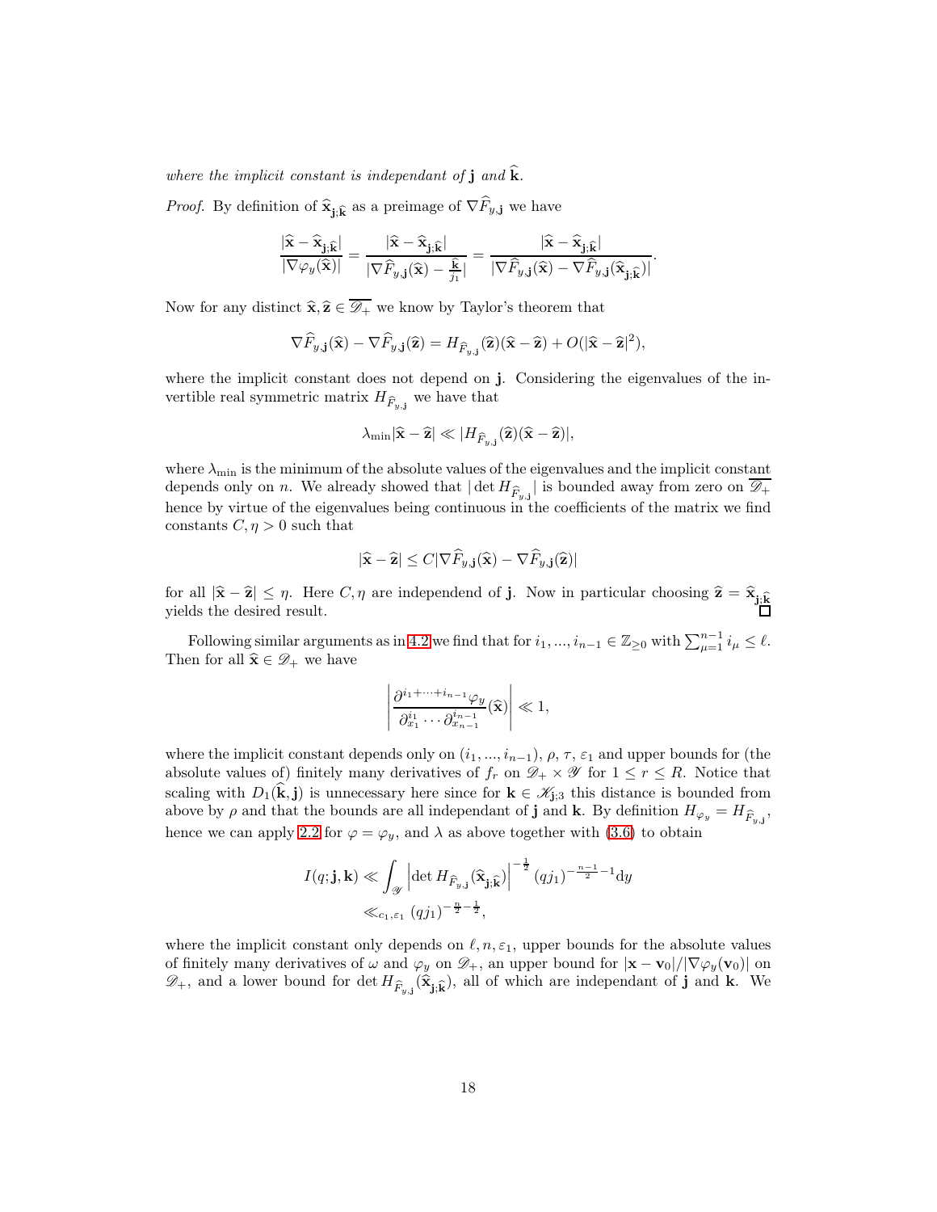*where the implicit constant is independant of* $\mathbf{j}$ *and* $\widehat{\mathbf{k}}$*.*

*Proof.* By definition of $\widehat{\mathbf{x}}_{\mathbf{j};\widehat{\mathbf{k}}}$ as a preimage of $\nabla \widehat{F}_{y,\mathbf{j}}$ we have

$$\frac{|\widehat{\mathbf{x}} - \widehat{\mathbf{x}}_{\mathbf{j};\widehat{\mathbf{k}}}|}{|\nabla \varphi_y(\widehat{\mathbf{x}})|} = \frac{|\widehat{\mathbf{x}} - \widehat{\mathbf{x}}_{\mathbf{j};\widehat{\mathbf{k}}}|}{|\nabla \widehat{F}_{y,\mathbf{j}}(\widehat{\mathbf{x}}) - \frac{\widehat{\mathbf{k}}}{j_1}|} = \frac{|\widehat{\mathbf{x}} - \widehat{\mathbf{x}}_{\mathbf{j};\widehat{\mathbf{k}}}|}{|\nabla \widehat{F}_{y,\mathbf{j}}(\widehat{\mathbf{x}}) - \nabla \widehat{F}_{y,\mathbf{j}}(\widehat{\mathbf{x}}_{\mathbf{j};\widehat{\mathbf{k}}})|}.$$

Now for any distinct $\widehat{\mathbf{x}}, \widehat{\mathbf{z}} \in \overline{\mathscr{D}_+}$ we know by Taylor's theorem that

$$\nabla \widehat{F}_{y,\mathbf{j}}(\widehat{\mathbf{x}}) - \nabla \widehat{F}_{y,\mathbf{j}}(\widehat{\mathbf{z}}) = H_{\widehat{F}_{y,\mathbf{j}}}(\widehat{\mathbf{z}})(\widehat{\mathbf{x}} - \widehat{\mathbf{z}}) + O(|\widehat{\mathbf{x}} - \widehat{\mathbf{z}}|^2),$$

where the implicit constant does not depend on $\mathbf{j}$. Considering the eigenvalues of the invertible real symmetric matrix $H_{\widehat{F}_{y,\mathbf{j}}}$ we have that

$$\lambda_{\min} |\widehat{\mathbf{x}} - \widehat{\mathbf{z}}| \ll |H_{\widehat{F}_{y,\mathbf{j}}}(\widehat{\mathbf{z}})(\widehat{\mathbf{x}} - \widehat{\mathbf{z}})|,$$

where $\lambda_{\min}$ is the minimum of the absolute values of the eigenvalues and the implicit constant depends only on $n$. We already showed that $|\det H_{\widehat{F}_{y,\mathbf{j}}}|$ is bounded away from zero on $\overline{\mathscr{D}_+}$ hence by virtue of the eigenvalues being continuous in the coefficients of the matrix we find constants $C, \eta > 0$ such that

$$|\widehat{\mathbf{x}} - \widehat{\mathbf{z}}| \leq C |\nabla \widehat{F}_{y,\mathbf{j}}(\widehat{\mathbf{x}}) - \nabla \widehat{F}_{y,\mathbf{j}}(\widehat{\mathbf{z}})|$$

for all $|\widehat{\mathbf{x}} - \widehat{\mathbf{z}}| \leq \eta$. Here $C, \eta$ are independend of $\mathbf{j}$. Now in particular choosing $\widehat{\mathbf{z}} = \widehat{\mathbf{x}}_{\mathbf{j};\widehat{\mathbf{k}}}$ yields the desired result. $\square$

Following similar arguments as in 4.2 we find that for $i_1, ..., i_{n-1} \in \mathbb{Z}_{\geq 0}$ with $\sum_{\mu=1}^{n-1} i_\mu \leq \ell$. Then for all $\widehat{\mathbf{x}} \in \mathscr{D}_+$ we have

$$\left| \frac{\partial^{i_1 + \cdots + i_{n-1}} \varphi_y}{\partial_{x_1}^{i_1} \cdots \partial_{x_{n-1}}^{i_{n-1}}}(\widehat{\mathbf{x}}) \right| \ll 1,$$

where the implicit constant depends only on $(i_1, ..., i_{n-1})$, $\rho$, $\tau$, $\varepsilon_1$ and upper bounds for (the absolute values of) finitely many derivatives of $f_r$ on $\mathscr{D}_+ \times \mathscr{Y}$ for $1 \leq r \leq R$. Notice that scaling with $D_1(\widehat{\mathbf{k}}, \mathbf{j})$ is unnecessary here since for $\mathbf{k} \in \mathscr{K}_{\mathbf{j};3}$ this distance is bounded from above by $\rho$ and that the bounds are all independant of $\mathbf{j}$ and $\mathbf{k}$. By definition $H_{\varphi_y} = H_{\widehat{F}_{y,\mathbf{j}}}$, hence we can apply 2.2 for $\varphi = \varphi_y$, and $\lambda$ as above together with (3.6) to obtain

$$\begin{aligned}
I(q; \mathbf{j}, \mathbf{k}) &\ll \int_{\mathscr{Y}} \left| \det H_{\widehat{F}_{y,\mathbf{j}}}(\widehat{\mathbf{x}}_{\mathbf{j};\widehat{\mathbf{k}}}) \right|^{-\frac{1}{2}} (q j_1)^{-\frac{n-1}{2} - 1} \mathrm{d}y \\
&\ll_{c_1, \varepsilon_1} (q j_1)^{-\frac{n}{2} - \frac{1}{2}},
\end{aligned}$$

where the implicit constant only depends on $\ell, n, \varepsilon_1$, upper bounds for the absolute values of finitely many derivatives of $\omega$ and $\varphi_y$ on $\mathscr{D}_+$, an upper bound for $|\mathbf{x} - \mathbf{v}_0| / |\nabla \varphi_y(\mathbf{v}_0)|$ on $\mathscr{D}_+$, and a lower bound for $\det H_{\widehat{F}_{y,\mathbf{j}}}(\widehat{\mathbf{x}}_{\mathbf{j};\widehat{\mathbf{k}}})$, all of which are independant of $\mathbf{j}$ and $\mathbf{k}$. We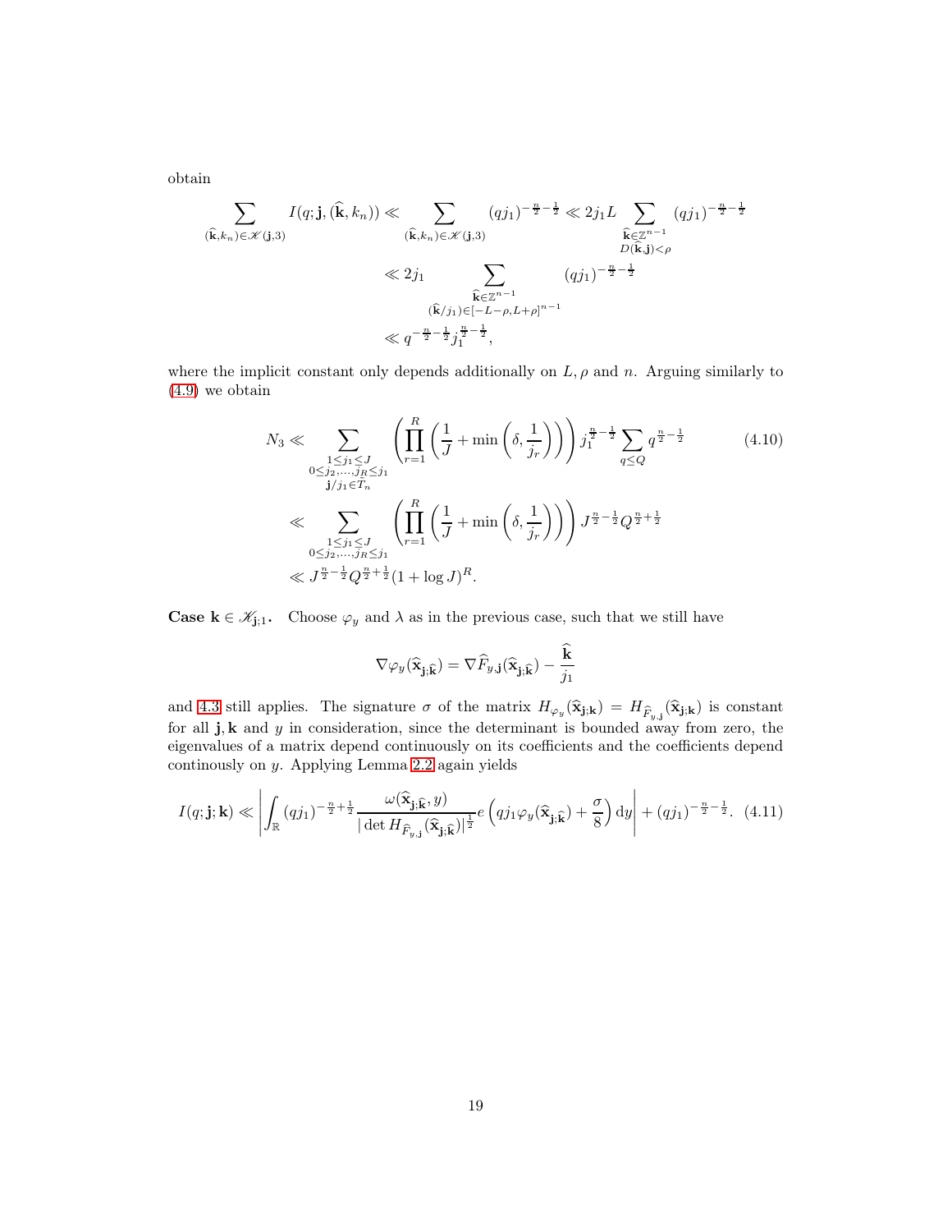obtain

$$
\begin{aligned}
\sum_{(\widehat{\mathbf{k}},k_n)\in\mathscr{K}(\mathbf{j},3)} I(q;\mathbf{j},(\widehat{\mathbf{k}},k_n)) &\ll \sum_{(\widehat{\mathbf{k}},k_n)\in\mathscr{K}(\mathbf{j},3)} (qj_1)^{-\frac{n}{2}-\frac{1}{2}} \ll 2j_1L \sum_{\substack{\widehat{\mathbf{k}}\in\mathbb{Z}^{n-1}\\ D(\widehat{\mathbf{k}},\mathbf{j})<\rho}} (qj_1)^{-\frac{n}{2}-\frac{1}{2}} \\
&\ll 2j_1 \sum_{\substack{\widehat{\mathbf{k}}\in\mathbb{Z}^{n-1}\\ (\widehat{\mathbf{k}}/j_1)\in[-L-\rho,L+\rho]^{n-1}}} (qj_1)^{-\frac{n}{2}-\frac{1}{2}} \\
&\ll q^{-\frac{n}{2}-\frac{1}{2}} j_1^{\frac{n}{2}-\frac{1}{2}},
\end{aligned}
$$

where the implicit constant only depends additionally on $L,\rho$ and $n$. Arguing similarly to (4.9) we obtain

$$
\begin{aligned}
N_3 &\ll \sum_{\substack{1\le j_1\le J\\ 0\le j_2,\ldots,j_R\le j_1\\ \mathbf{j}/j_1\in T_n}} \left(\prod_{r=1}^{R}\left(\frac{1}{J}+\min\left(\delta,\frac{1}{j_r}\right)\right)\right) j_1^{\frac{n}{2}-\frac{1}{2}} \sum_{q\le Q} q^{\frac{n}{2}-\frac{1}{2}} \\
&\ll \sum_{\substack{1\le j_1\le J\\ 0\le j_2,\ldots,j_R\le j_1}} \left(\prod_{r=1}^{R}\left(\frac{1}{J}+\min\left(\delta,\frac{1}{j_r}\right)\right)\right) J^{\frac{n}{2}-\frac{1}{2}} Q^{\frac{n}{2}+\frac{1}{2}} \\
&\ll J^{\frac{n}{2}-\frac{1}{2}} Q^{\frac{n}{2}+\frac{1}{2}} (1+\log J)^R.
\end{aligned} \tag{4.10}
$$

**Case $\mathbf{k}\in\mathscr{K}_{\mathbf{j};1}$.** Choose $\varphi_y$ and $\lambda$ as in the previous case, such that we still have

$$
\nabla\varphi_y(\widehat{\mathbf{x}}_{\mathbf{j};\widehat{\mathbf{k}}}) = \nabla\widehat{F}_{y,\mathbf{j}}(\widehat{\mathbf{x}}_{\mathbf{j};\widehat{\mathbf{k}}}) - \frac{\widehat{\mathbf{k}}}{j_1}
$$

and 4.3 still applies. The signature $\sigma$ of the matrix $H_{\varphi_y}(\widehat{\mathbf{x}}_{\mathbf{j};\mathbf{k}}) = H_{\widehat{F}_{y,\mathbf{j}}}(\widehat{\mathbf{x}}_{\mathbf{j};\mathbf{k}})$ is constant for all $\mathbf{j},\mathbf{k}$ and $y$ in consideration, since the determinant is bounded away from zero, the eigenvalues of a matrix depend continuously on its coefficients and the coefficients depend continously on $y$. Applying Lemma 2.2 again yields

$$
I(q;\mathbf{j};\mathbf{k}) \ll \left|\int_{\mathbb{R}} (qj_1)^{-\frac{n}{2}+\frac{1}{2}} \frac{\omega(\widehat{\mathbf{x}}_{\mathbf{j};\widehat{\mathbf{k}}},y)}{|\det H_{\widehat{F}_{y,\mathbf{j}}}(\widehat{\mathbf{x}}_{\mathbf{j};\widehat{\mathbf{k}}})|^{\frac{1}{2}}} e\left(qj_1\varphi_y(\widehat{\mathbf{x}}_{\mathbf{j};\widehat{\mathbf{k}}}) + \frac{\sigma}{8}\right) \mathrm{d}y\right| + (qj_1)^{-\frac{n}{2}-\frac{1}{2}}. \tag{4.11}
$$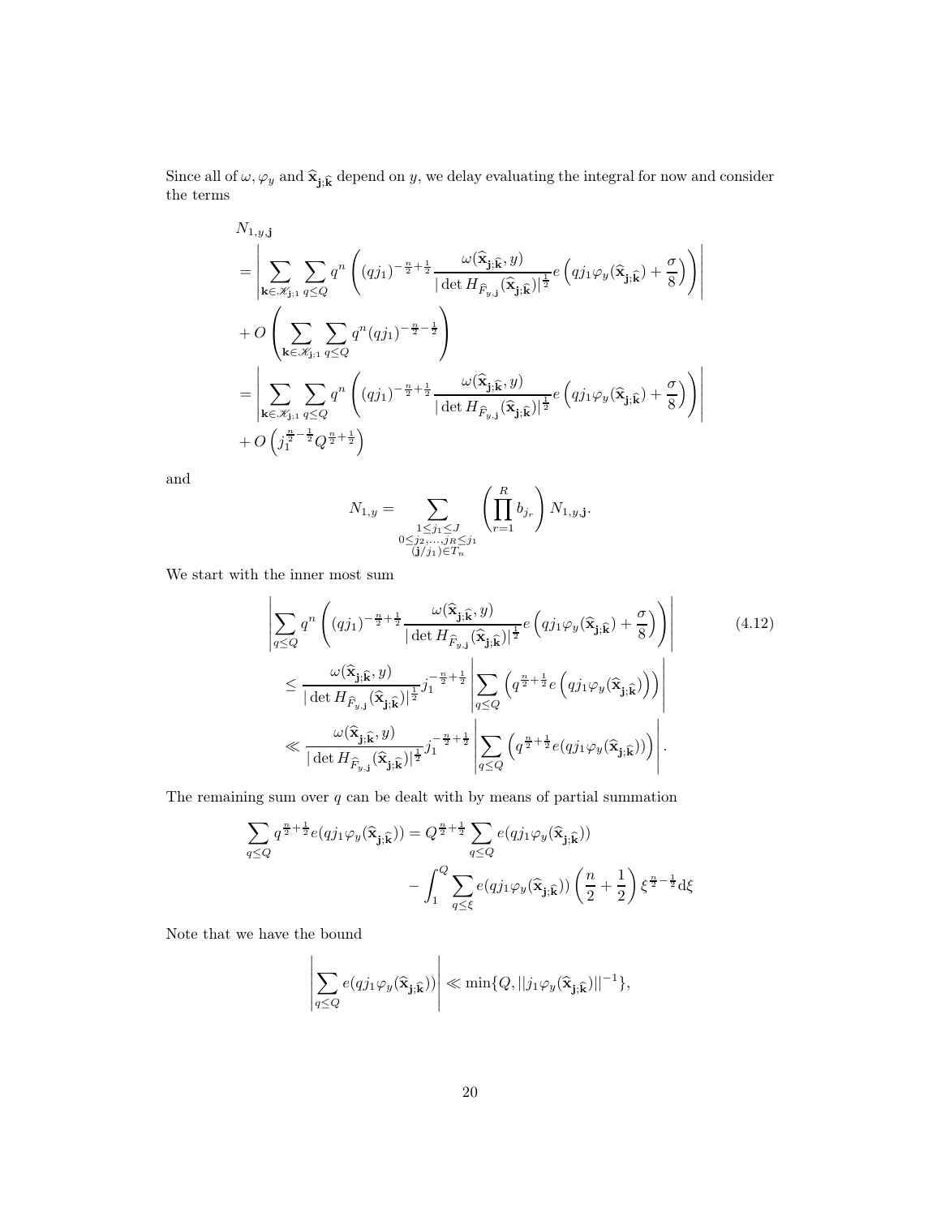Since all of $\omega, \varphi_y$ and $\widehat{\mathbf{x}}_{\mathbf{j};\widehat{\mathbf{k}}}$ depend on $y$, we delay evaluating the integral for now and consider the terms

$$
\begin{aligned}
&N_{1,y,\mathbf{j}} \\
&= \left| \sum_{\mathbf{k}\in\mathscr{K}_{\mathbf{j};1}} \sum_{q\leq Q} q^n \left( (qj_1)^{-\frac{n}{2}+\frac{1}{2}} \frac{\omega(\widehat{\mathbf{x}}_{\mathbf{j};\widehat{\mathbf{k}}}, y)}{|\det H_{\widehat{F}_{y,\mathbf{j}}}(\widehat{\mathbf{x}}_{\mathbf{j};\widehat{\mathbf{k}}})|^{\frac{1}{2}}} e\left( qj_1\varphi_y(\widehat{\mathbf{x}}_{\mathbf{j};\widehat{\mathbf{k}}}) + \frac{\sigma}{8}\right)\right)\right| \\
&+ O\left( \sum_{\mathbf{k}\in\mathscr{K}_{\mathbf{j};1}} \sum_{q\leq Q} q^n (qj_1)^{-\frac{n}{2}-\frac{1}{2}}\right) \\
&= \left| \sum_{\mathbf{k}\in\mathscr{K}_{\mathbf{j};1}} \sum_{q\leq Q} q^n \left( (qj_1)^{-\frac{n}{2}+\frac{1}{2}} \frac{\omega(\widehat{\mathbf{x}}_{\mathbf{j};\widehat{\mathbf{k}}}, y)}{|\det H_{\widehat{F}_{y,\mathbf{j}}}(\widehat{\mathbf{x}}_{\mathbf{j};\widehat{\mathbf{k}}})|^{\frac{1}{2}}} e\left( qj_1\varphi_y(\widehat{\mathbf{x}}_{\mathbf{j};\widehat{\mathbf{k}}}) + \frac{\sigma}{8}\right)\right)\right| \\
&+ O\left( j_1^{\frac{n}{2}-\frac{1}{2}} Q^{\frac{n}{2}+\frac{1}{2}}\right)
\end{aligned}
$$

and

$$
N_{1,y} = \sum_{\substack{1\leq j_1\leq J \\ 0\leq j_2,\ldots,j_R\leq j_1 \\ (\mathbf{j}/j_1)\in T_n}} \left( \prod_{r=1}^{R} b_{j_r}\right) N_{1,y,\mathbf{j}}.
$$

We start with the inner most sum

$$
\begin{aligned}
&\left| \sum_{q\leq Q} q^n \left( (qj_1)^{-\frac{n}{2}+\frac{1}{2}} \frac{\omega(\widehat{\mathbf{x}}_{\mathbf{j};\widehat{\mathbf{k}}}, y)}{|\det H_{\widehat{F}_{y,\mathbf{j}}}(\widehat{\mathbf{x}}_{\mathbf{j};\widehat{\mathbf{k}}})|^{\frac{1}{2}}} e\left( qj_1\varphi_y(\widehat{\mathbf{x}}_{\mathbf{j};\widehat{\mathbf{k}}}) + \frac{\sigma}{8}\right)\right)\right| \qquad (4.12) \\
&\quad\leq \frac{\omega(\widehat{\mathbf{x}}_{\mathbf{j};\widehat{\mathbf{k}}}, y)}{|\det H_{\widehat{F}_{y,\mathbf{j}}}(\widehat{\mathbf{x}}_{\mathbf{j};\widehat{\mathbf{k}}})|^{\frac{1}{2}}} j_1^{-\frac{n}{2}+\frac{1}{2}} \left| \sum_{q\leq Q} \left( q^{\frac{n}{2}+\frac{1}{2}} e\left( qj_1\varphi_y(\widehat{\mathbf{x}}_{\mathbf{j};\widehat{\mathbf{k}}})\right)\right)\right| \\
&\quad\ll \frac{\omega(\widehat{\mathbf{x}}_{\mathbf{j};\widehat{\mathbf{k}}}, y)}{|\det H_{\widehat{F}_{y,\mathbf{j}}}(\widehat{\mathbf{x}}_{\mathbf{j};\widehat{\mathbf{k}}})|^{\frac{1}{2}}} j_1^{-\frac{n}{2}+\frac{1}{2}} \left| \sum_{q\leq Q} \left( q^{\frac{n}{2}+\frac{1}{2}} e(qj_1\varphi_y(\widehat{\mathbf{x}}_{\mathbf{j};\widehat{\mathbf{k}}}))\right)\right|.
\end{aligned}
$$

The remaining sum over $q$ can be dealt with by means of partial summation

$$
\begin{aligned}
\sum_{q\leq Q} q^{\frac{n}{2}+\frac{1}{2}} e(qj_1\varphi_y(\widehat{\mathbf{x}}_{\mathbf{j};\widehat{\mathbf{k}}})) &= Q^{\frac{n}{2}+\frac{1}{2}} \sum_{q\leq Q} e(qj_1\varphi_y(\widehat{\mathbf{x}}_{\mathbf{j};\widehat{\mathbf{k}}})) \\
&\quad - \int_1^Q \sum_{q\leq\xi} e(qj_1\varphi_y(\widehat{\mathbf{x}}_{\mathbf{j};\widehat{\mathbf{k}}})) \left(\frac{n}{2}+\frac{1}{2}\right) \xi^{\frac{n}{2}-\frac{1}{2}} \mathrm{d}\xi
\end{aligned}
$$

Note that we have the bound

$$
\left| \sum_{q\leq Q} e(qj_1\varphi_y(\widehat{\mathbf{x}}_{\mathbf{j};\widehat{\mathbf{k}}}))\right| \ll \min\{Q, ||j_1\varphi_y(\widehat{\mathbf{x}}_{\mathbf{j};\widehat{\mathbf{k}}})||^{-1}\},
$$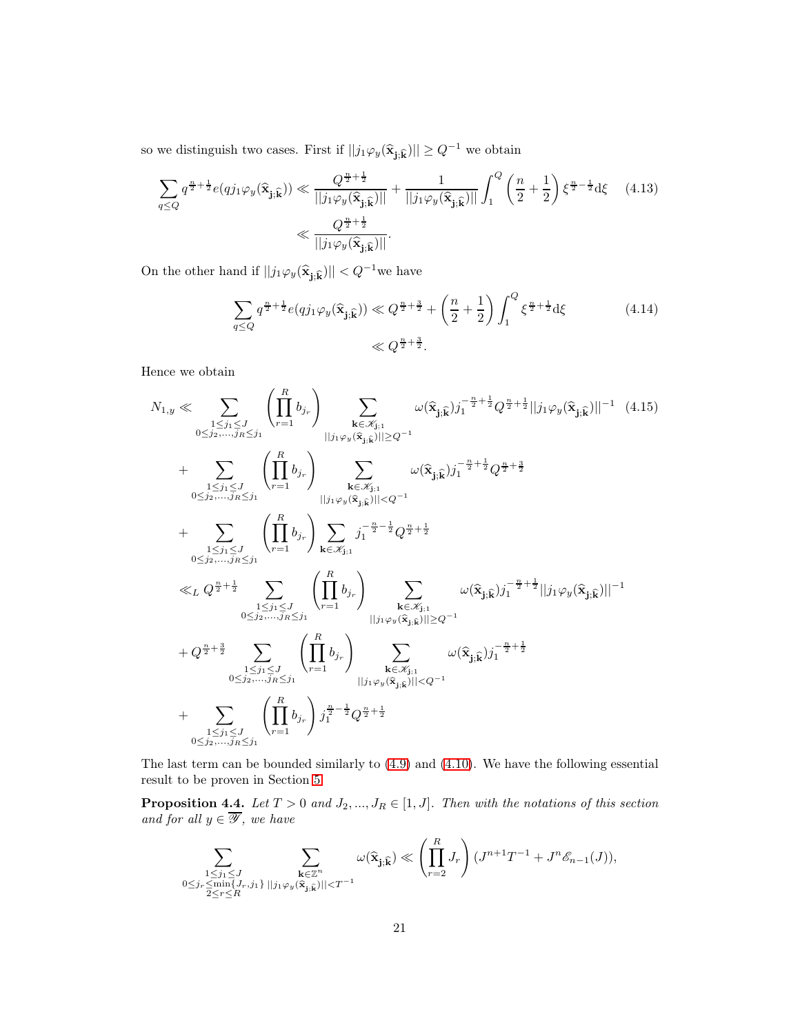so we distinguish two cases. First if $||j_1\varphi_y(\widehat{\mathbf{x}}_{\mathbf{j};\widehat{\mathbf{k}}})|| \geq Q^{-1}$ we obtain

$$\sum_{q\leq Q} q^{\frac{n}{2}+\frac{1}{2}} e(qj_1\varphi_y(\widehat{\mathbf{x}}_{\mathbf{j};\widehat{\mathbf{k}}})) \ll \frac{Q^{\frac{n}{2}+\frac{1}{2}}}{||j_1\varphi_y(\widehat{\mathbf{x}}_{\mathbf{j};\widehat{\mathbf{k}}})||} + \frac{1}{||j_1\varphi_y(\widehat{\mathbf{x}}_{\mathbf{j};\widehat{\mathbf{k}}})||}\int_1^Q \left(\frac{n}{2}+\frac{1}{2}\right)\xi^{\frac{n}{2}-\frac{1}{2}}\mathrm{d}\xi \ll \frac{Q^{\frac{n}{2}+\frac{1}{2}}}{||j_1\varphi_y(\widehat{\mathbf{x}}_{\mathbf{j};\widehat{\mathbf{k}}})||}. \tag{4.13}$$

On the other hand if $||j_1\varphi_y(\widehat{\mathbf{x}}_{\mathbf{j};\widehat{\mathbf{k}}})|| < Q^{-1}$we have

$$\sum_{q\leq Q} q^{\frac{n}{2}+\frac{1}{2}} e(qj_1\varphi_y(\widehat{\mathbf{x}}_{\mathbf{j};\widehat{\mathbf{k}}})) \ll Q^{\frac{n}{2}+\frac{3}{2}} + \left(\frac{n}{2}+\frac{1}{2}\right)\int_1^Q \xi^{\frac{n}{2}+\frac{1}{2}}\mathrm{d}\xi \ll Q^{\frac{n}{2}+\frac{3}{2}}. \tag{4.14}$$

Hence we obtain

$$\begin{aligned}
N_{1,y} \ll & \sum_{\substack{1\leq j_1\leq J\\ 0\leq j_2,\dots,j_R\leq j_1}} \left(\prod_{r=1}^R b_{j_r}\right) \sum_{\substack{\mathbf{k}\in\mathscr{K}_{\mathbf{j};1}\\ ||j_1\varphi_y(\widehat{\mathbf{x}}_{\mathbf{j};\widehat{\mathbf{k}}})||\geq Q^{-1}}} \omega(\widehat{\mathbf{x}}_{\mathbf{j};\widehat{\mathbf{k}}}) j_1^{-\frac{n}{2}+\frac{1}{2}} Q^{\frac{n}{2}+\frac{1}{2}} ||j_1\varphi_y(\widehat{\mathbf{x}}_{\mathbf{j};\widehat{\mathbf{k}}})||^{-1} \\
&+ \sum_{\substack{1\leq j_1\leq J\\ 0\leq j_2,\dots,j_R\leq j_1}} \left(\prod_{r=1}^R b_{j_r}\right) \sum_{\substack{\mathbf{k}\in\mathscr{K}_{\mathbf{j};1}\\ ||j_1\varphi_y(\widehat{\mathbf{x}}_{\mathbf{j};\widehat{\mathbf{k}}})||< Q^{-1}}} \omega(\widehat{\mathbf{x}}_{\mathbf{j};\widehat{\mathbf{k}}}) j_1^{-\frac{n}{2}+\frac{1}{2}} Q^{\frac{n}{2}+\frac{3}{2}} \\
&+ \sum_{\substack{1\leq j_1\leq J\\ 0\leq j_2,\dots,j_R\leq j_1}} \left(\prod_{r=1}^R b_{j_r}\right) \sum_{\mathbf{k}\in\mathscr{K}_{\mathbf{j};1}} j_1^{-\frac{n}{2}-\frac{1}{2}} Q^{\frac{n}{2}+\frac{1}{2}} \\
\ll_L & \; Q^{\frac{n}{2}+\frac{1}{2}} \sum_{\substack{1\leq j_1\leq J\\ 0\leq j_2,\dots,j_R\leq j_1}} \left(\prod_{r=1}^R b_{j_r}\right) \sum_{\substack{\mathbf{k}\in\mathscr{K}_{\mathbf{j};1}\\ ||j_1\varphi_y(\widehat{\mathbf{x}}_{\mathbf{j};\widehat{\mathbf{k}}})||\geq Q^{-1}}} \omega(\widehat{\mathbf{x}}_{\mathbf{j};\widehat{\mathbf{k}}}) j_1^{-\frac{n}{2}+\frac{1}{2}} ||j_1\varphi_y(\widehat{\mathbf{x}}_{\mathbf{j};\widehat{\mathbf{k}}})||^{-1} \\
&+ Q^{\frac{n}{2}+\frac{3}{2}} \sum_{\substack{1\leq j_1\leq J\\ 0\leq j_2,\dots,j_R\leq j_1}} \left(\prod_{r=1}^R b_{j_r}\right) \sum_{\substack{\mathbf{k}\in\mathscr{K}_{\mathbf{j};1}\\ ||j_1\varphi_y(\widehat{\mathbf{x}}_{\mathbf{j};\widehat{\mathbf{k}}})||< Q^{-1}}} \omega(\widehat{\mathbf{x}}_{\mathbf{j};\widehat{\mathbf{k}}}) j_1^{-\frac{n}{2}+\frac{1}{2}} \\
&+ \sum_{\substack{1\leq j_1\leq J\\ 0\leq j_2,\dots,j_R\leq j_1}} \left(\prod_{r=1}^R b_{j_r}\right) j_1^{\frac{n}{2}-\frac{1}{2}} Q^{\frac{n}{2}+\frac{1}{2}}
\end{aligned} \tag{4.15}$$

The last term can be bounded similarly to (4.9) and (4.10). We have the following essential result to be proven in Section 5.

**Proposition 4.4.** *Let $T>0$ and $J_2,\dots,J_R\in[1,J]$. Then with the notations of this section and for all $y\in\overline{\mathscr{Y}}$, we have*

$$\sum_{\substack{1\leq j_1\leq J\\ 0\leq j_r\leq \min\{J_r,j_1\}\\ 2\leq r\leq R}} \sum_{\substack{\mathbf{k}\in\mathbb{Z}^n\\ ||j_1\varphi_y(\widehat{\mathbf{x}}_{\mathbf{j};\widehat{\mathbf{k}}})||<T^{-1}}} \omega(\widehat{\mathbf{x}}_{\mathbf{j};\widehat{\mathbf{k}}}) \ll \left(\prod_{r=2}^R J_r\right)(J^{n+1}T^{-1} + J^n\mathscr{E}_{n-1}(J)),$$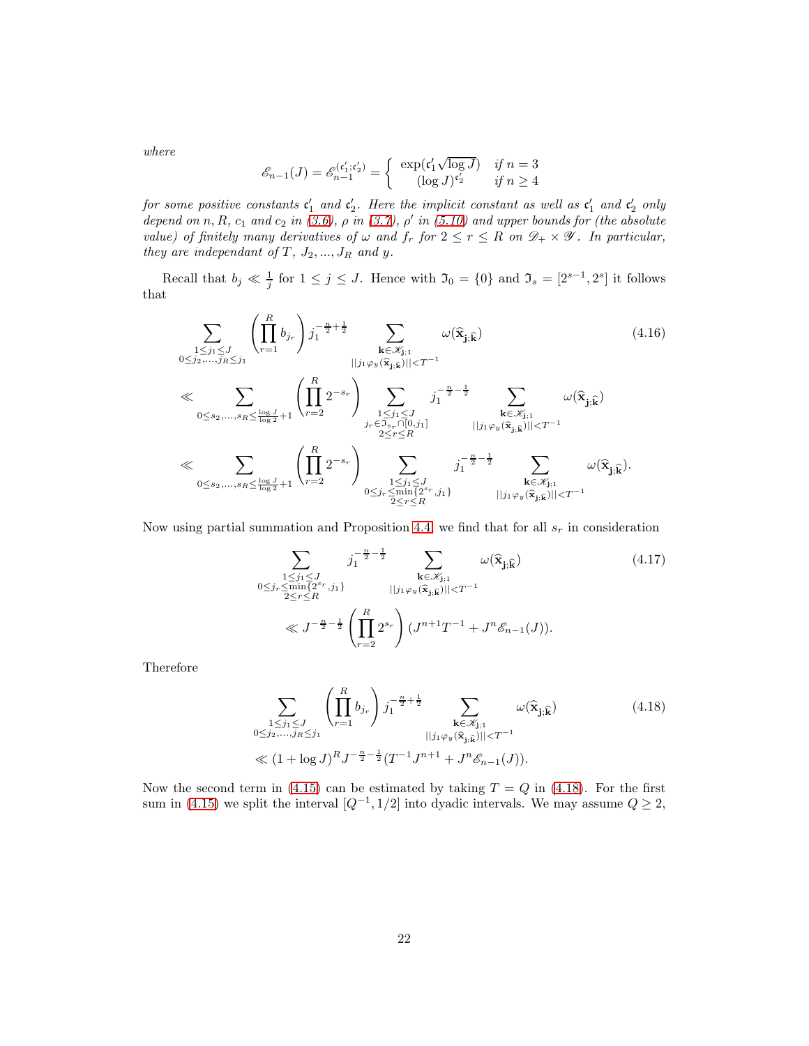*where*

$$\mathscr{E}_{n-1}(J) = \mathscr{E}_{n-1}^{(\mathfrak{c}_1';\mathfrak{c}_2')} = \begin{cases} \exp(\mathfrak{c}_1'\sqrt{\log J}) & \text{if } n = 3 \\ (\log J)^{\mathfrak{c}_2'} & \text{if } n \geq 4 \end{cases}$$

*for some positive constants $\mathfrak{c}_1'$ and $\mathfrak{c}_2'$. Here the implicit constant as well as $\mathfrak{c}_1'$ and $\mathfrak{c}_2'$ only depend on $n, R$, $c_1$ and $c_2$ in (3.6), $\rho$ in (3.7), $\rho'$ in (5.10) and upper bounds for (the absolute value) of finitely many derivatives of $\omega$ and $f_r$ for $2 \leq r \leq R$ on $\mathscr{D}_+ \times \mathscr{Y}$. In particular, they are independant of $T$, $J_2, ..., J_R$ and $y$.*

Recall that $b_j \ll \frac{1}{j}$ for $1 \leq j \leq J$. Hence with $\mathfrak{I}_0 = \{0\}$ and $\mathfrak{I}_s = [2^{s-1}, 2^s]$ it follows that

$$\begin{aligned}
&\sum_{\substack{1 \leq j_1 \leq J \\ 0 \leq j_2, ..., j_R \leq j_1}} \left( \prod_{r=1}^{R} b_{j_r} \right) j_1^{-\frac{n}{2}+\frac{1}{2}} \sum_{\substack{\mathbf{k} \in \mathscr{K}_{\mathbf{j};1} \\ ||j_1 \varphi_y(\widehat{\mathbf{x}}_{\mathbf{j};\widehat{\mathbf{k}}})|| < T^{-1}}} \omega(\widehat{\mathbf{x}}_{\mathbf{j};\widehat{\mathbf{k}}}) && (4.16) \\
&\ll \sum_{0 \leq s_2, ..., s_R \leq \frac{\log J}{\log 2}+1} \left( \prod_{r=2}^{R} 2^{-s_r} \right) \sum_{\substack{1 \leq j_1 \leq J \\ j_r \in \mathfrak{I}_{s_r} \cap [0, j_1] \\ 2 \leq r \leq R}} j_1^{-\frac{n}{2}-\frac{1}{2}} \sum_{\substack{\mathbf{k} \in \mathscr{K}_{\mathbf{j};1} \\ ||j_1 \varphi_y(\widehat{\mathbf{x}}_{\mathbf{j};\widehat{\mathbf{k}}})|| < T^{-1}}} \omega(\widehat{\mathbf{x}}_{\mathbf{j};\widehat{\mathbf{k}}}) \\
&\ll \sum_{0 \leq s_2, ..., s_R \leq \frac{\log J}{\log 2}+1} \left( \prod_{r=2}^{R} 2^{-s_r} \right) \sum_{\substack{1 \leq j_1 \leq J \\ 0 \leq j_r \leq \min\{2^{s_r}, j_1\} \\ 2 \leq r \leq R}} j_1^{-\frac{n}{2}-\frac{1}{2}} \sum_{\substack{\mathbf{k} \in \mathscr{K}_{\mathbf{j};1} \\ ||j_1 \varphi_y(\widehat{\mathbf{x}}_{\mathbf{j};\widehat{\mathbf{k}}})|| < T^{-1}}} \omega(\widehat{\mathbf{x}}_{\mathbf{j};\widehat{\mathbf{k}}}).
\end{aligned}$$

Now using partial summation and Proposition 4.4, we find that for all $s_r$ in consideration

$$\begin{aligned}
&\sum_{\substack{1 \leq j_1 \leq J \\ 0 \leq j_r \leq \min\{2^{s_r}, j_1\} \\ 2 \leq r \leq R}} j_1^{-\frac{n}{2}-\frac{1}{2}} \sum_{\substack{\mathbf{k} \in \mathscr{K}_{\mathbf{j};1} \\ ||j_1 \varphi_y(\widehat{\mathbf{x}}_{\mathbf{j};\widehat{\mathbf{k}}})|| < T^{-1}}} \omega(\widehat{\mathbf{x}}_{\mathbf{j};\widehat{\mathbf{k}}}) && (4.17) \\
&\qquad \ll J^{-\frac{n}{2}-\frac{1}{2}} \left( \prod_{r=2}^{R} 2^{s_r} \right) (J^{n+1} T^{-1} + J^n \mathscr{E}_{n-1}(J)).
\end{aligned}$$

Therefore

$$\begin{aligned}
&\sum_{\substack{1 \leq j_1 \leq J \\ 0 \leq j_2, ..., j_R \leq j_1}} \left( \prod_{r=1}^{R} b_{j_r} \right) j_1^{-\frac{n}{2}+\frac{1}{2}} \sum_{\substack{\mathbf{k} \in \mathscr{K}_{\mathbf{j};1} \\ ||j_1 \varphi_y(\widehat{\mathbf{x}}_{\mathbf{j};\widehat{\mathbf{k}}})|| < T^{-1}}} \omega(\widehat{\mathbf{x}}_{\mathbf{j};\widehat{\mathbf{k}}}) && (4.18) \\
&\ll (1 + \log J)^R J^{-\frac{n}{2}-\frac{1}{2}} (T^{-1} J^{n+1} + J^n \mathscr{E}_{n-1}(J)).
\end{aligned}$$

Now the second term in (4.15) can be estimated by taking $T = Q$ in (4.18). For the first sum in (4.15) we split the interval $[Q^{-1}, 1/2]$ into dyadic intervals. We may assume $Q \geq 2$,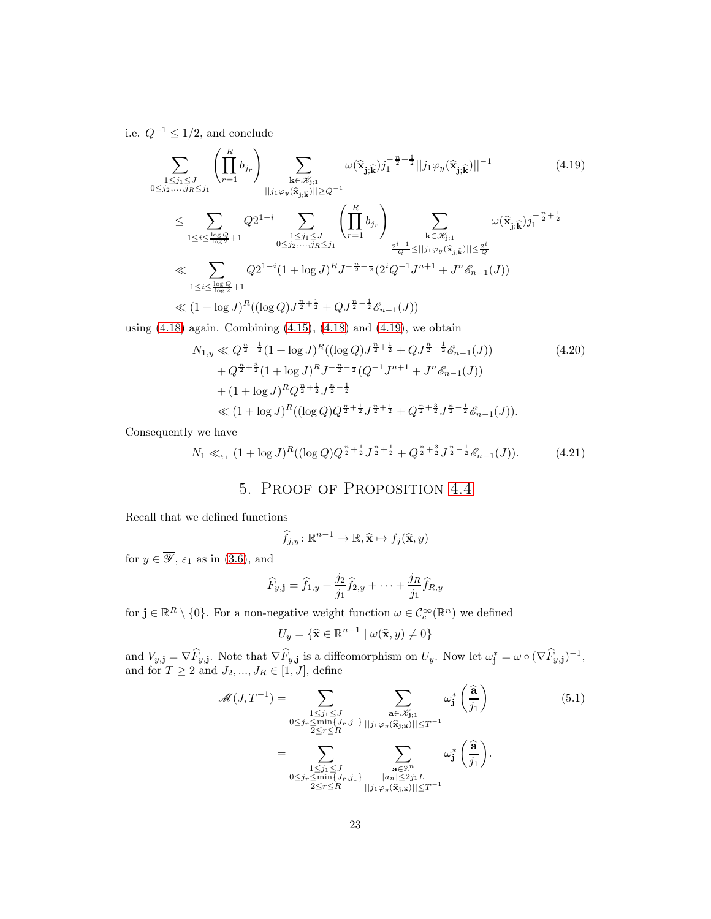i.e. $Q^{-1} \leq 1/2$, and conclude

$$
\begin{aligned}
&\sum_{\substack{1\leq j_1\leq J\\ 0\leq j_2,\ldots,j_R\leq j_1}} \left(\prod_{r=1}^R b_{j_r}\right) \sum_{\substack{\mathbf{k}\in\mathscr{K}_{\mathbf{j};1}\\ ||j_1\varphi_y(\widehat{\mathbf{x}}_{\mathbf{j};\widehat{\mathbf{k}}})||\geq Q^{-1}}} \omega(\widehat{\mathbf{x}}_{\mathbf{j};\widehat{\mathbf{k}}}) j_1^{-\frac{n}{2}+\frac{1}{2}} ||j_1\varphi_y(\widehat{\mathbf{x}}_{\mathbf{j};\widehat{\mathbf{k}}})||^{-1} \qquad (4.19)\\
&\leq \sum_{1\leq i\leq \frac{\log Q}{\log 2}+1} Q2^{1-i} \sum_{\substack{1\leq j_1\leq J\\ 0\leq j_2,\ldots,j_R\leq j_1}} \left(\prod_{r=1}^R b_{j_r}\right) \sum_{\substack{\mathbf{k}\in\mathscr{K}_{\mathbf{j};1}\\ \frac{2^{i-1}}{Q}\leq ||j_1\varphi_y(\widehat{\mathbf{x}}_{\mathbf{j};\widehat{\mathbf{k}}})||\leq \frac{2^i}{Q}}} \omega(\widehat{\mathbf{x}}_{\mathbf{j};\widehat{\mathbf{k}}}) j_1^{-\frac{n}{2}+\frac{1}{2}}\\
&\ll \sum_{1\leq i\leq \frac{\log Q}{\log 2}+1} Q2^{1-i}(1+\log J)^R J^{-\frac{n}{2}-\frac{1}{2}}(2^i Q^{-1} J^{n+1} + J^n \mathscr{E}_{n-1}(J))\\
&\ll (1+\log J)^R ((\log Q) J^{\frac{n}{2}+\frac{1}{2}} + Q J^{\frac{n}{2}-\frac{1}{2}} \mathscr{E}_{n-1}(J))
\end{aligned}
$$

using (4.18) again. Combining (4.15), (4.18) and (4.19), we obtain

$$
\begin{aligned}
N_{1,y} &\ll Q^{\frac{n}{2}+\frac{1}{2}}(1+\log J)^R((\log Q)J^{\frac{n}{2}+\frac{1}{2}} + QJ^{\frac{n}{2}-\frac{1}{2}}\mathscr{E}_{n-1}(J)) \qquad (4.20)\\
&\quad + Q^{\frac{n}{2}+\frac{3}{2}}(1+\log J)^R J^{-\frac{n}{2}-\frac{1}{2}}(Q^{-1}J^{n+1} + J^n\mathscr{E}_{n-1}(J))\\
&\quad + (1+\log J)^R Q^{\frac{n}{2}+\frac{1}{2}} J^{\frac{n}{2}-\frac{1}{2}}\\
&\ll (1+\log J)^R((\log Q)Q^{\frac{n}{2}+\frac{1}{2}}J^{\frac{n}{2}+\frac{1}{2}} + Q^{\frac{n}{2}+\frac{3}{2}}J^{\frac{n}{2}-\frac{1}{2}}\mathscr{E}_{n-1}(J)).
\end{aligned}
$$

Consequently we have

$$
N_1 \ll_{\varepsilon_1} (1+\log J)^R((\log Q)Q^{\frac{n}{2}+\frac{1}{2}}J^{\frac{n}{2}+\frac{1}{2}} + Q^{\frac{n}{2}+\frac{3}{2}}J^{\frac{n}{2}-\frac{1}{2}}\mathscr{E}_{n-1}(J)). \qquad (4.21)
$$

# 5. Proof of Proposition 4.4

Recall that we defined functions

$$
\widehat{f}_{j,y}\colon \mathbb{R}^{n-1} \to \mathbb{R}, \widehat{\mathbf{x}} \mapsto f_j(\widehat{\mathbf{x}}, y)
$$

for $y \in \overline{\mathscr{Y}}$, $\varepsilon_1$ as in (3.6), and

$$
\widehat{F}_{y,\mathbf{j}} = \widehat{f}_{1,y} + \frac{j_2}{j_1}\widehat{f}_{2,y} + \cdots + \frac{j_R}{j_1}\widehat{f}_{R,y}
$$

for $\mathbf{j} \in \mathbb{R}^R \setminus \{0\}$. For a non-negative weight function $\omega \in \mathcal{C}_c^\infty(\mathbb{R}^n)$ we defined

$$
U_y = \{\widehat{\mathbf{x}} \in \mathbb{R}^{n-1} \mid \omega(\widehat{\mathbf{x}}, y) \neq 0\}
$$

and $V_{y,\mathbf{j}} = \nabla\widehat{F}_{y,\mathbf{j}}$. Note that $\nabla\widehat{F}_{y,\mathbf{j}}$ is a diffeomorphism on $U_y$. Now let $\omega_\mathbf{j}^* = \omega \circ (\nabla\widehat{F}_{y,\mathbf{j}})^{-1}$, and for $T \geq 2$ and $J_2, ..., J_R \in [1, J]$, define

$$
\begin{aligned}
\mathscr{M}(J, T^{-1}) &= \sum_{\substack{1\leq j_1\leq J\\ 0\leq j_r\leq \min\{J_r, j_1\}\\ 2\leq r\leq R}} \sum_{\substack{\mathbf{a}\in\mathscr{K}_{\mathbf{j};1}\\ ||j_1\varphi_y(\widehat{\mathbf{x}}_{\mathbf{j};\widehat{\mathbf{a}}})||\leq T^{-1}}} \omega_\mathbf{j}^*\left(\frac{\widehat{\mathbf{a}}}{j_1}\right) \qquad (5.1)\\
&= \sum_{\substack{1\leq j_1\leq J\\ 0\leq j_r\leq \min\{J_r, j_1\}\\ 2\leq r\leq R}} \sum_{\substack{\mathbf{a}\in\mathbb{Z}^n\\ |a_n|\leq 2j_1L\\ ||j_1\varphi_y(\widehat{\mathbf{x}}_{\mathbf{j};\widehat{\mathbf{a}}})||\leq T^{-1}}} \omega_\mathbf{j}^*\left(\frac{\widehat{\mathbf{a}}}{j_1}\right).
\end{aligned}
$$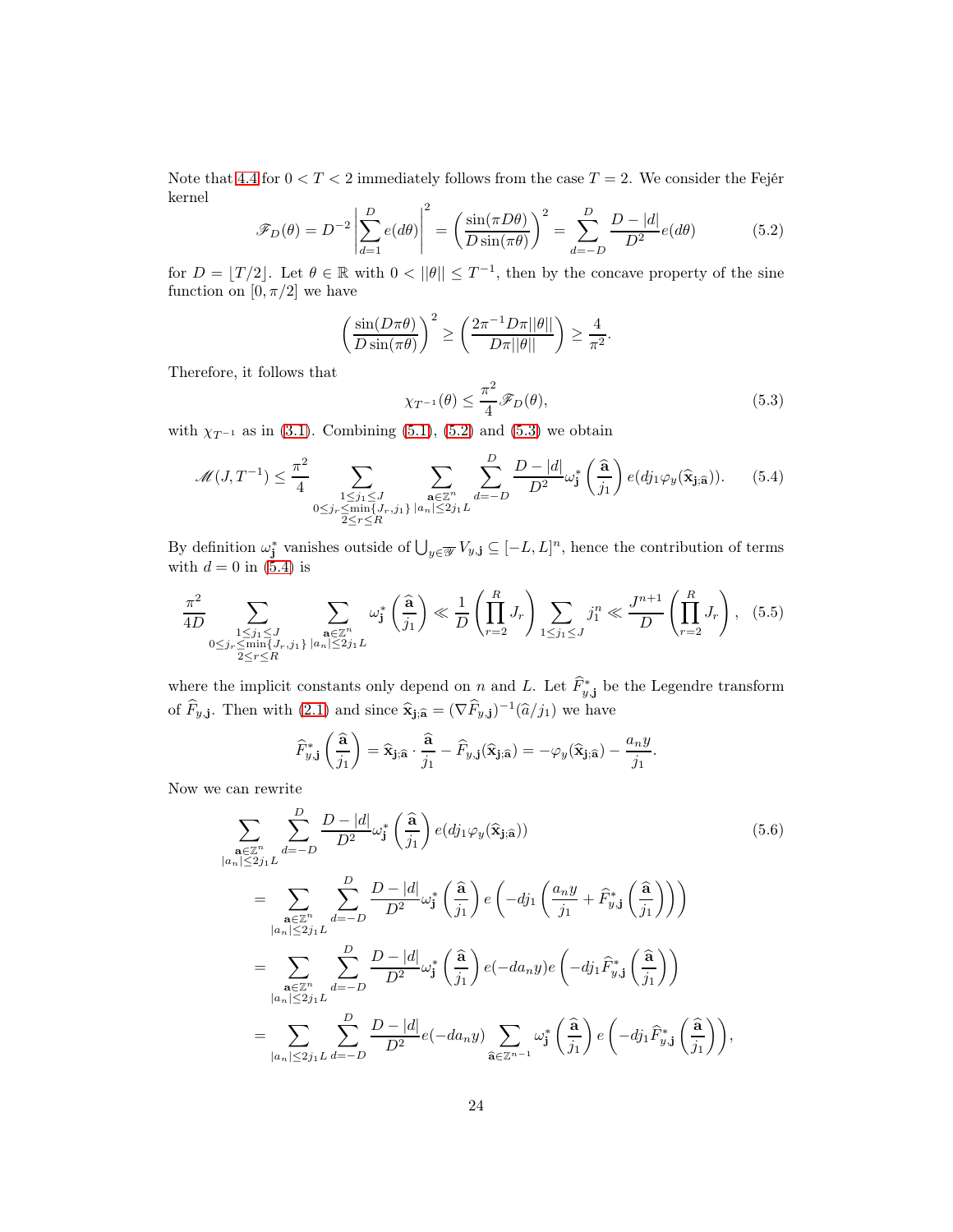Note that 4.4 for $0 < T < 2$ immediately follows from the case $T = 2$. We consider the Fejér kernel

$$\mathscr{F}_D(\theta) = D^{-2}\left|\sum_{d=1}^{D} e(d\theta)\right|^2 = \left(\frac{\sin(\pi D\theta)}{D\sin(\pi\theta)}\right)^2 = \sum_{d=-D}^{D} \frac{D-|d|}{D^2} e(d\theta) \tag{5.2}$$

for $D = \lfloor T/2 \rfloor$. Let $\theta \in \mathbb{R}$ with $0 < ||\theta|| \le T^{-1}$, then by the concave property of the sine function on $[0, \pi/2]$ we have

$$\left(\frac{\sin(D\pi\theta)}{D\sin(\pi\theta)}\right)^2 \ge \left(\frac{2\pi^{-1}D\pi||\theta||}{D\pi||\theta||}\right) \ge \frac{4}{\pi^2}.$$

Therefore, it follows that

$$\chi_{T^{-1}}(\theta) \le \frac{\pi^2}{4}\mathscr{F}_D(\theta), \tag{5.3}$$

with $\chi_{T^{-1}}$ as in (3.1). Combining (5.1), (5.2) and (5.3) we obtain

$$\mathscr{M}(J, T^{-1}) \le \frac{\pi^2}{4} \sum_{\substack{1 \le j_1 \le J \\ 0 \le j_r \le \min\{J_r, j_1\} \\ 2 \le r \le R}} \sum_{\substack{\mathbf{a} \in \mathbb{Z}^n \\ |a_n| \le 2j_1 L}} \sum_{d=-D}^{D} \frac{D-|d|}{D^2} \omega_{\mathbf{j}}^*\left(\frac{\widehat{\mathbf{a}}}{j_1}\right) e(dj_1\varphi_y(\widehat{\mathbf{x}}_{\mathbf{j};\widehat{\mathbf{a}}})). \tag{5.4}$$

By definition $\omega_{\mathbf{j}}^*$ vanishes outside of $\bigcup_{y \in \overline{\mathscr{Y}}} V_{y,\mathbf{j}} \subseteq [-L, L]^n$, hence the contribution of terms with $d = 0$ in (5.4) is

$$\frac{\pi^2}{4D} \sum_{\substack{1 \le j_1 \le J \\ 0 \le j_r \le \min\{J_r, j_1\} \\ 2 \le r \le R}} \sum_{\substack{\mathbf{a} \in \mathbb{Z}^n \\ |a_n| \le 2j_1 L}} \omega_{\mathbf{j}}^*\left(\frac{\widehat{\mathbf{a}}}{j_1}\right) \ll \frac{1}{D}\left(\prod_{r=2}^{R} J_r\right) \sum_{1 \le j_1 \le J} j_1^n \ll \frac{J^{n+1}}{D}\left(\prod_{r=2}^{R} J_r\right), \tag{5.5}$$

where the implicit constants only depend on $n$ and $L$. Let $\widehat{F}_{y,\mathbf{j}}^*$ be the Legendre transform of $\widehat{F}_{y,\mathbf{j}}$. Then with (2.1) and since $\widehat{\mathbf{x}}_{\mathbf{j};\widehat{\mathbf{a}}} = (\nabla \widehat{F}_{y,\mathbf{j}})^{-1}(\widehat{a}/j_1)$ we have

$$\widehat{F}_{y,\mathbf{j}}^*\left(\frac{\widehat{\mathbf{a}}}{j_1}\right) = \widehat{\mathbf{x}}_{\mathbf{j};\widehat{\mathbf{a}}} \cdot \frac{\widehat{\mathbf{a}}}{j_1} - \widehat{F}_{y,\mathbf{j}}(\widehat{\mathbf{x}}_{\mathbf{j};\widehat{\mathbf{a}}}) = -\varphi_y(\widehat{\mathbf{x}}_{\mathbf{j};\widehat{\mathbf{a}}}) - \frac{a_n y}{j_1}.$$

Now we can rewrite

$$\begin{aligned}
&\sum_{\substack{\mathbf{a} \in \mathbb{Z}^n \\ |a_n| \le 2j_1 L}} \sum_{d=-D}^{D} \frac{D-|d|}{D^2} \omega_{\mathbf{j}}^*\left(\frac{\widehat{\mathbf{a}}}{j_1}\right) e(dj_1\varphi_y(\widehat{\mathbf{x}}_{\mathbf{j};\widehat{\mathbf{a}}})) \qquad (5.6)\\
&= \sum_{\substack{\mathbf{a} \in \mathbb{Z}^n \\ |a_n| \le 2j_1 L}} \sum_{d=-D}^{D} \frac{D-|d|}{D^2} \omega_{\mathbf{j}}^*\left(\frac{\widehat{\mathbf{a}}}{j_1}\right) e\left(-dj_1\left(\frac{a_n y}{j_1} + \widehat{F}_{y,\mathbf{j}}^*\left(\frac{\widehat{\mathbf{a}}}{j_1}\right)\right)\right)\\
&= \sum_{\substack{\mathbf{a} \in \mathbb{Z}^n \\ |a_n| \le 2j_1 L}} \sum_{d=-D}^{D} \frac{D-|d|}{D^2} \omega_{\mathbf{j}}^*\left(\frac{\widehat{\mathbf{a}}}{j_1}\right) e(-da_n y) e\left(-dj_1 \widehat{F}_{y,\mathbf{j}}^*\left(\frac{\widehat{\mathbf{a}}}{j_1}\right)\right)\\
&= \sum_{|a_n| \le 2j_1 L} \sum_{d=-D}^{D} \frac{D-|d|}{D^2} e(-da_n y) \sum_{\widehat{\mathbf{a}} \in \mathbb{Z}^{n-1}} \omega_{\mathbf{j}}^*\left(\frac{\widehat{\mathbf{a}}}{j_1}\right) e\left(-dj_1 \widehat{F}_{y,\mathbf{j}}^*\left(\frac{\widehat{\mathbf{a}}}{j_1}\right)\right),
\end{aligned}$$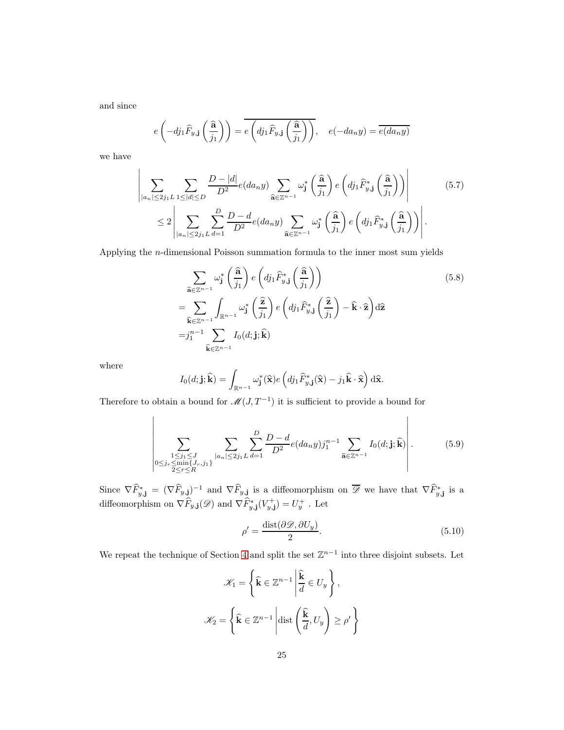and since

$$e\left(-dj_1\widehat{F}_{y,\mathbf{j}}\left(\frac{\widehat{\mathbf{a}}}{j_1}\right)\right)=\overline{e\left(dj_1\widehat{F}_{y,\mathbf{j}}\left(\frac{\widehat{\mathbf{a}}}{j_1}\right)\right)},\quad e(-da_ny)=\overline{e(da_ny)}$$

we have

$$\begin{aligned}
&\left|\sum_{|a_n|\le 2j_1L}\sum_{1\le|d|\le D}\frac{D-|d|}{D^2}e(da_ny)\sum_{\widehat{\mathbf{a}}\in\mathbb{Z}^{n-1}}\omega_{\mathbf{j}}^*\left(\frac{\widehat{\mathbf{a}}}{j_1}\right)e\left(dj_1\widehat{F}^*_{y,\mathbf{j}}\left(\frac{\widehat{\mathbf{a}}}{j_1}\right)\right)\right| \\
&\qquad\le 2\left|\sum_{|a_n|\le 2j_1L}\sum_{d=1}^{D}\frac{D-d}{D^2}e(da_ny)\sum_{\widehat{\mathbf{a}}\in\mathbb{Z}^{n-1}}\omega_{\mathbf{j}}^*\left(\frac{\widehat{\mathbf{a}}}{j_1}\right)e\left(dj_1\widehat{F}^*_{y,\mathbf{j}}\left(\frac{\widehat{\mathbf{a}}}{j_1}\right)\right)\right|.
\end{aligned}\tag{5.7}$$

Applying the $n$-dimensional Poisson summation formula to the inner most sum yields

$$\begin{aligned}
&\sum_{\widehat{\mathbf{a}}\in\mathbb{Z}^{n-1}}\omega_{\mathbf{j}}^*\left(\frac{\widehat{\mathbf{a}}}{j_1}\right)e\left(dj_1\widehat{F}^*_{y,\mathbf{j}}\left(\frac{\widehat{\mathbf{a}}}{j_1}\right)\right) \\
=&\sum_{\widehat{\mathbf{k}}\in\mathbb{Z}^{n-1}}\int_{\mathbb{R}^{n-1}}\omega_{\mathbf{j}}^*\left(\frac{\widehat{\mathbf{z}}}{j_1}\right)e\left(dj_1\widehat{F}^*_{y,\mathbf{j}}\left(\frac{\widehat{\mathbf{z}}}{j_1}\right)-\widehat{\mathbf{k}}\cdot\widehat{\mathbf{z}}\right)\mathrm{d}\widehat{\mathbf{z}} \\
=&j_1^{n-1}\sum_{\widehat{\mathbf{k}}\in\mathbb{Z}^{n-1}}I_0(d;\mathbf{j};\widehat{\mathbf{k}})
\end{aligned}\tag{5.8}$$

where

$$I_0(d;\mathbf{j};\widehat{\mathbf{k}})=\int_{\mathbb{R}^{n-1}}\omega_{\mathbf{j}}^*(\widehat{\mathbf{x}})e\left(dj_1\widehat{F}^*_{y,\mathbf{j}}(\widehat{\mathbf{x}})-j_1\widehat{\mathbf{k}}\cdot\widehat{\mathbf{x}}\right)\mathrm{d}\widehat{\mathbf{x}}.$$

Therefore to obtain a bound for $\mathscr{M}(J,T^{-1})$ it is sufficient to provide a bound for

$$\left|\sum_{\substack{1\le j_1\le J\\ 0\le j_r\le\min\{J_r,j_1\}\\ 2\le r\le R}}\sum_{|a_n|\le 2j_1L}\sum_{d=1}^{D}\frac{D-d}{D^2}e(da_ny)j_1^{n-1}\sum_{\widehat{\mathbf{a}}\in\mathbb{Z}^{n-1}}I_0(d;\mathbf{j};\widehat{\mathbf{k}})\right|.\tag{5.9}$$

Since $\nabla\widehat{F}^*_{y,\mathbf{j}}=(\nabla\widehat{F}_{y,\mathbf{j}})^{-1}$ and $\nabla\widehat{F}_{y,\mathbf{j}}$ is a diffeomorphism on $\overline{\mathscr{D}}$ we have that $\nabla\widehat{F}^*_{y,\mathbf{j}}$ is a diffeomorphism on $\nabla\widehat{F}_{y,\mathbf{j}}(\mathscr{D})$ and $\nabla\widehat{F}^*_{y,\mathbf{j}}(V^+_{y,\mathbf{j}})=U^+_y$ . Let

$$\rho'=\frac{\operatorname{dist}(\partial\mathscr{D},\partial U_y)}{2}.\tag{5.10}$$

We repeat the technique of Section 4 and split the set $\mathbb{Z}^{n-1}$ into three disjoint subsets. Let

$$\mathscr{K}_1=\left\{\widehat{\mathbf{k}}\in\mathbb{Z}^{n-1}\,\middle|\,\frac{\widehat{\mathbf{k}}}{d}\in U_y\right\},$$

$$\mathscr{K}_2=\left\{\widehat{\mathbf{k}}\in\mathbb{Z}^{n-1}\,\middle|\,\operatorname{dist}\left(\frac{\widehat{\mathbf{k}}}{d},U_y\right)\ge\rho'\right\}$$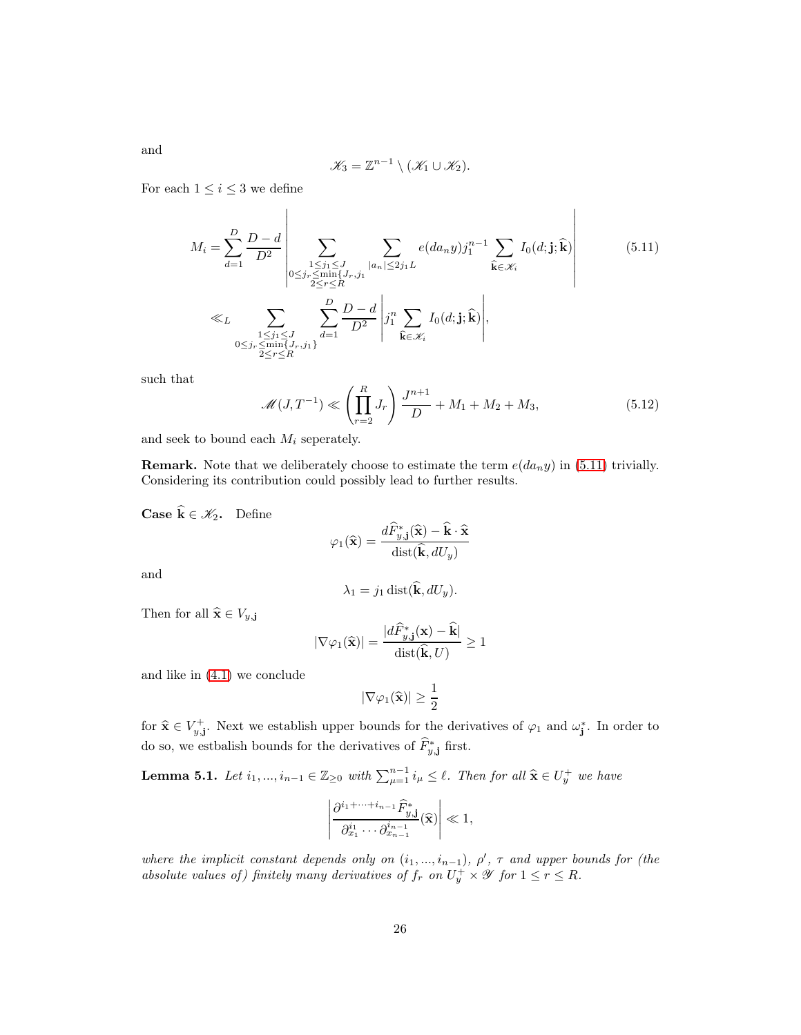and

$$\mathscr{K}_3 = \mathbb{Z}^{n-1} \setminus (\mathscr{K}_1 \cup \mathscr{K}_2).$$

For each $1 \le i \le 3$ we define

$$M_i = \sum_{d=1}^{D} \frac{D-d}{D^2} \left| \sum_{\substack{1 \le j_1 \le J \\ 0 \le j_r \le \min\{J_r, j_1\} \\ 2 \le r \le R}} \sum_{|a_n| \le 2 j_1 L} e(d a_n y) j_1^{n-1} \sum_{\widehat{\mathbf{k}} \in \mathscr{K}_i} I_0(d; \mathbf{j}; \widehat{\mathbf{k}}) \right| \tag{5.11}$$

$$\ll_L \sum_{\substack{1 \le j_1 \le J \\ 0 \le j_r \le \min\{J_r, j_1\} \\ 2 \le r \le R}} \sum_{d=1}^{D} \frac{D-d}{D^2} \left| j_1^n \sum_{\widehat{\mathbf{k}} \in \mathscr{K}_i} I_0(d; \mathbf{j}; \widehat{\mathbf{k}}) \right|,$$

such that

$$\mathscr{M}(J, T^{-1}) \ll \left( \prod_{r=2}^{R} J_r \right) \frac{J^{n+1}}{D} + M_1 + M_2 + M_3, \tag{5.12}$$

and seek to bound each $M_i$ seperately.

**Remark.** Note that we deliberately choose to estimate the term $e(d a_n y)$ in (5.11) trivially. Considering its contribution could possibly lead to further results.

**Case $\widehat{\mathbf{k}} \in \mathscr{K}_2$.** Define

$$\varphi_1(\widehat{\mathbf{x}}) = \frac{d \widehat{F}^*_{y,\mathbf{j}}(\widehat{\mathbf{x}}) - \widehat{\mathbf{k}} \cdot \widehat{\mathbf{x}}}{\operatorname{dist}(\widehat{\mathbf{k}}, dU_y)}$$

and

$$\lambda_1 = j_1 \operatorname{dist}(\widehat{\mathbf{k}}, dU_y).$$

Then for all $\widehat{\mathbf{x}} \in V_{y,\mathbf{j}}$

$$|\nabla \varphi_1(\widehat{\mathbf{x}})| = \frac{|d \widehat{F}^*_{y,\mathbf{j}}(\mathbf{x}) - \widehat{\mathbf{k}}|}{\operatorname{dist}(\widehat{\mathbf{k}}, U)} \ge 1$$

and like in (4.1) we conclude

$$|\nabla \varphi_1(\widehat{\mathbf{x}})| \ge \frac{1}{2}$$

for $\widehat{\mathbf{x}} \in V^+_{y,\mathbf{j}}$. Next we establish upper bounds for the derivatives of $\varphi_1$ and $\omega^*_{\mathbf{j}}$. In order to do so, we estbalish bounds for the derivatives of $\widehat{F}^*_{y,\mathbf{j}}$ first.

**Lemma 5.1.** *Let $i_1, ..., i_{n-1} \in \mathbb{Z}_{\ge 0}$ with $\sum_{\mu=1}^{n-1} i_\mu \le \ell$. Then for all $\widehat{\mathbf{x}} \in U^+_y$ we have*

$$\left| \frac{\partial^{i_1 + \cdots + i_{n-1}} \widehat{F}^*_{y,\mathbf{j}}}{\partial^{i_1}_{x_1} \cdots \partial^{i_{n-1}}_{x_{n-1}}}(\widehat{\mathbf{x}}) \right| \ll 1,$$

*where the implicit constant depends only on $(i_1, ..., i_{n-1})$, $\rho'$, $\tau$ and upper bounds for (the absolute values of) finitely many derivatives of $f_r$ on $U^+_y \times \mathscr{Y}$ for $1 \le r \le R$.*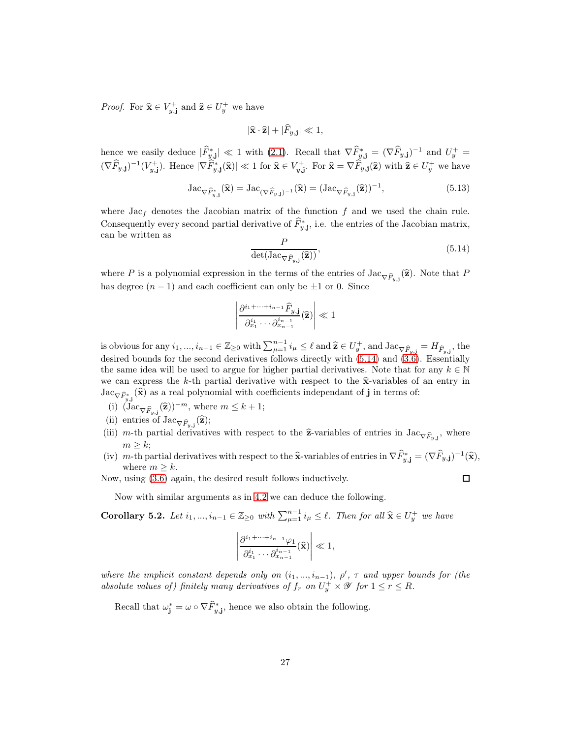*Proof.* For $\widehat{\mathbf{x}} \in V_{y,\mathbf{j}}^+$ and $\widehat{\mathbf{z}} \in U_y^+$ we have

$$|\widehat{\mathbf{x}} \cdot \widehat{\mathbf{z}}| + |\widehat{F}_{y,\mathbf{j}}| \ll 1,$$

hence we easily deduce $|\widehat{F}_{y,\mathbf{j}}^*| \ll 1$ with (2.1). Recall that $\nabla \widehat{F}_{y,\mathbf{j}}^* = (\nabla \widehat{F}_{y,\mathbf{j}})^{-1}$ and $U_y^+ = (\nabla \widehat{F}_{y,\mathbf{j}})^{-1}(V_{y,\mathbf{j}}^+)$. Hence $|\nabla \widehat{F}_{y,\mathbf{j}}^*(\widehat{\mathbf{x}})| \ll 1$ for $\widehat{\mathbf{x}} \in V_{y,\mathbf{j}}^+$. For $\widehat{\mathbf{x}} = \nabla \widehat{F}_{y,\mathbf{j}}(\widehat{\mathbf{z}})$ with $\widehat{\mathbf{z}} \in U_y^+$ we have

$$\mathrm{Jac}_{\nabla \widehat{F}_{y,\mathbf{j}}^*}(\widehat{\mathbf{x}}) = \mathrm{Jac}_{(\nabla \widehat{F}_{y,\mathbf{j}})^{-1}}(\widehat{\mathbf{x}}) = (\mathrm{Jac}_{\nabla \widehat{F}_{y,\mathbf{j}}}(\widehat{\mathbf{z}}))^{-1}, \tag{5.13}$$

where $\mathrm{Jac}_f$ denotes the Jacobian matrix of the function $f$ and we used the chain rule. Consequently every second partial derivative of $\widehat{F}_{y,\mathbf{j}}^*$, i.e. the entries of the Jacobian matrix, can be written as

$$\frac{P}{\det(\mathrm{Jac}_{\nabla \widehat{F}_{y,\mathbf{j}}}(\widehat{\mathbf{z}}))}, \tag{5.14}$$

where $P$ is a polynomial expression in the terms of the entries of $\mathrm{Jac}_{\nabla \widehat{F}_{y,\mathbf{j}}}(\widehat{\mathbf{z}})$. Note that $P$ has degree $(n-1)$ and each coefficient can only be $\pm 1$ or 0. Since

$$\left| \frac{\partial^{i_1+\cdots+i_{n-1}} \widehat{F}_{y,\mathbf{j}}}{\partial_{x_1}^{i_1} \cdots \partial_{x_{n-1}}^{i_{n-1}}}(\widehat{\mathbf{z}}) \right| \ll 1$$

is obvious for any $i_1, ..., i_{n-1} \in \mathbb{Z}_{\geq 0}$ with $\sum_{\mu=1}^{n-1} i_\mu \leq \ell$ and $\widehat{\mathbf{z}} \in U_y^+$, and $\mathrm{Jac}_{\nabla \widehat{F}_{y,\mathbf{j}}} = H_{\widehat{F}_{y,\mathbf{j}}}$, the desired bounds for the second derivatives follows directly with (5.14) and (3.6). Essentially the same idea will be used to argue for higher partial derivatives. Note that for any $k \in \mathbb{N}$ we can express the $k$-th partial derivative with respect to the $\widehat{\mathbf{x}}$-variables of an entry in $\mathrm{Jac}_{\nabla \widehat{F}_{y,\mathbf{j}}^*}(\widehat{\mathbf{x}})$ as a real polynomial with coefficients independant of $\mathbf{j}$ in terms of:

(i) $(\mathrm{Jac}_{\nabla \widehat{F}_{y,\mathbf{j}}}(\widehat{\mathbf{z}}))^{-m}$, where $m \leq k+1$;

(ii) entries of $\mathrm{Jac}_{\nabla \widehat{F}_{y,\mathbf{j}}}(\widehat{\mathbf{z}})$;

(iii) $m$-th partial derivatives with respect to the $\widehat{\mathbf{z}}$-variables of entries in $\mathrm{Jac}_{\nabla \widehat{F}_{y,\mathbf{j}}}$, where $m \geq k$;

(iv) $m$-th partial derivatives with respect to the $\widehat{\mathbf{x}}$-variables of entries in $\nabla \widehat{F}_{y,\mathbf{j}}^* = (\nabla \widehat{F}_{y,\mathbf{j}})^{-1}(\widehat{\mathbf{x}})$, where $m \geq k$.

Now, using (3.6) again, the desired result follows inductively. □

Now with similar arguments as in 4.2 we can deduce the following.

**Corollary 5.2.** *Let $i_1, ..., i_{n-1} \in \mathbb{Z}_{\geq 0}$ with $\sum_{\mu=1}^{n-1} i_\mu \leq \ell$. Then for all $\widehat{\mathbf{x}} \in U_y^+$ we have*

$$\left| \frac{\partial^{i_1+\cdots+i_{n-1}} \varphi_1}{\partial_{x_1}^{i_1} \cdots \partial_{x_{n-1}}^{i_{n-1}}}(\widehat{\mathbf{x}}) \right| \ll 1,$$

*where the implicit constant depends only on $(i_1, ..., i_{n-1})$, $\rho'$, $\tau$ and upper bounds for (the absolute values of) finitely many derivatives of $f_r$ on $U_y^+ \times \mathscr{Y}$ for $1 \leq r \leq R$.*

Recall that $\omega_{\mathbf{j}}^* = \omega \circ \nabla \widehat{F}_{y,\mathbf{j}}^*$, hence we also obtain the following.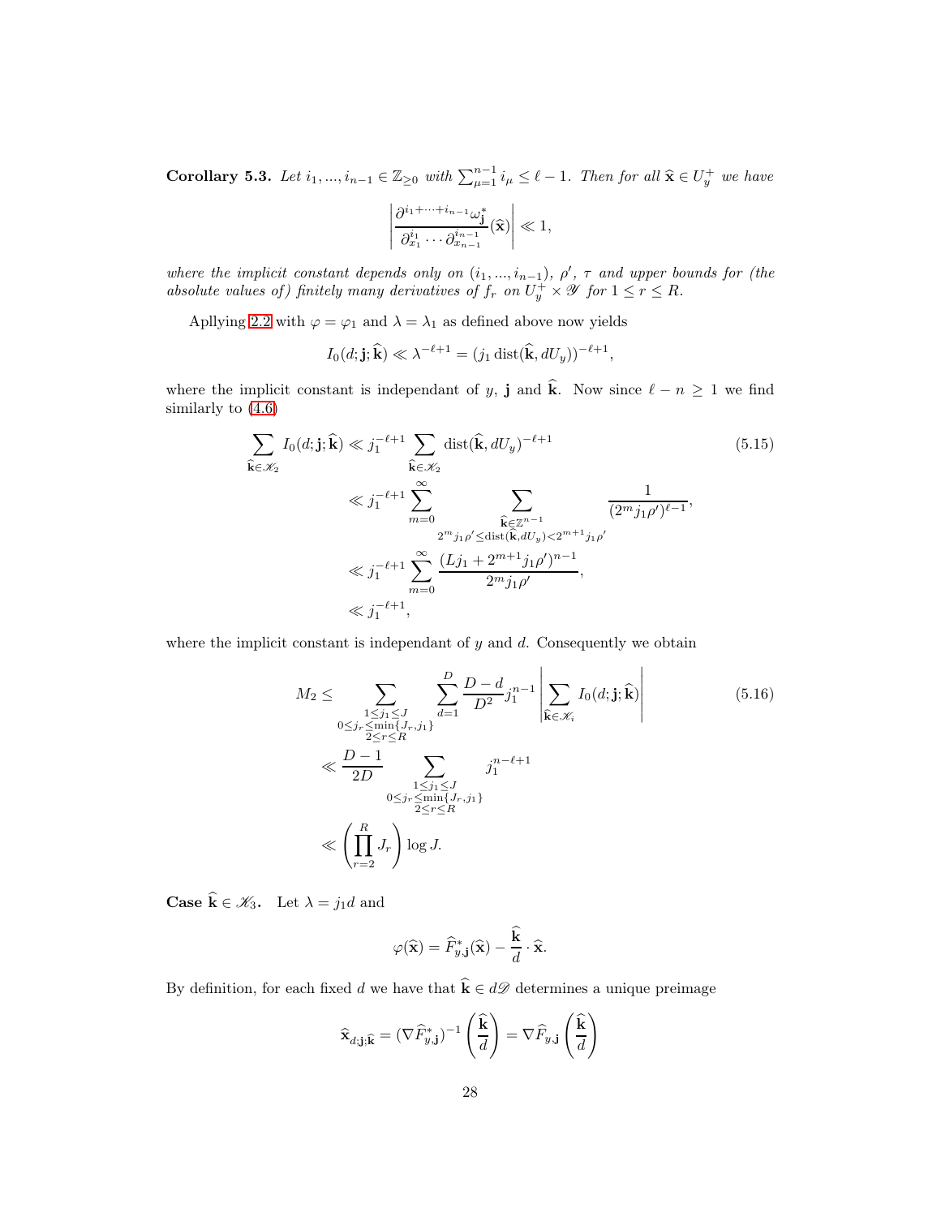**Corollary 5.3.** *Let $i_1, ..., i_{n-1} \in \mathbb{Z}_{\geq 0}$ with $\sum_{\mu=1}^{n-1} i_\mu \leq \ell - 1$. Then for all $\widehat{\mathbf{x}} \in U_y^+$ we have*

$$\left| \frac{\partial^{i_1 + \cdots + i_{n-1}} \omega_{\mathbf{j}}^*}{\partial_{x_1}^{i_1} \cdots \partial_{x_{n-1}}^{i_{n-1}}}(\widehat{\mathbf{x}}) \right| \ll 1,$$

*where the implicit constant depends only on $(i_1, ..., i_{n-1})$, $\rho'$, $\tau$ and upper bounds for (the absolute values of) finitely many derivatives of $f_r$ on $U_y^+ \times \mathscr{Y}$ for $1 \leq r \leq R$.*

Apllying 2.2 with $\varphi = \varphi_1$ and $\lambda = \lambda_1$ as defined above now yields

$$I_0(d; \mathbf{j}; \widehat{\mathbf{k}}) \ll \lambda^{-\ell+1} = (j_1 \operatorname{dist}(\widehat{\mathbf{k}}, dU_y))^{-\ell+1},$$

where the implicit constant is independant of $y$, $\mathbf{j}$ and $\widehat{\mathbf{k}}$. Now since $\ell - n \geq 1$ we find similarly to (4.6)

$$\begin{aligned}
\sum_{\widehat{\mathbf{k}} \in \mathscr{K}_2} I_0(d; \mathbf{j}; \widehat{\mathbf{k}}) &\ll j_1^{-\ell+1} \sum_{\widehat{\mathbf{k}} \in \mathscr{K}_2} \operatorname{dist}(\widehat{\mathbf{k}}, dU_y)^{-\ell+1} \\
&\ll j_1^{-\ell+1} \sum_{m=0}^{\infty} \sum_{\substack{\widehat{\mathbf{k}} \in \mathbb{Z}^{n-1} \\ 2^m j_1 \rho' \leq \operatorname{dist}(\widehat{\mathbf{k}}, dU_y) < 2^{m+1} j_1 \rho'}} \frac{1}{(2^m j_1 \rho')^{\ell-1}}, \\
&\ll j_1^{-\ell+1} \sum_{m=0}^{\infty} \frac{(L j_1 + 2^{m+1} j_1 \rho')^{n-1}}{2^m j_1 \rho'}, \\
&\ll j_1^{-\ell+1},
\end{aligned} \tag{5.15}$$

where the implicit constant is independant of $y$ and $d$. Consequently we obtain

$$\begin{aligned}
M_2 &\leq \sum_{\substack{1 \leq j_1 \leq J \\ 0 \leq j_r \leq \min\{J_r, j_1\} \\ 2 \leq r \leq R}} \sum_{d=1}^{D} \frac{D-d}{D^2} j_1^{n-1} \left| \sum_{\widehat{\mathbf{k}} \in \mathscr{K}_i} I_0(d; \mathbf{j}; \widehat{\mathbf{k}}) \right| \\
&\ll \frac{D-1}{2D} \sum_{\substack{1 \leq j_1 \leq J \\ 0 \leq j_r \leq \min\{J_r, j_1\} \\ 2 \leq r \leq R}} j_1^{n-\ell+1} \\
&\ll \left( \prod_{r=2}^{R} J_r \right) \log J.
\end{aligned} \tag{5.16}$$

**Case $\widehat{\mathbf{k}} \in \mathscr{K}_3$.** Let $\lambda = j_1 d$ and

$$\varphi(\widehat{\mathbf{x}}) = \widehat{F}_{y,\mathbf{j}}^*(\widehat{\mathbf{x}}) - \frac{\widehat{\mathbf{k}}}{d} \cdot \widehat{\mathbf{x}}.$$

By definition, for each fixed $d$ we have that $\widehat{\mathbf{k}} \in d\mathscr{D}$ determines a unique preimage

$$\widehat{\mathbf{x}}_{d;\mathbf{j};\widehat{\mathbf{k}}} = (\nabla \widehat{F}_{y,\mathbf{j}}^*)^{-1} \left( \frac{\widehat{\mathbf{k}}}{d} \right) = \nabla \widehat{F}_{y,\mathbf{j}} \left( \frac{\widehat{\mathbf{k}}}{d} \right)$$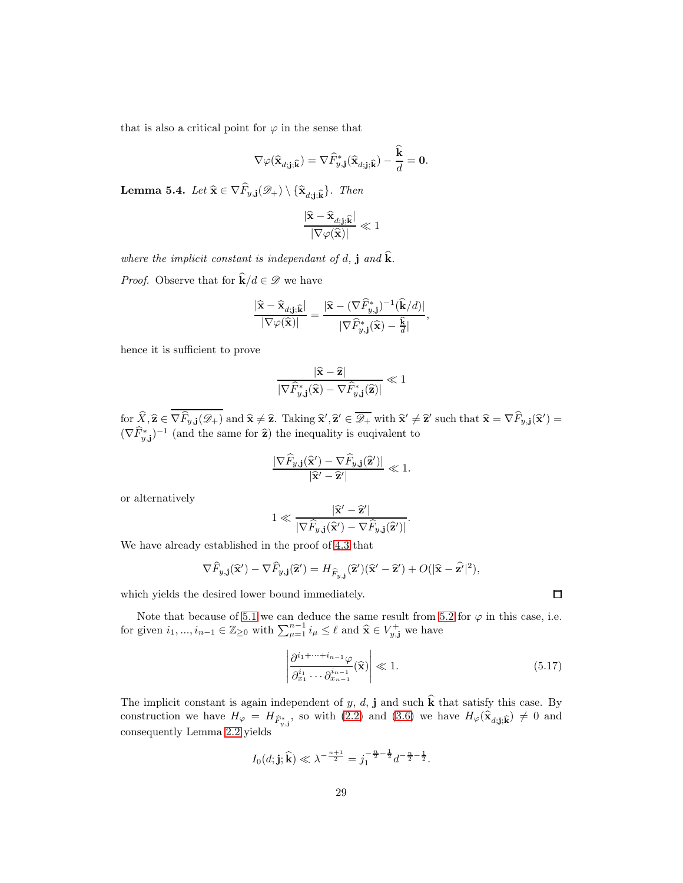that is also a critical point for $\varphi$ in the sense that

$$\nabla\varphi(\widehat{\mathbf{x}}_{d;\mathbf{j};\widehat{\mathbf{k}}}) = \nabla\widehat{F}^*_{y,\mathbf{j}}(\widehat{\mathbf{x}}_{d;\mathbf{j};\widehat{\mathbf{k}}}) - \frac{\widehat{\mathbf{k}}}{d} = \mathbf{0}.$$

**Lemma 5.4.** *Let $\widehat{\mathbf{x}} \in \nabla\widehat{F}_{y,\mathbf{j}}(\mathscr{D}_+) \setminus \{\widehat{\mathbf{x}}_{d;\mathbf{j};\widehat{\mathbf{k}}}\}$. Then*

$$\frac{|\widehat{\mathbf{x}} - \widehat{\mathbf{x}}_{d;\mathbf{j};\widehat{\mathbf{k}}}|}{|\nabla\varphi(\widehat{\mathbf{x}})|} \ll 1$$

*where the implicit constant is independant of $d$, $\mathbf{j}$ and $\widehat{\mathbf{k}}$.*

*Proof.* Observe that for $\widehat{\mathbf{k}}/d \in \mathscr{D}$ we have

$$\frac{|\widehat{\mathbf{x}} - \widehat{\mathbf{x}}_{d;\mathbf{j};\widehat{\mathbf{k}}}|}{|\nabla\varphi(\widehat{\mathbf{x}})|} = \frac{|\widehat{\mathbf{x}} - (\nabla\widehat{F}^*_{y,\mathbf{j}})^{-1}(\widehat{\mathbf{k}}/d)|}{|\nabla\widehat{F}^*_{y,\mathbf{j}}(\widehat{\mathbf{x}}) - \frac{\widehat{\mathbf{k}}}{d}|},$$

hence it is sufficient to prove

$$\frac{|\widehat{\mathbf{x}} - \widehat{\mathbf{z}}|}{|\nabla\widehat{F}^*_{y,\mathbf{j}}(\widehat{\mathbf{x}}) - \nabla\widehat{F}^*_{y,\mathbf{j}}(\widehat{\mathbf{z}})|} \ll 1$$

for $\widehat{X}, \widehat{\mathbf{z}} \in \overline{\nabla\widehat{F}_{y,\mathbf{j}}(\mathscr{D}_+)}$ and $\widehat{\mathbf{x}} \neq \widehat{\mathbf{z}}$. Taking $\widehat{\mathbf{x}}', \widehat{\mathbf{z}}' \in \overline{\mathscr{D}_+}$ with $\widehat{\mathbf{x}}' \neq \widehat{\mathbf{z}}'$ such that $\widehat{\mathbf{x}} = \nabla\widehat{F}_{y,\mathbf{j}}(\widehat{\mathbf{x}}') = (\nabla\widehat{F}^*_{y,\mathbf{j}})^{-1}$ (and the same for $\widehat{\mathbf{z}}$) the inequality is euqivalent to

$$\frac{|\nabla\widehat{F}_{y,\mathbf{j}}(\widehat{\mathbf{x}}') - \nabla\widehat{F}_{y,\mathbf{j}}(\widehat{\mathbf{z}}')|}{|\widehat{\mathbf{x}}' - \widehat{\mathbf{z}}'|} \ll 1.$$

or alternatively

$$1 \ll \frac{|\widehat{\mathbf{x}}' - \widehat{\mathbf{z}}'|}{|\nabla\widehat{F}_{y,\mathbf{j}}(\widehat{\mathbf{x}}') - \nabla\widehat{F}_{y,\mathbf{j}}(\widehat{\mathbf{z}}')|}.$$

We have already established in the proof of 4.3 that

$$\nabla\widehat{F}_{y,\mathbf{j}}(\widehat{\mathbf{x}}') - \nabla\widehat{F}_{y,\mathbf{j}}(\widehat{\mathbf{z}}') = H_{\widehat{F}_{y,\mathbf{j}}}(\widehat{\mathbf{z}}')(\widehat{\mathbf{x}}' - \widehat{\mathbf{z}}') + O(|\widehat{\mathbf{x}} - \widehat{\mathbf{z}}'|^2),$$

which yields the desired lower bound immediately. $\square$

Note that because of 5.1 we can deduce the same result from 5.2 for $\varphi$ in this case, i.e. for given $i_1, ..., i_{n-1} \in \mathbb{Z}_{\geq 0}$ with $\sum_{\mu=1}^{n-1} i_\mu \leq \ell$ and $\widehat{\mathbf{x}} \in V^+_{y,\mathbf{j}}$ we have

$$\left|\frac{\partial^{i_1+\cdots+i_{n-1}}\varphi}{\partial^{i_1}_{x_1}\cdots\partial^{i_{n-1}}_{x_{n-1}}}(\widehat{\mathbf{x}})\right| \ll 1. \tag{5.17}$$

The implicit constant is again independent of $y$, $d$, $\mathbf{j}$ and such $\widehat{\mathbf{k}}$ that satisfy this case. By construction we have $H_\varphi = H_{\widehat{F}^*_{y,\mathbf{j}}}$, so with (2.2) and (3.6) we have $H_\varphi(\widehat{\mathbf{x}}_{d;\mathbf{j};\widehat{\mathbf{k}}}) \neq 0$ and consequently Lemma 2.2 yields

$$I_0(d; \mathbf{j}; \widehat{\mathbf{k}}) \ll \lambda^{-\frac{n+1}{2}} = j_1^{-\frac{n}{2}-\frac{1}{2}} d^{-\frac{n}{2}-\frac{1}{2}}.$$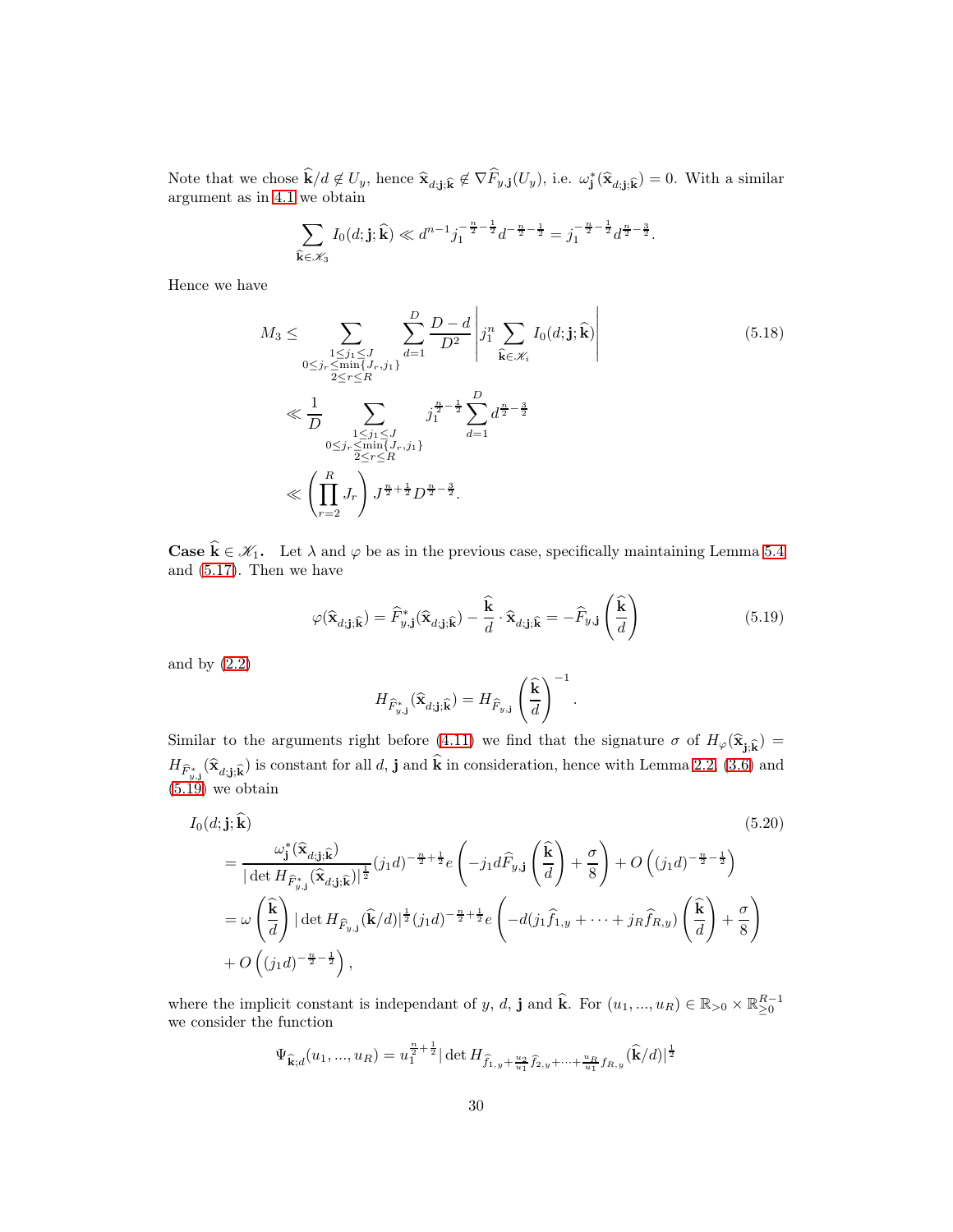Note that we chose $\widehat{\mathbf{k}}/d \notin U_y$, hence $\widehat{\mathbf{x}}_{d;\mathbf{j};\widehat{\mathbf{k}}} \notin \nabla \widehat{F}_{y,\mathbf{j}}(U_y)$, i.e. $\omega^*_{\mathbf{j}}(\widehat{\mathbf{x}}_{d;\mathbf{j};\widehat{\mathbf{k}}}) = 0$. With a similar argument as in 4.1 we obtain

$$\sum_{\widehat{\mathbf{k}} \in \mathscr{K}_3} I_0(d;\mathbf{j};\widehat{\mathbf{k}}) \ll d^{n-1} j_1^{-\frac{n}{2}-\frac{1}{2}} d^{-\frac{n}{2}-\frac{1}{2}} = j_1^{-\frac{n}{2}-\frac{1}{2}} d^{\frac{n}{2}-\frac{3}{2}}.$$

Hence we have

$$\begin{aligned} M_3 &\leq \sum_{\substack{1 \leq j_1 \leq J \\ 0 \leq j_r \leq \min\{J_r, j_1\} \\ 2 \leq r \leq R}} \sum_{d=1}^{D} \frac{D-d}{D^2} \left| j_1^n \sum_{\widehat{\mathbf{k}} \in \mathscr{K}_i} I_0(d;\mathbf{j};\widehat{\mathbf{k}}) \right| \\ &\ll \frac{1}{D} \sum_{\substack{1 \leq j_1 \leq J \\ 0 \leq j_r \leq \min\{J_r, j_1\} \\ 2 \leq r \leq R}} j_1^{\frac{n}{2}-\frac{1}{2}} \sum_{d=1}^{D} d^{\frac{n}{2}-\frac{3}{2}} \\ &\ll \left( \prod_{r=2}^{R} J_r \right) J^{\frac{n}{2}+\frac{1}{2}} D^{\frac{n}{2}-\frac{3}{2}}. \end{aligned} \tag{5.18}$$

**Case $\widehat{\mathbf{k}} \in \mathscr{K}_1$.** Let $\lambda$ and $\varphi$ be as in the previous case, specifically maintaining Lemma 5.4 and (5.17). Then we have

$$\varphi(\widehat{\mathbf{x}}_{d;\mathbf{j};\widehat{\mathbf{k}}}) = \widehat{F}^*_{y,\mathbf{j}}(\widehat{\mathbf{x}}_{d;\mathbf{j};\widehat{\mathbf{k}}}) - \frac{\widehat{\mathbf{k}}}{d} \cdot \widehat{\mathbf{x}}_{d;\mathbf{j};\widehat{\mathbf{k}}} = -\widehat{F}_{y,\mathbf{j}}\left(\frac{\widehat{\mathbf{k}}}{d}\right) \tag{5.19}$$

and by (2.2)

$$H_{\widehat{F}^*_{y,\mathbf{j}}}(\widehat{\mathbf{x}}_{d;\mathbf{j};\widehat{\mathbf{k}}}) = H_{\widehat{F}_{y,\mathbf{j}}}\left(\frac{\widehat{\mathbf{k}}}{d}\right)^{-1}.$$

Similar to the arguments right before (4.11) we find that the signature $\sigma$ of $H_\varphi(\widehat{\mathbf{x}}_{\mathbf{j};\widehat{\mathbf{k}}}) = H_{\widehat{F}^*_{y,\mathbf{j}}}(\widehat{\mathbf{x}}_{d;\mathbf{j};\widehat{\mathbf{k}}})$ is constant for all $d$, $\mathbf{j}$ and $\widehat{\mathbf{k}}$ in consideration, hence with Lemma 2.2, (3.6) and (5.19) we obtain

$$\begin{aligned} &I_0(d;\mathbf{j};\widehat{\mathbf{k}}) \\ &= \frac{\omega^*_{\mathbf{j}}(\widehat{\mathbf{x}}_{d;\mathbf{j};\widehat{\mathbf{k}}})}{|\det H_{\widehat{F}^*_{y,\mathbf{j}}}(\widehat{\mathbf{x}}_{d;\mathbf{j};\widehat{\mathbf{k}}})|^{\frac{1}{2}}} (j_1 d)^{-\frac{n}{2}+\frac{1}{2}} e\left(-j_1 d \widehat{F}_{y,\mathbf{j}}\left(\frac{\widehat{\mathbf{k}}}{d}\right) + \frac{\sigma}{8}\right) + O\left((j_1 d)^{-\frac{n}{2}-\frac{1}{2}}\right) \\ &= \omega\left(\frac{\widehat{\mathbf{k}}}{d}\right) |\det H_{\widehat{F}_{y,\mathbf{j}}}(\widehat{\mathbf{k}}/d)|^{\frac{1}{2}} (j_1 d)^{-\frac{n}{2}+\frac{1}{2}} e\left(-d(j_1 \widehat{f}_{1,y} + \cdots + j_R \widehat{f}_{R,y})\left(\frac{\widehat{\mathbf{k}}}{d}\right) + \frac{\sigma}{8}\right) \\ &\quad + O\left((j_1 d)^{-\frac{n}{2}-\frac{1}{2}}\right), \end{aligned} \tag{5.20}$$

where the implicit constant is independant of $y$, $d$, $\mathbf{j}$ and $\widehat{\mathbf{k}}$. For $(u_1, ..., u_R) \in \mathbb{R}_{>0} \times \mathbb{R}^{R-1}_{\geq 0}$ we consider the function

$$\Psi_{\widehat{\mathbf{k}};d}(u_1, ..., u_R) = u_1^{\frac{n}{2}+\frac{1}{2}} |\det H_{\widehat{f}_{1,y} + \frac{u_2}{u_1}\widehat{f}_{2,y} + \cdots + \frac{u_R}{u_1} f_{R,y}}(\widehat{\mathbf{k}}/d)|^{\frac{1}{2}}$$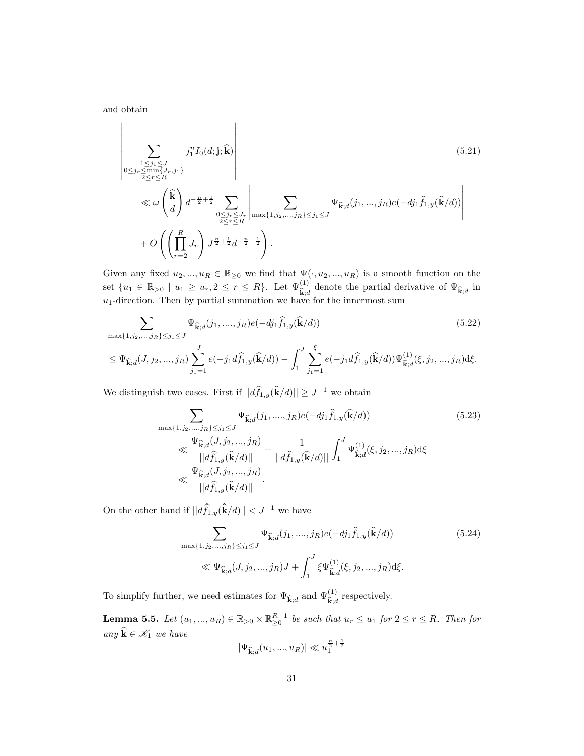and obtain

$$
\begin{aligned}
&\left| \sum_{\substack{1\le j_1\le J\\ 0\le j_r\le \min\{J_r,j_1\}\\ 2\le r\le R}} j_1^n I_0(d;\mathbf{j};\widehat{\mathbf{k}}) \right| \qquad (5.21)\\
&\quad \ll \omega\left(\frac{\widehat{\mathbf{k}}}{d}\right) d^{-\frac{n}{2}+\frac{1}{2}} \sum_{\substack{0\le j_r\le J_r\\ 2\le r\le R}} \left| \sum_{\max\{1,j_2,\dots,j_R\}\le j_1\le J} \Psi_{\widehat{\mathbf{k}};d}(j_1,\dots,j_R) e(-dj_1 \widehat{f}_{1,y}(\widehat{\mathbf{k}}/d)) \right|\\
&\quad + O\left( \left(\prod_{r=2}^R J_r\right) J^{\frac{n}{2}+\frac{1}{2}} d^{-\frac{n}{2}-\frac{1}{2}} \right).
\end{aligned}
$$

Given any fixed $u_2,\dots,u_R\in\mathbb{R}_{\ge 0}$ we find that $\Psi(\cdot,u_2,\dots,u_R)$ is a smooth function on the set $\{u_1\in\mathbb{R}_{>0} \mid u_1\ge u_r, 2\le r\le R\}$. Let $\Psi^{(1)}_{\widehat{\mathbf{k}};d}$ denote the partial derivative of $\Psi_{\widehat{\mathbf{k}};d}$ in $u_1$-direction. Then by partial summation we have for the innermost sum

$$
\begin{aligned}
&\sum_{\max\{1,j_2,\dots,j_R\}\le j_1\le J} \Psi_{\widehat{\mathbf{k}};d}(j_1,\dots,j_R) e(-dj_1\widehat{f}_{1,y}(\widehat{\mathbf{k}}/d)) \qquad (5.22)\\
&\le \Psi_{\widehat{\mathbf{k}};d}(J,j_2,\dots,j_R) \sum_{j_1=1}^J e(-j_1 d\widehat{f}_{1,y}(\widehat{\mathbf{k}}/d)) - \int_1^J \sum_{j_1=1}^{\xi} e(-j_1 d\widehat{f}_{1,y}(\widehat{\mathbf{k}}/d)) \Psi^{(1)}_{\widehat{\mathbf{k}};d}(\xi,j_2,\dots,j_R)\mathrm{d}\xi.
\end{aligned}
$$

We distinguish two cases. First if $||d\widehat{f}_{1,y}(\widehat{\mathbf{k}}/d)||\ge J^{-1}$ we obtain

$$
\begin{aligned}
&\sum_{\max\{1,j_2,\dots,j_R\}\le j_1\le J} \Psi_{\widehat{\mathbf{k}};d}(j_1,\dots,j_R) e(-dj_1\widehat{f}_{1,y}(\widehat{\mathbf{k}}/d)) \qquad (5.23)\\
&\ll \frac{\Psi_{\widehat{\mathbf{k}};d}(J,j_2,\dots,j_R)}{||d\widehat{f}_{1,y}(\widehat{\mathbf{k}}/d)||} + \frac{1}{||d\widehat{f}_{1,y}(\widehat{\mathbf{k}}/d)||}\int_1^J \Psi^{(1)}_{\widehat{\mathbf{k}};d}(\xi,j_2,\dots,j_R)\mathrm{d}\xi\\
&\ll \frac{\Psi_{\widehat{\mathbf{k}};d}(J,j_2,\dots,j_R)}{||d\widehat{f}_{1,y}(\widehat{\mathbf{k}}/d)||}.
\end{aligned}
$$

On the other hand if $||d\widehat{f}_{1,y}(\widehat{\mathbf{k}}/d)||< J^{-1}$ we have

$$
\begin{aligned}
&\sum_{\max\{1,j_2,\dots,j_R\}\le j_1\le J} \Psi_{\widehat{\mathbf{k}};d}(j_1,\dots,j_R) e(-dj_1\widehat{f}_{1,y}(\widehat{\mathbf{k}}/d)) \qquad (5.24)\\
&\ll \Psi_{\widehat{\mathbf{k}};d}(J,j_2,\dots,j_R)J + \int_1^J \xi\Psi^{(1)}_{\widehat{\mathbf{k}};d}(\xi,j_2,\dots,j_R)\mathrm{d}\xi.
\end{aligned}
$$

To simplify further, we need estimates for $\Psi_{\widehat{\mathbf{k}};d}$ and $\Psi^{(1)}_{\widehat{\mathbf{k}};d}$ respectively.

**Lemma 5.5.** *Let $(u_1,\dots,u_R)\in\mathbb{R}_{>0}\times\mathbb{R}^{R-1}_{\ge 0}$ be such that $u_r\le u_1$ for $2\le r\le R$. Then for any $\widehat{\mathbf{k}}\in\mathscr{K}_1$ we have*

$$|\Psi_{\widehat{\mathbf{k}};d}(u_1,\dots,u_R)|\ll u_1^{\frac{n}{2}+\frac{1}{2}}$$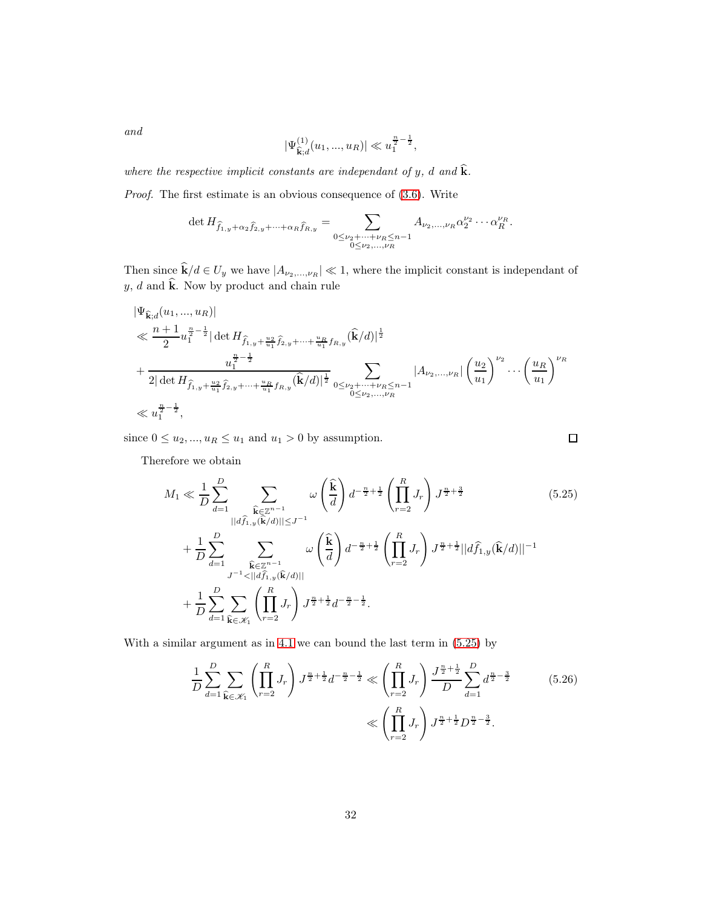*and*

$$|\Psi^{(1)}_{\widehat{\mathbf{k}};d}(u_1,...,u_R)| \ll u_1^{\frac{n}{2}-\frac{1}{2}},$$

*where the respective implicit constants are independant of $y$, $d$ and $\widehat{\mathbf{k}}$.*

*Proof.* The first estimate is an obvious consequence of (3.6). Write

$$\det H_{\widehat{f}_{1,y}+\alpha_2\widehat{f}_{2,y}+\cdots+\alpha_R\widehat{f}_{R,y}} = \sum_{\substack{0\le \nu_2+\cdots+\nu_R\le n-1\\ 0\le \nu_2,...,\nu_R}} A_{\nu_2,...,\nu_R}\alpha_2^{\nu_2}\cdots\alpha_R^{\nu_R}.$$

Then since $\widehat{\mathbf{k}}/d \in U_y$ we have $|A_{\nu_2,...,\nu_R}| \ll 1$, where the implicit constant is independant of $y$, $d$ and $\widehat{\mathbf{k}}$. Now by product and chain rule

$$\begin{aligned}
&|\Psi_{\widehat{\mathbf{k}};d}(u_1,...,u_R)|\\
&\ll \frac{n+1}{2}u_1^{\frac{n}{2}-\frac{1}{2}}|\det H_{\widehat{f}_{1,y}+\frac{u_2}{u_1}\widehat{f}_{2,y}+\cdots+\frac{u_R}{u_1}f_{R,y}}(\widehat{\mathbf{k}}/d)|^{\frac{1}{2}}\\
&+\frac{u_1^{\frac{n}{2}-\frac{1}{2}}}{2|\det H_{\widehat{f}_{1,y}+\frac{u_2}{u_1}\widehat{f}_{2,y}+\cdots+\frac{u_R}{u_1}f_{R,y}}(\widehat{\mathbf{k}}/d)|^{\frac{1}{2}}}\sum_{\substack{0\le \nu_2+\cdots+\nu_R\le n-1\\ 0\le \nu_2,...,\nu_R}}|A_{\nu_2,...,\nu_R}|\left(\frac{u_2}{u_1}\right)^{\nu_2}\cdots\left(\frac{u_R}{u_1}\right)^{\nu_R}\\
&\ll u_1^{\frac{n}{2}-\frac{1}{2}},
\end{aligned}$$

since $0\le u_2,...,u_R\le u_1$ and $u_1>0$ by assumption. ◻

Therefore we obtain

$$\begin{aligned}
M_1 &\ll \frac{1}{D}\sum_{d=1}^{D}\sum_{\substack{\widehat{\mathbf{k}}\in\mathbb{Z}^{n-1}\\ ||d\widehat{f}_{1,y}(\widehat{\mathbf{k}}/d)||\le J^{-1}}}\omega\left(\frac{\widehat{\mathbf{k}}}{d}\right)d^{-\frac{n}{2}+\frac{1}{2}}\left(\prod_{r=2}^{R}J_r\right)J^{\frac{n}{2}+\frac{3}{2}}\\
&+\frac{1}{D}\sum_{d=1}^{D}\sum_{\substack{\widehat{\mathbf{k}}\in\mathbb{Z}^{n-1}\\ J^{-1}<||d\widehat{f}_{1,y}(\widehat{\mathbf{k}}/d)||}}\omega\left(\frac{\widehat{\mathbf{k}}}{d}\right)d^{-\frac{n}{2}+\frac{1}{2}}\left(\prod_{r=2}^{R}J_r\right)J^{\frac{n}{2}+\frac{1}{2}}||d\widehat{f}_{1,y}(\widehat{\mathbf{k}}/d)||^{-1}\\
&+\frac{1}{D}\sum_{d=1}^{D}\sum_{\widehat{\mathbf{k}}\in\mathscr{K}_1}\left(\prod_{r=2}^{R}J_r\right)J^{\frac{n}{2}+\frac{1}{2}}d^{-\frac{n}{2}-\frac{1}{2}}.
\end{aligned}\tag{5.25}$$

With a similar argument as in 4.1 we can bound the last term in (5.25) by

$$\begin{aligned}
\frac{1}{D}\sum_{d=1}^{D}\sum_{\widehat{\mathbf{k}}\in\mathscr{K}_1}\left(\prod_{r=2}^{R}J_r\right)J^{\frac{n}{2}+\frac{1}{2}}d^{-\frac{n}{2}-\frac{1}{2}} &\ll \left(\prod_{r=2}^{R}J_r\right)\frac{J^{\frac{n}{2}+\frac{1}{2}}}{D}\sum_{d=1}^{D}d^{\frac{n}{2}-\frac{3}{2}}\\
&\ll \left(\prod_{r=2}^{R}J_r\right)J^{\frac{n}{2}+\frac{1}{2}}D^{\frac{n}{2}-\frac{3}{2}}.
\end{aligned}\tag{5.26}$$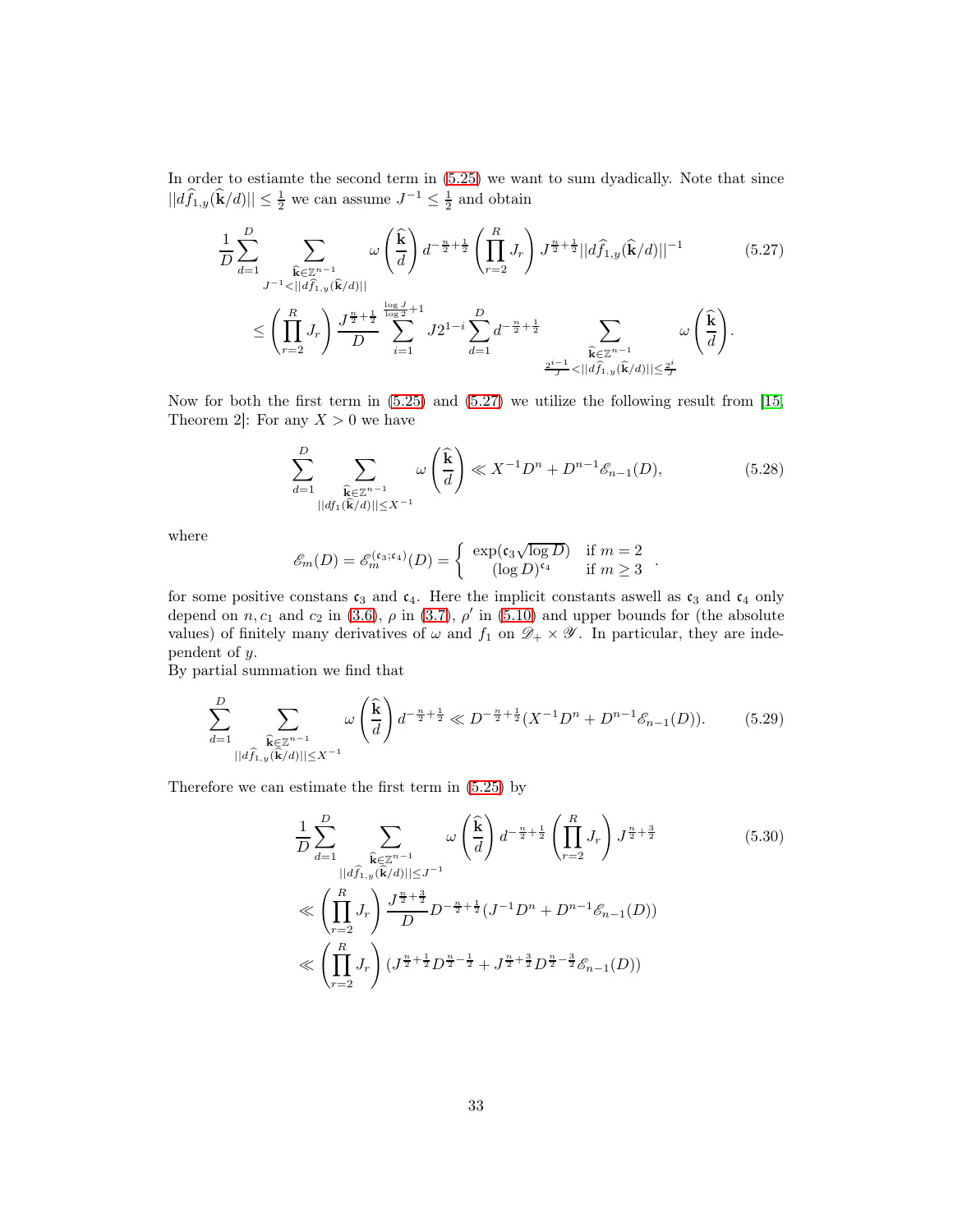In order to estiamte the second term in (5.25) we want to sum dyadically. Note that since $||d\widehat{f}_{1,y}(\widehat{\mathbf{k}}/d)|| \leq \frac{1}{2}$ we can assume $J^{-1} \leq \frac{1}{2}$ and obtain

$$
\begin{aligned}
&\frac{1}{D}\sum_{d=1}^{D} \sum_{\substack{\widehat{\mathbf{k}}\in\mathbb{Z}^{n-1} \\ J^{-1}<||d\widehat{f}_{1,y}(\widehat{\mathbf{k}}/d)||}} \omega\left(\frac{\widehat{\mathbf{k}}}{d}\right) d^{-\frac{n}{2}+\frac{1}{2}} \left(\prod_{r=2}^{R} J_r\right) J^{\frac{n}{2}+\frac{1}{2}} ||d\widehat{f}_{1,y}(\widehat{\mathbf{k}}/d)||^{-1} \qquad (5.27)\\
&\leq \left(\prod_{r=2}^{R} J_r\right) \frac{J^{\frac{n}{2}+\frac{1}{2}}}{D} \sum_{i=1}^{\frac{\log J}{\log 2}+1} J 2^{1-i} \sum_{d=1}^{D} d^{-\frac{n}{2}+\frac{1}{2}} \sum_{\substack{\widehat{\mathbf{k}}\in\mathbb{Z}^{n-1} \\ \frac{2^{i-1}}{J}<||d\widehat{f}_{1,y}(\widehat{\mathbf{k}}/d)||\leq\frac{2^i}{J}}} \omega\left(\frac{\widehat{\mathbf{k}}}{d}\right).
\end{aligned}
$$

Now for both the first term in (5.25) and (5.27) we utilize the following result from [15, Theorem 2]: For any $X > 0$ we have

$$
\sum_{d=1}^{D} \sum_{\substack{\widehat{\mathbf{k}}\in\mathbb{Z}^{n-1} \\ ||df_1(\widehat{\mathbf{k}}/d)||\leq X^{-1}}} \omega\left(\frac{\widehat{\mathbf{k}}}{d}\right) \ll X^{-1}D^n + D^{n-1}\mathscr{E}_{n-1}(D), \qquad (5.28)
$$

where

$$
\mathscr{E}_m(D) = \mathscr{E}_m^{(\mathfrak{c}_3;\mathfrak{c}_4)}(D) = \begin{cases} \exp(\mathfrak{c}_3\sqrt{\log D}) & \text{if } m = 2 \\ (\log D)^{\mathfrak{c}_4} & \text{if } m \geq 3 \end{cases}.
$$

for some positive constans $\mathfrak{c}_3$ and $\mathfrak{c}_4$. Here the implicit constants aswell as $\mathfrak{c}_3$ and $\mathfrak{c}_4$ only depend on $n, c_1$ and $c_2$ in (3.6), $\rho$ in (3.7), $\rho'$ in (5.10) and upper bounds for (the absolute values) of finitely many derivatives of $\omega$ and $f_1$ on $\mathscr{D}_+ \times \mathscr{Y}$. In particular, they are independent of $y$.

By partial summation we find that

$$
\sum_{d=1}^{D} \sum_{\substack{\widehat{\mathbf{k}}\in\mathbb{Z}^{n-1} \\ ||d\widehat{f}_{1,y}(\widehat{\mathbf{k}}/d)||\leq X^{-1}}} \omega\left(\frac{\widehat{\mathbf{k}}}{d}\right) d^{-\frac{n}{2}+\frac{1}{2}} \ll D^{-\frac{n}{2}+\frac{1}{2}}(X^{-1}D^n + D^{n-1}\mathscr{E}_{n-1}(D)). \qquad (5.29)
$$

Therefore we can estimate the first term in (5.25) by

$$
\begin{aligned}
&\frac{1}{D}\sum_{d=1}^{D} \sum_{\substack{\widehat{\mathbf{k}}\in\mathbb{Z}^{n-1} \\ ||d\widehat{f}_{1,y}(\widehat{\mathbf{k}}/d)||\leq J^{-1}}} \omega\left(\frac{\widehat{\mathbf{k}}}{d}\right) d^{-\frac{n}{2}+\frac{1}{2}} \left(\prod_{r=2}^{R} J_r\right) J^{\frac{n}{2}+\frac{3}{2}} \qquad (5.30)\\
&\ll \left(\prod_{r=2}^{R} J_r\right) \frac{J^{\frac{n}{2}+\frac{3}{2}}}{D} D^{-\frac{n}{2}+\frac{1}{2}}(J^{-1}D^n + D^{n-1}\mathscr{E}_{n-1}(D))\\
&\ll \left(\prod_{r=2}^{R} J_r\right) (J^{\frac{n}{2}+\frac{1}{2}}D^{\frac{n}{2}-\frac{1}{2}} + J^{\frac{n}{2}+\frac{3}{2}}D^{\frac{n}{2}-\frac{3}{2}}\mathscr{E}_{n-1}(D))
\end{aligned}
$$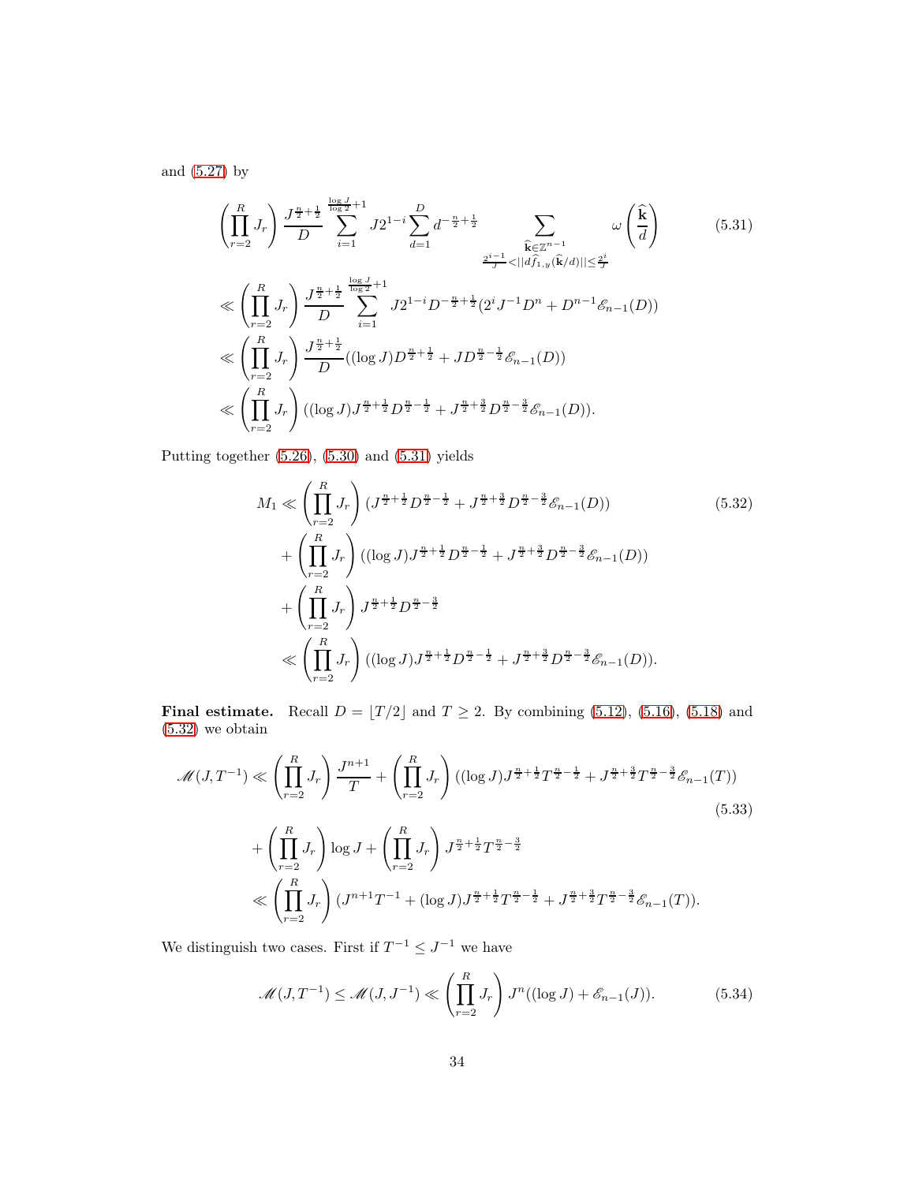and (5.27) by

$$
\begin{aligned}
&\left(\prod_{r=2}^{R} J_r\right) \frac{J^{\frac{n}{2}+\frac{1}{2}}}{D} \sum_{i=1}^{\frac{\log J}{\log 2}+1} J2^{1-i} \sum_{d=1}^{D} d^{-\frac{n}{2}+\frac{1}{2}} \sum_{\substack{\widehat{\mathbf{k}} \in \mathbb{Z}^{n-1} \\ \frac{2^{i-1}}{J} < \|d\widehat{f}_{1,y}(\widehat{\mathbf{k}}/d)\| \leq \frac{2^i}{J}}} \omega\left(\frac{\widehat{\mathbf{k}}}{d}\right) \qquad (5.31) \\
&\ll \left(\prod_{r=2}^{R} J_r\right) \frac{J^{\frac{n}{2}+\frac{1}{2}}}{D} \sum_{i=1}^{\frac{\log J}{\log 2}+1} J2^{1-i} D^{-\frac{n}{2}+\frac{1}{2}} (2^i J^{-1} D^n + D^{n-1} \mathscr{E}_{n-1}(D)) \\
&\ll \left(\prod_{r=2}^{R} J_r\right) \frac{J^{\frac{n}{2}+\frac{1}{2}}}{D} ((\log J) D^{\frac{n}{2}+\frac{1}{2}} + J D^{\frac{n}{2}-\frac{1}{2}} \mathscr{E}_{n-1}(D)) \\
&\ll \left(\prod_{r=2}^{R} J_r\right) ((\log J) J^{\frac{n}{2}+\frac{1}{2}} D^{\frac{n}{2}-\frac{1}{2}} + J^{\frac{n}{2}+\frac{3}{2}} D^{\frac{n}{2}-\frac{3}{2}} \mathscr{E}_{n-1}(D)).
\end{aligned}
$$

Putting together (5.26), (5.30) and (5.31) yields

$$
\begin{aligned}
M_1 &\ll \left(\prod_{r=2}^{R} J_r\right) (J^{\frac{n}{2}+\frac{1}{2}} D^{\frac{n}{2}-\frac{1}{2}} + J^{\frac{n}{2}+\frac{3}{2}} D^{\frac{n}{2}-\frac{3}{2}} \mathscr{E}_{n-1}(D)) \qquad (5.32) \\
&\quad + \left(\prod_{r=2}^{R} J_r\right) ((\log J) J^{\frac{n}{2}+\frac{1}{2}} D^{\frac{n}{2}-\frac{1}{2}} + J^{\frac{n}{2}+\frac{3}{2}} D^{\frac{n}{2}-\frac{3}{2}} \mathscr{E}_{n-1}(D)) \\
&\quad + \left(\prod_{r=2}^{R} J_r\right) J^{\frac{n}{2}+\frac{1}{2}} D^{\frac{n}{2}-\frac{3}{2}} \\
&\ll \left(\prod_{r=2}^{R} J_r\right) ((\log J) J^{\frac{n}{2}+\frac{1}{2}} D^{\frac{n}{2}-\frac{1}{2}} + J^{\frac{n}{2}+\frac{3}{2}} D^{\frac{n}{2}-\frac{3}{2}} \mathscr{E}_{n-1}(D)).
\end{aligned}
$$

**Final estimate.** Recall $D = \lfloor T/2 \rfloor$ and $T \geq 2$. By combining (5.12), (5.16), (5.18) and (5.32) we obtain

$$
\begin{aligned}
\mathscr{M}(J, T^{-1}) &\ll \left(\prod_{r=2}^{R} J_r\right) \frac{J^{n+1}}{T} + \left(\prod_{r=2}^{R} J_r\right) ((\log J) J^{\frac{n}{2}+\frac{1}{2}} T^{\frac{n}{2}-\frac{1}{2}} + J^{\frac{n}{2}+\frac{3}{2}} T^{\frac{n}{2}-\frac{3}{2}} \mathscr{E}_{n-1}(T)) \qquad (5.33) \\
&\quad + \left(\prod_{r=2}^{R} J_r\right) \log J + \left(\prod_{r=2}^{R} J_r\right) J^{\frac{n}{2}+\frac{1}{2}} T^{\frac{n}{2}-\frac{3}{2}} \\
&\ll \left(\prod_{r=2}^{R} J_r\right) (J^{n+1} T^{-1} + (\log J) J^{\frac{n}{2}+\frac{1}{2}} T^{\frac{n}{2}-\frac{1}{2}} + J^{\frac{n}{2}+\frac{3}{2}} T^{\frac{n}{2}-\frac{3}{2}} \mathscr{E}_{n-1}(T)).
\end{aligned}
$$

We distinguish two cases. First if $T^{-1} \leq J^{-1}$ we have

$$
\mathscr{M}(J, T^{-1}) \leq \mathscr{M}(J, J^{-1}) \ll \left(\prod_{r=2}^{R} J_r\right) J^n ((\log J) + \mathscr{E}_{n-1}(J)). \qquad (5.34)
$$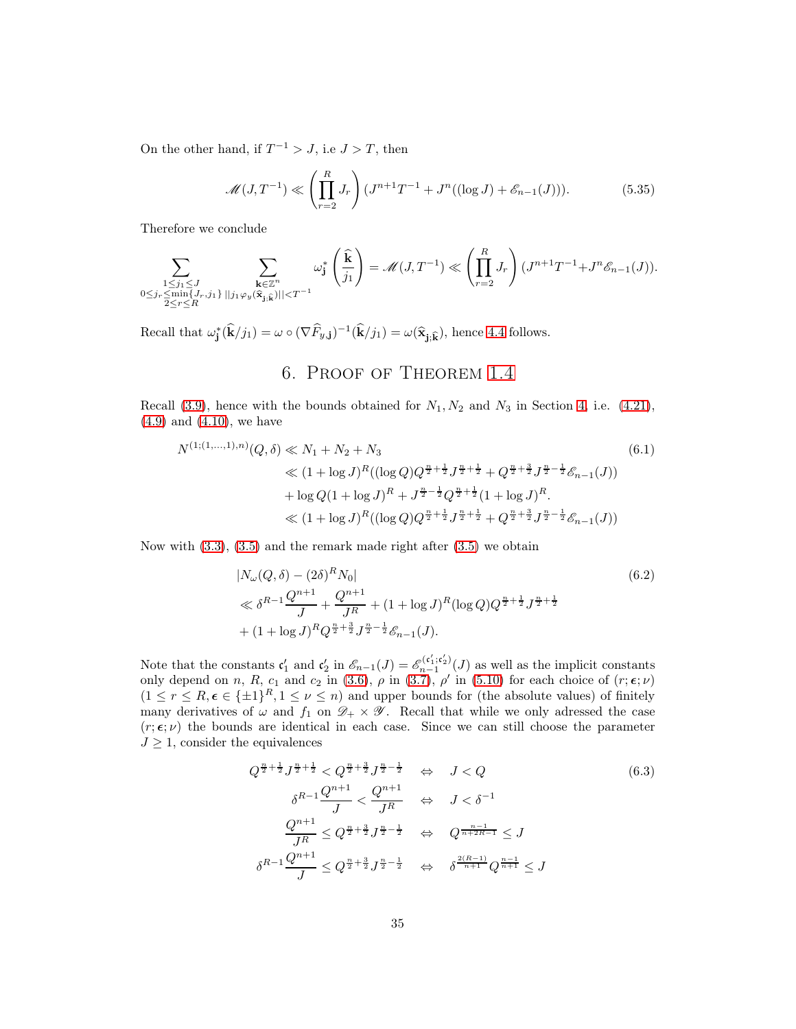On the other hand, if $T^{-1} > J$, i.e $J > T$, then

$$\mathscr{M}(J, T^{-1}) \ll \left(\prod_{r=2}^{R} J_r\right)(J^{n+1}T^{-1} + J^n((\log J) + \mathscr{E}_{n-1}(J))). \tag{5.35}$$

Therefore we conclude

$$\sum_{\substack{1\leq j_1\leq J \\ 0\leq j_r\leq \min\{J_r, j_1\} \\ 2\leq r\leq R}} \sum_{\substack{\mathbf{k}\in\mathbb{Z}^n \\ ||j_1\varphi_y(\widehat{\mathbf{x}}_{\mathbf{j};\widehat{\mathbf{k}}})|| < T^{-1}}} \omega^*_{\mathbf{j}}\left(\frac{\widehat{\mathbf{k}}}{j_1}\right) = \mathscr{M}(J, T^{-1}) \ll \left(\prod_{r=2}^{R} J_r\right)(J^{n+1}T^{-1} + J^n\mathscr{E}_{n-1}(J)).$$

Recall that $\omega^*_{\mathbf{j}}(\widehat{\mathbf{k}}/j_1) = \omega \circ (\nabla \widehat{F}_{y,\mathbf{j}})^{-1}(\widehat{\mathbf{k}}/j_1) = \omega(\widehat{\mathbf{x}}_{\mathbf{j};\widehat{\mathbf{k}}})$, hence 4.4 follows.

# 6. Proof of Theorem 1.4

Recall (3.9), hence with the bounds obtained for $N_1, N_2$ and $N_3$ in Section 4, i.e. (4.21), (4.9) and (4.10), we have

$$\begin{aligned}
N^{(1;(1,\ldots,1),n)}(Q,\delta) &\ll N_1 + N_2 + N_3 \\
&\ll (1+\log J)^R((\log Q)Q^{\frac{n}{2}+\frac{1}{2}}J^{\frac{n}{2}+\frac{1}{2}} + Q^{\frac{n}{2}+\frac{3}{2}}J^{\frac{n}{2}-\frac{1}{2}}\mathscr{E}_{n-1}(J)) \\
&\quad + \log Q(1+\log J)^R + J^{\frac{n}{2}-\frac{1}{2}}Q^{\frac{n}{2}+\frac{1}{2}}(1+\log J)^R. \\
&\ll (1+\log J)^R((\log Q)Q^{\frac{n}{2}+\frac{1}{2}}J^{\frac{n}{2}+\frac{1}{2}} + Q^{\frac{n}{2}+\frac{3}{2}}J^{\frac{n}{2}-\frac{1}{2}}\mathscr{E}_{n-1}(J))
\end{aligned} \tag{6.1}$$

Now with (3.3), (3.5) and the remark made right after (3.5) we obtain

$$\begin{aligned}
&|N_\omega(Q,\delta) - (2\delta)^R N_0| \\
&\ll \delta^{R-1}\frac{Q^{n+1}}{J} + \frac{Q^{n+1}}{J^R} + (1+\log J)^R(\log Q)Q^{\frac{n}{2}+\frac{1}{2}}J^{\frac{n}{2}+\frac{1}{2}} \\
&+ (1+\log J)^R Q^{\frac{n}{2}+\frac{3}{2}}J^{\frac{n}{2}-\frac{1}{2}}\mathscr{E}_{n-1}(J).
\end{aligned} \tag{6.2}$$

Note that the constants $\mathfrak{c}_1'$ and $\mathfrak{c}_2'$ in $\mathscr{E}_{n-1}(J) = \mathscr{E}_{n-1}^{(\mathfrak{c}_1';\mathfrak{c}_2')}(J)$ as well as the implicit constants only depend on $n$, $R$, $c_1$ and $c_2$ in (3.6), $\rho$ in (3.7), $\rho'$ in (5.10) for each choice of $(r;\boldsymbol{\epsilon};\nu)$ $(1\leq r\leq R, \boldsymbol{\epsilon}\in\{\pm 1\}^R, 1\leq\nu\leq n)$ and upper bounds for (the absolute values) of finitely many derivatives of $\omega$ and $f_1$ on $\mathscr{D}_+ \times \mathscr{Y}$. Recall that while we only adressed the case $(r;\boldsymbol{\epsilon};\nu)$ the bounds are identical in each case. Since we can still choose the parameter $J \geq 1$, consider the equivalences

$$\begin{aligned}
Q^{\frac{n}{2}+\frac{1}{2}}J^{\frac{n}{2}+\frac{1}{2}} < Q^{\frac{n}{2}+\frac{3}{2}}J^{\frac{n}{2}-\frac{1}{2}} &\quad\Leftrightarrow\quad J < Q \\
\delta^{R-1}\frac{Q^{n+1}}{J} < \frac{Q^{n+1}}{J^R} &\quad\Leftrightarrow\quad J < \delta^{-1} \\
\frac{Q^{n+1}}{J^R} \leq Q^{\frac{n}{2}+\frac{3}{2}}J^{\frac{n}{2}-\frac{1}{2}} &\quad\Leftrightarrow\quad Q^{\frac{n-1}{n+2R-1}} \leq J \\
\delta^{R-1}\frac{Q^{n+1}}{J} \leq Q^{\frac{n}{2}+\frac{3}{2}}J^{\frac{n}{2}-\frac{1}{2}} &\quad\Leftrightarrow\quad \delta^{\frac{2(R-1)}{n+1}}Q^{\frac{n-1}{n+1}} \leq J
\end{aligned} \tag{6.3}$$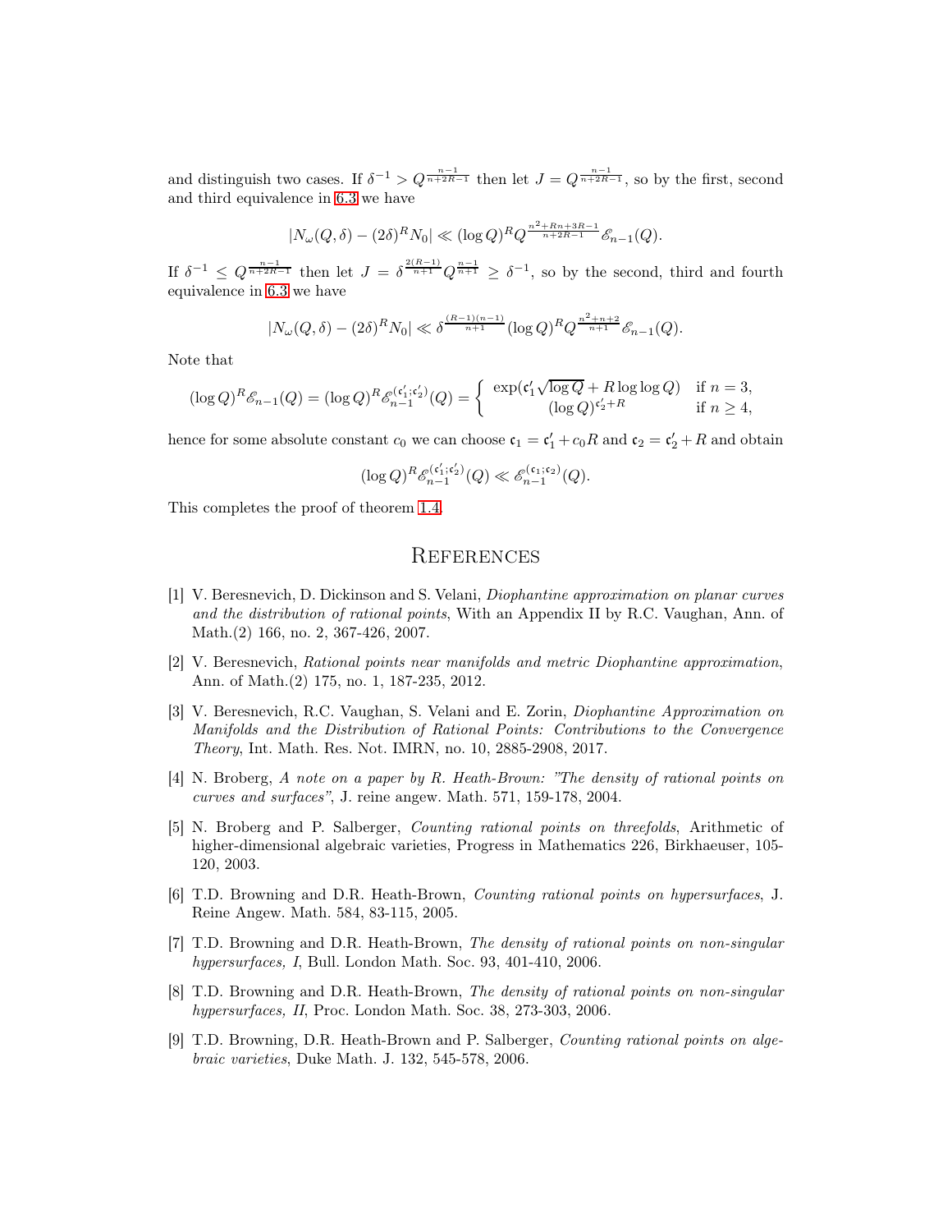and distinguish two cases. If $\delta^{-1} > Q^{\frac{n-1}{n+2R-1}}$ then let $J = Q^{\frac{n-1}{n+2R-1}}$, so by the first, second and third equivalence in 6.3 we have

$$|N_\omega(Q,\delta) - (2\delta)^R N_0| \ll (\log Q)^R Q^{\frac{n^2+Rn+3R-1}{n+2R-1}} \mathscr{E}_{n-1}(Q).$$

If $\delta^{-1} \le Q^{\frac{n-1}{n+2R-1}}$ then let $J = \delta^{\frac{2(R-1)}{n+1}} Q^{\frac{n-1}{n+1}} \ge \delta^{-1}$, so by the second, third and fourth equivalence in 6.3 we have

$$|N_\omega(Q,\delta) - (2\delta)^R N_0| \ll \delta^{\frac{(R-1)(n-1)}{n+1}} (\log Q)^R Q^{\frac{n^2+n+2}{n+1}} \mathscr{E}_{n-1}(Q).$$

Note that

$$(\log Q)^R \mathscr{E}_{n-1}(Q) = (\log Q)^R \mathscr{E}_{n-1}^{(\mathfrak{c}_1';\mathfrak{c}_2')}(Q) = \begin{cases} \exp(\mathfrak{c}_1'\sqrt{\log Q} + R\log\log Q) & \text{if } n=3, \\ (\log Q)^{\mathfrak{c}_2'+R} & \text{if } n \ge 4, \end{cases}$$

hence for some absolute constant $c_0$ we can choose $\mathfrak{c}_1 = \mathfrak{c}_1' + c_0 R$ and $\mathfrak{c}_2 = \mathfrak{c}_2' + R$ and obtain

$$(\log Q)^R \mathscr{E}_{n-1}^{(\mathfrak{c}_1';\mathfrak{c}_2')}(Q) \ll \mathscr{E}_{n-1}^{(\mathfrak{c}_1;\mathfrak{c}_2)}(Q).$$

This completes the proof of theorem 1.4.

## References

[1] V. Beresnevich, D. Dickinson and S. Velani, *Diophantine approximation on planar curves and the distribution of rational points*, With an Appendix II by R.C. Vaughan, Ann. of Math.(2) 166, no. 2, 367-426, 2007.

[2] V. Beresnevich, *Rational points near manifolds and metric Diophantine approximation*, Ann. of Math.(2) 175, no. 1, 187-235, 2012.

[3] V. Beresnevich, R.C. Vaughan, S. Velani and E. Zorin, *Diophantine Approximation on Manifolds and the Distribution of Rational Points: Contributions to the Convergence Theory*, Int. Math. Res. Not. IMRN, no. 10, 2885-2908, 2017.

[4] N. Broberg, *A note on a paper by R. Heath-Brown: "The density of rational points on curves and surfaces"*, J. reine angew. Math. 571, 159-178, 2004.

[5] N. Broberg and P. Salberger, *Counting rational points on threefolds*, Arithmetic of higher-dimensional algebraic varieties, Progress in Mathematics 226, Birkhaeuser, 105-120, 2003.

[6] T.D. Browning and D.R. Heath-Brown, *Counting rational points on hypersurfaces*, J. Reine Angew. Math. 584, 83-115, 2005.

[7] T.D. Browning and D.R. Heath-Brown, *The density of rational points on non-singular hypersurfaces, I*, Bull. London Math. Soc. 93, 401-410, 2006.

[8] T.D. Browning and D.R. Heath-Brown, *The density of rational points on non-singular hypersurfaces, II*, Proc. London Math. Soc. 38, 273-303, 2006.

[9] T.D. Browning, D.R. Heath-Brown and P. Salberger, *Counting rational points on algebraic varieties*, Duke Math. J. 132, 545-578, 2006.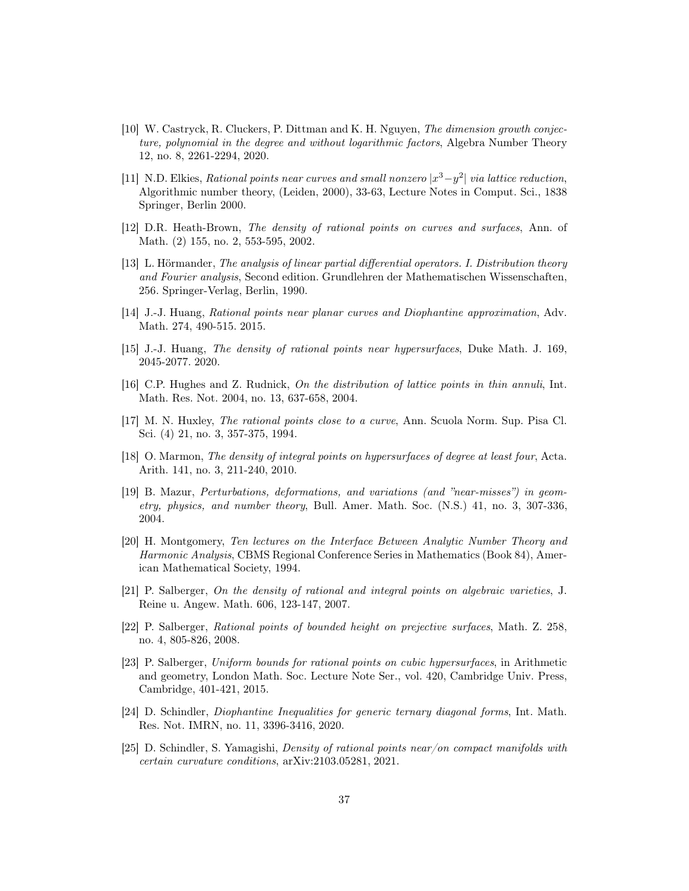[10] W. Castryck, R. Cluckers, P. Dittman and K. H. Nguyen, *The dimension growth conjecture, polynomial in the degree and without logarithmic factors*, Algebra Number Theory 12, no. 8, 2261-2294, 2020.

[11] N.D. Elkies, *Rational points near curves and small nonzero $|x^3-y^2|$ via lattice reduction*, Algorithmic number theory, (Leiden, 2000), 33-63, Lecture Notes in Comput. Sci., 1838 Springer, Berlin 2000.

[12] D.R. Heath-Brown, *The density of rational points on curves and surfaces*, Ann. of Math. (2) 155, no. 2, 553-595, 2002.

[13] L. Hörmander, *The analysis of linear partial differential operators. I. Distribution theory and Fourier analysis*, Second edition. Grundlehren der Mathematischen Wissenschaften, 256. Springer-Verlag, Berlin, 1990.

[14] J.-J. Huang, *Rational points near planar curves and Diophantine approximation*, Adv. Math. 274, 490-515. 2015.

[15] J.-J. Huang, *The density of rational points near hypersurfaces*, Duke Math. J. 169, 2045-2077. 2020.

[16] C.P. Hughes and Z. Rudnick, *On the distribution of lattice points in thin annuli*, Int. Math. Res. Not. 2004, no. 13, 637-658, 2004.

[17] M. N. Huxley, *The rational points close to a curve*, Ann. Scuola Norm. Sup. Pisa Cl. Sci. (4) 21, no. 3, 357-375, 1994.

[18] O. Marmon, *The density of integral points on hypersurfaces of degree at least four*, Acta. Arith. 141, no. 3, 211-240, 2010.

[19] B. Mazur, *Perturbations, deformations, and variations (and "near-misses") in geometry, physics, and number theory*, Bull. Amer. Math. Soc. (N.S.) 41, no. 3, 307-336, 2004.

[20] H. Montgomery, *Ten lectures on the Interface Between Analytic Number Theory and Harmonic Analysis*, CBMS Regional Conference Series in Mathematics (Book 84), American Mathematical Society, 1994.

[21] P. Salberger, *On the density of rational and integral points on algebraic varieties*, J. Reine u. Angew. Math. 606, 123-147, 2007.

[22] P. Salberger, *Rational points of bounded height on prejective surfaces*, Math. Z. 258, no. 4, 805-826, 2008.

[23] P. Salberger, *Uniform bounds for rational points on cubic hypersurfaces*, in Arithmetic and geometry, London Math. Soc. Lecture Note Ser., vol. 420, Cambridge Univ. Press, Cambridge, 401-421, 2015.

[24] D. Schindler, *Diophantine Inequalities for generic ternary diagonal forms*, Int. Math. Res. Not. IMRN, no. 11, 3396-3416, 2020.

[25] D. Schindler, S. Yamagishi, *Density of rational points near/on compact manifolds with certain curvature conditions*, arXiv:2103.05281, 2021.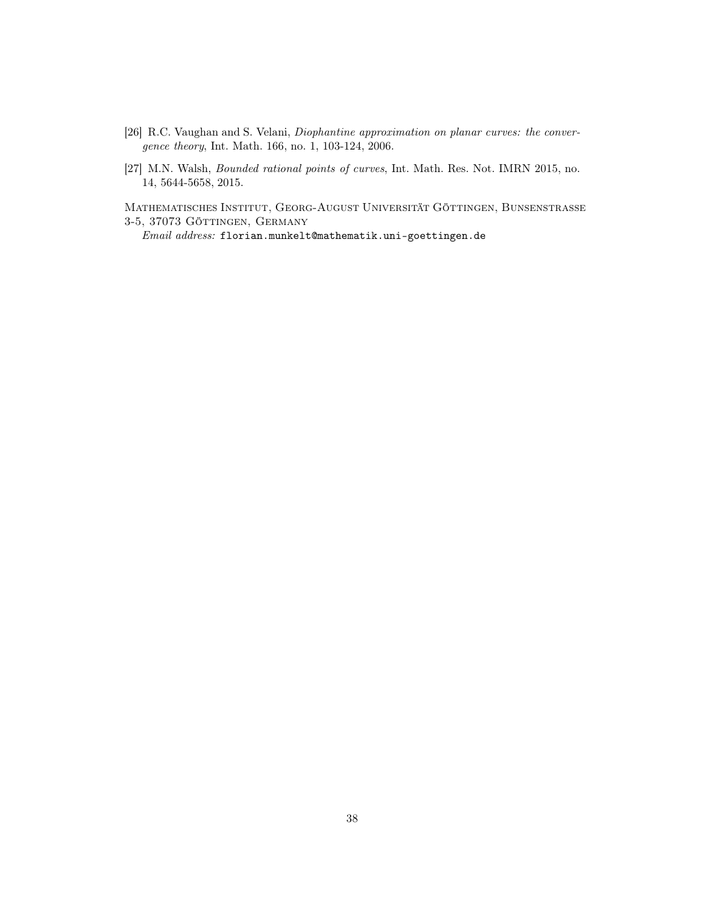[26] R.C. Vaughan and S. Velani, *Diophantine approximation on planar curves: the convergence theory*, Int. Math. 166, no. 1, 103-124, 2006.

[27] M.N. Walsh, *Bounded rational points of curves*, Int. Math. Res. Not. IMRN 2015, no. 14, 5644-5658, 2015.

Mathematisches Institut, Georg-August Universität Göttingen, Bunsenstrasse 3-5, 37073 Göttingen, Germany

*Email address:* florian.munkelt@mathematik.uni-goettingen.de